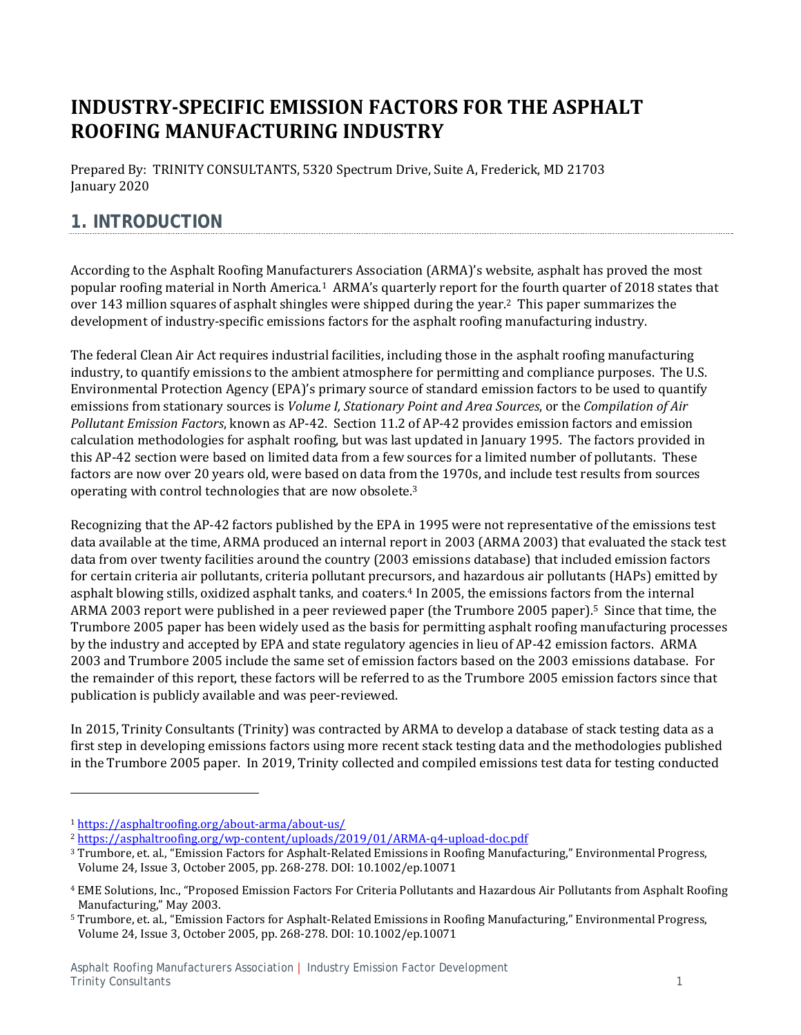# INDUSTRY-SPECIFIC EMISSION FACTORS FOR THE ASPHALT ROOFING MANUFACTURING INDUSTRY

Prepared By: TRINITY CONSULTANTS, 5320 Spectrum Drive, Suite A, Frederick, MD 21703
January 2020

## 1. INTRODUCTION

According to the Asphalt Roofing Manufacturers Association (ARMA)'s website, asphalt has proved the most popular roofing material in North America.[1] ARMA's quarterly report for the fourth quarter of 2018 states that over 143 million squares of asphalt shingles were shipped during the year.[2] This paper summarizes the development of industry-specific emissions factors for the asphalt roofing manufacturing industry.

The federal Clean Air Act requires industrial facilities, including those in the asphalt roofing manufacturing industry, to quantify emissions to the ambient atmosphere for permitting and compliance purposes. The U.S. Environmental Protection Agency (EPA)'s primary source of standard emission factors to be used to quantify emissions from stationary sources is *Volume I, Stationary Point and Area Sources*, or the *Compilation of Air Pollutant Emission Factors*, known as AP-42. Section 11.2 of AP-42 provides emission factors and emission calculation methodologies for asphalt roofing, but was last updated in January 1995. The factors provided in this AP-42 section were based on limited data from a few sources for a limited number of pollutants. These factors are now over 20 years old, were based on data from the 1970s, and include test results from sources operating with control technologies that are now obsolete.[3]

Recognizing that the AP-42 factors published by the EPA in 1995 were not representative of the emissions test data available at the time, ARMA produced an internal report in 2003 (ARMA 2003) that evaluated the stack test data from over twenty facilities around the country (2003 emissions database) that included emission factors for certain criteria air pollutants, criteria pollutant precursors, and hazardous air pollutants (HAPs) emitted by asphalt blowing stills, oxidized asphalt tanks, and coaters.[4] In 2005, the emissions factors from the internal ARMA 2003 report were published in a peer reviewed paper (the Trumbore 2005 paper).[5] Since that time, the Trumbore 2005 paper has been widely used as the basis for permitting asphalt roofing manufacturing processes by the industry and accepted by EPA and state regulatory agencies in lieu of AP-42 emission factors. ARMA 2003 and Trumbore 2005 include the same set of emission factors based on the 2003 emissions database. For the remainder of this report, these factors will be referred to as the Trumbore 2005 emission factors since that publication is publicly available and was peer-reviewed.

In 2015, Trinity Consultants (Trinity) was contracted by ARMA to develop a database of stack testing data as a first step in developing emissions factors using more recent stack testing data and the methodologies published in the Trumbore 2005 paper. In 2019, Trinity collected and compiled emissions test data for testing conducted

---

[1] https://asphaltroofing.org/about-arma/about-us/

[2] https://asphaltroofing.org/wp-content/uploads/2019/01/ARMA-q4-upload-doc.pdf

[3] Trumbore, et. al., "Emission Factors for Asphalt-Related Emissions in Roofing Manufacturing," Environmental Progress, Volume 24, Issue 3, October 2005, pp. 268-278. DOI: 10.1002/ep.10071

[4] EME Solutions, Inc., "Proposed Emission Factors For Criteria Pollutants and Hazardous Air Pollutants from Asphalt Roofing Manufacturing," May 2003.

[5] Trumbore, et. al., "Emission Factors for Asphalt-Related Emissions in Roofing Manufacturing," Environmental Progress, Volume 24, Issue 3, October 2005, pp. 268-278. DOI: 10.1002/ep.10071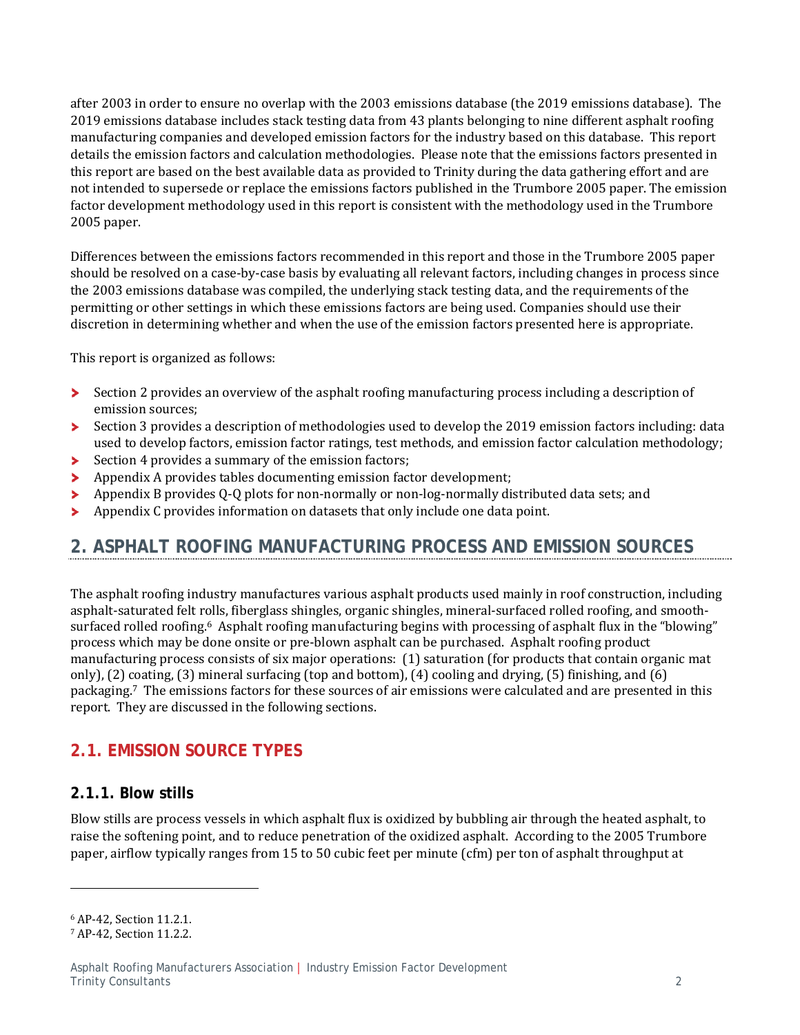after 2003 in order to ensure no overlap with the 2003 emissions database (the 2019 emissions database). The 2019 emissions database includes stack testing data from 43 plants belonging to nine different asphalt roofing manufacturing companies and developed emission factors for the industry based on this database. This report details the emission factors and calculation methodologies. Please note that the emissions factors presented in this report are based on the best available data as provided to Trinity during the data gathering effort and are not intended to supersede or replace the emissions factors published in the Trumbore 2005 paper. The emission factor development methodology used in this report is consistent with the methodology used in the Trumbore 2005 paper.

Differences between the emissions factors recommended in this report and those in the Trumbore 2005 paper should be resolved on a case-by-case basis by evaluating all relevant factors, including changes in process since the 2003 emissions database was compiled, the underlying stack testing data, and the requirements of the permitting or other settings in which these emissions factors are being used. Companies should use their discretion in determining whether and when the use of the emission factors presented here is appropriate.

This report is organized as follows:

- Section 2 provides an overview of the asphalt roofing manufacturing process including a description of emission sources;
- Section 3 provides a description of methodologies used to develop the 2019 emission factors including: data used to develop factors, emission factor ratings, test methods, and emission factor calculation methodology;
- Section 4 provides a summary of the emission factors;
- Appendix A provides tables documenting emission factor development;
- Appendix B provides Q-Q plots for non-normally or non-log-normally distributed data sets; and
- Appendix C provides information on datasets that only include one data point.

## 2. ASPHALT ROOFING MANUFACTURING PROCESS AND EMISSION SOURCES

The asphalt roofing industry manufactures various asphalt products used mainly in roof construction, including asphalt-saturated felt rolls, fiberglass shingles, organic shingles, mineral-surfaced rolled roofing, and smooth-surfaced rolled roofing.[6] Asphalt roofing manufacturing begins with processing of asphalt flux in the "blowing" process which may be done onsite or pre-blown asphalt can be purchased. Asphalt roofing product manufacturing process consists of six major operations: (1) saturation (for products that contain organic mat only), (2) coating, (3) mineral surfacing (top and bottom), (4) cooling and drying, (5) finishing, and (6) packaging.[7] The emissions factors for these sources of air emissions were calculated and are presented in this report. They are discussed in the following sections.

### 2.1. EMISSION SOURCE TYPES

#### 2.1.1. Blow stills

Blow stills are process vessels in which asphalt flux is oxidized by bubbling air through the heated asphalt, to raise the softening point, and to reduce penetration of the oxidized asphalt. According to the 2005 Trumbore paper, airflow typically ranges from 15 to 50 cubic feet per minute (cfm) per ton of asphalt throughput at

[6] AP-42, Section 11.2.1.

[7] AP-42, Section 11.2.2.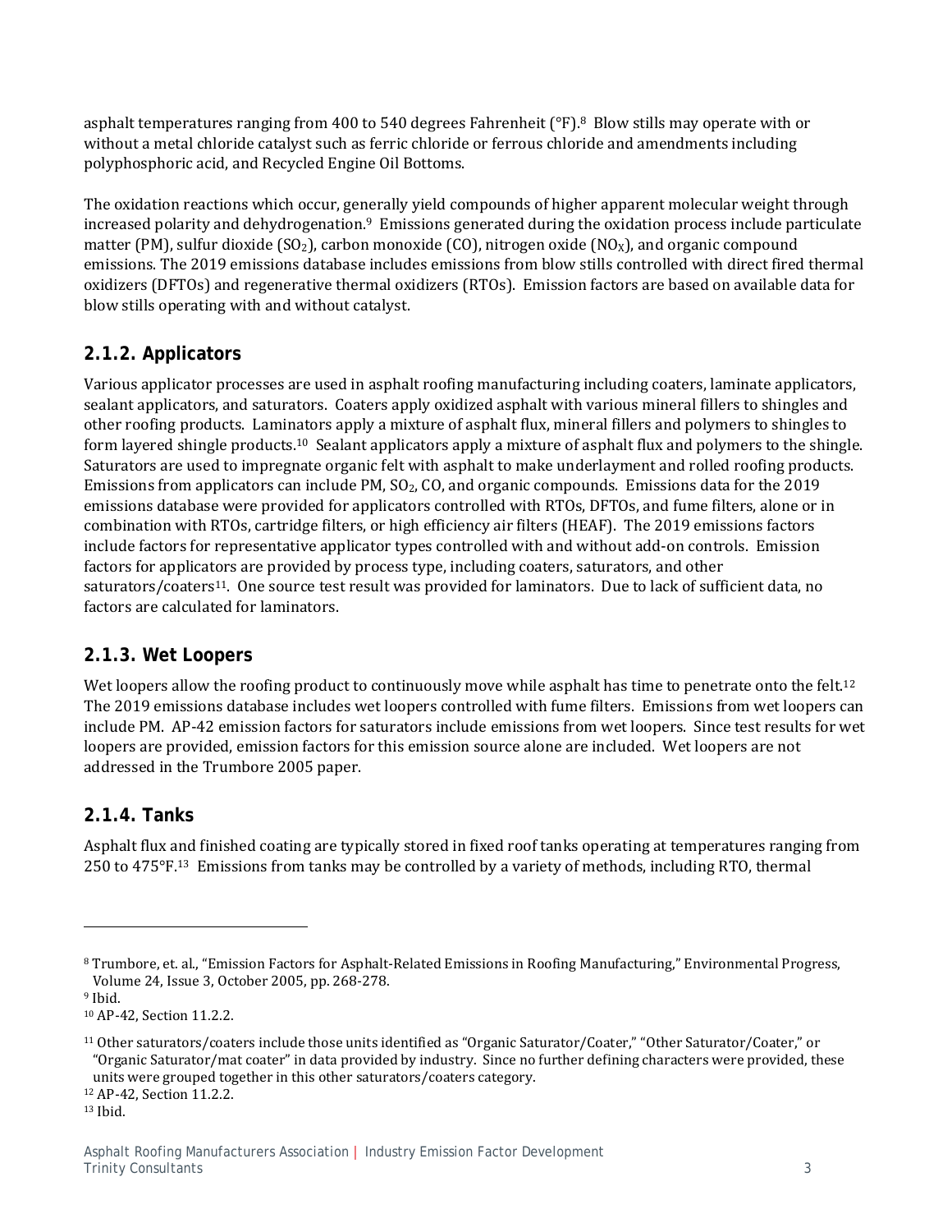asphalt temperatures ranging from 400 to 540 degrees Fahrenheit (°F).[8] Blow stills may operate with or without a metal chloride catalyst such as ferric chloride or ferrous chloride and amendments including polyphosphoric acid, and Recycled Engine Oil Bottoms.

The oxidation reactions which occur, generally yield compounds of higher apparent molecular weight through increased polarity and dehydrogenation.[9] Emissions generated during the oxidation process include particulate matter (PM), sulfur dioxide ($SO_2$), carbon monoxide (CO), nitrogen oxide ($NO_X$), and organic compound emissions. The 2019 emissions database includes emissions from blow stills controlled with direct fired thermal oxidizers (DFTOs) and regenerative thermal oxidizers (RTOs). Emission factors are based on available data for blow stills operating with and without catalyst.

### 2.1.2. Applicators

Various applicator processes are used in asphalt roofing manufacturing including coaters, laminate applicators, sealant applicators, and saturators. Coaters apply oxidized asphalt with various mineral fillers to shingles and other roofing products. Laminators apply a mixture of asphalt flux, mineral fillers and polymers to shingles to form layered shingle products.[10] Sealant applicators apply a mixture of asphalt flux and polymers to the shingle. Saturators are used to impregnate organic felt with asphalt to make underlayment and rolled roofing products. Emissions from applicators can include PM, $SO_2$, CO, and organic compounds. Emissions data for the 2019 emissions database were provided for applicators controlled with RTOs, DFTOs, and fume filters, alone or in combination with RTOs, cartridge filters, or high efficiency air filters (HEAF). The 2019 emissions factors include factors for representative applicator types controlled with and without add-on controls. Emission factors for applicators are provided by process type, including coaters, saturators, and other saturators/coaters[11]. One source test result was provided for laminators. Due to lack of sufficient data, no factors are calculated for laminators.

### 2.1.3. Wet Loopers

Wet loopers allow the roofing product to continuously move while asphalt has time to penetrate onto the felt.[12] The 2019 emissions database includes wet loopers controlled with fume filters. Emissions from wet loopers can include PM. AP-42 emission factors for saturators include emissions from wet loopers. Since test results for wet loopers are provided, emission factors for this emission source alone are included. Wet loopers are not addressed in the Trumbore 2005 paper.

### 2.1.4. Tanks

Asphalt flux and finished coating are typically stored in fixed roof tanks operating at temperatures ranging from 250 to 475°F.[13] Emissions from tanks may be controlled by a variety of methods, including RTO, thermal

---

[8] Trumbore, et. al., "Emission Factors for Asphalt-Related Emissions in Roofing Manufacturing," Environmental Progress, Volume 24, Issue 3, October 2005, pp. 268-278.

[9] Ibid.

[10] AP-42, Section 11.2.2.

[11] Other saturators/coaters include those units identified as "Organic Saturator/Coater," "Other Saturator/Coater," or "Organic Saturator/mat coater" in data provided by industry. Since no further defining characters were provided, these units were grouped together in this other saturators/coaters category.

[12] AP-42, Section 11.2.2.

[13] Ibid.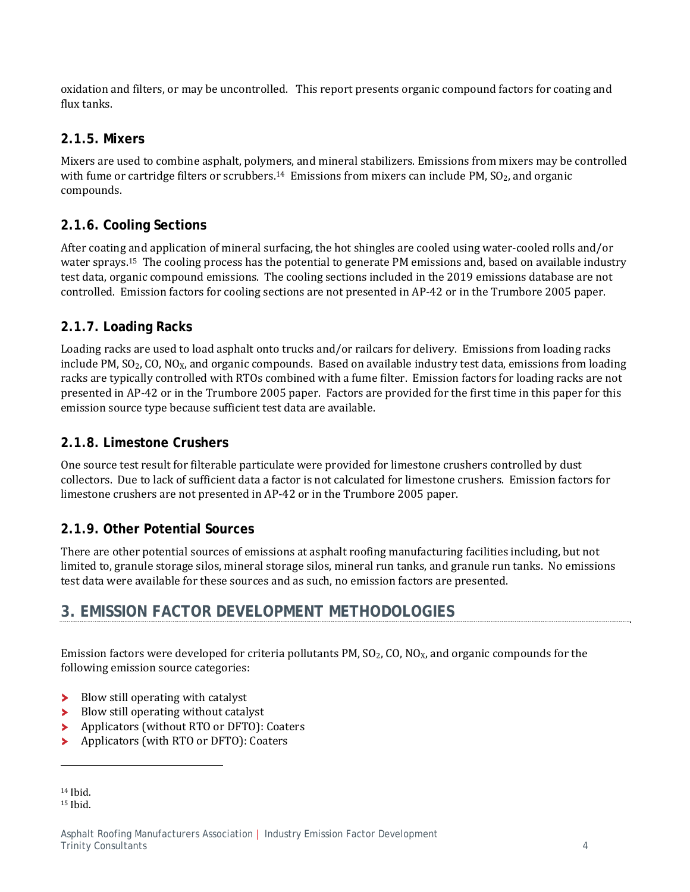oxidation and filters, or may be uncontrolled. This report presents organic compound factors for coating and flux tanks.

### 2.1.5. Mixers

Mixers are used to combine asphalt, polymers, and mineral stabilizers. Emissions from mixers may be controlled with fume or cartridge filters or scrubbers.[14] Emissions from mixers can include PM, $SO_2$, and organic compounds.

### 2.1.6. Cooling Sections

After coating and application of mineral surfacing, the hot shingles are cooled using water-cooled rolls and/or water sprays.[15] The cooling process has the potential to generate PM emissions and, based on available industry test data, organic compound emissions. The cooling sections included in the 2019 emissions database are not controlled. Emission factors for cooling sections are not presented in AP-42 or in the Trumbore 2005 paper.

### 2.1.7. Loading Racks

Loading racks are used to load asphalt onto trucks and/or railcars for delivery. Emissions from loading racks include PM, $SO_2$, CO, $NO_X$, and organic compounds. Based on available industry test data, emissions from loading racks are typically controlled with RTOs combined with a fume filter. Emission factors for loading racks are not presented in AP-42 or in the Trumbore 2005 paper. Factors are provided for the first time in this paper for this emission source type because sufficient test data are available.

### 2.1.8. Limestone Crushers

One source test result for filterable particulate were provided for limestone crushers controlled by dust collectors. Due to lack of sufficient data a factor is not calculated for limestone crushers. Emission factors for limestone crushers are not presented in AP-42 or in the Trumbore 2005 paper.

### 2.1.9. Other Potential Sources

There are other potential sources of emissions at asphalt roofing manufacturing facilities including, but not limited to, granule storage silos, mineral storage silos, mineral run tanks, and granule run tanks. No emissions test data were available for these sources and as such, no emission factors are presented.

## 3. EMISSION FACTOR DEVELOPMENT METHODOLOGIES

Emission factors were developed for criteria pollutants PM, $SO_2$, CO, $NO_X$, and organic compounds for the following emission source categories:

- Blow still operating with catalyst
- Blow still operating without catalyst
- Applicators (without RTO or DFTO): Coaters
- Applicators (with RTO or DFTO): Coaters

[14] Ibid.
[15] Ibid.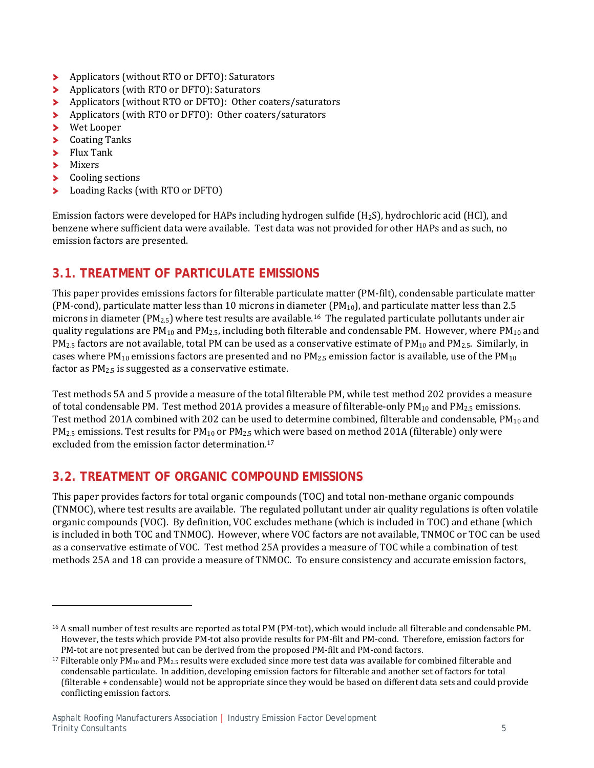- Applicators (without RTO or DFTO): Saturators
- Applicators (with RTO or DFTO): Saturators
- Applicators (without RTO or DFTO): Other coaters/saturators
- Applicators (with RTO or DFTO): Other coaters/saturators
- Wet Looper
- Coating Tanks
- Flux Tank
- Mixers
- Cooling sections
- Loading Racks (with RTO or DFTO)

Emission factors were developed for HAPs including hydrogen sulfide ($H_2S$), hydrochloric acid (HCl), and benzene where sufficient data were available. Test data was not provided for other HAPs and as such, no emission factors are presented.

## 3.1. TREATMENT OF PARTICULATE EMISSIONS

This paper provides emissions factors for filterable particulate matter (PM-filt), condensable particulate matter (PM-cond), particulate matter less than 10 microns in diameter ($PM_{10}$), and particulate matter less than 2.5 microns in diameter ($PM_{2.5}$) where test results are available.[16] The regulated particulate pollutants under air quality regulations are $PM_{10}$ and $PM_{2.5}$, including both filterable and condensable PM. However, where $PM_{10}$ and $PM_{2.5}$ factors are not available, total PM can be used as a conservative estimate of $PM_{10}$ and $PM_{2.5}$. Similarly, in cases where $PM_{10}$ emissions factors are presented and no $PM_{2.5}$ emission factor is available, use of the $PM_{10}$ factor as $PM_{2.5}$ is suggested as a conservative estimate.

Test methods 5A and 5 provide a measure of the total filterable PM, while test method 202 provides a measure of total condensable PM. Test method 201A provides a measure of filterable-only $PM_{10}$ and $PM_{2.5}$ emissions. Test method 201A combined with 202 can be used to determine combined, filterable and condensable, $PM_{10}$ and $PM_{2.5}$ emissions. Test results for $PM_{10}$ or $PM_{2.5}$ which were based on method 201A (filterable) only were excluded from the emission factor determination.[17]

## 3.2. TREATMENT OF ORGANIC COMPOUND EMISSIONS

This paper provides factors for total organic compounds (TOC) and total non-methane organic compounds (TNMOC), where test results are available. The regulated pollutant under air quality regulations is often volatile organic compounds (VOC). By definition, VOC excludes methane (which is included in TOC) and ethane (which is included in both TOC and TNMOC). However, where VOC factors are not available, TNMOC or TOC can be used as a conservative estimate of VOC. Test method 25A provides a measure of TOC while a combination of test methods 25A and 18 can provide a measure of TNMOC. To ensure consistency and accurate emission factors,

---

[16] A small number of test results are reported as total PM (PM-tot), which would include all filterable and condensable PM. However, the tests which provide PM-tot also provide results for PM-filt and PM-cond. Therefore, emission factors for PM-tot are not presented but can be derived from the proposed PM-filt and PM-cond factors.

[17] Filterable only $PM_{10}$ and $PM_{2.5}$ results were excluded since more test data was available for combined filterable and condensable particulate. In addition, developing emission factors for filterable and another set of factors for total (filterable + condensable) would not be appropriate since they would be based on different data sets and could provide conflicting emission factors.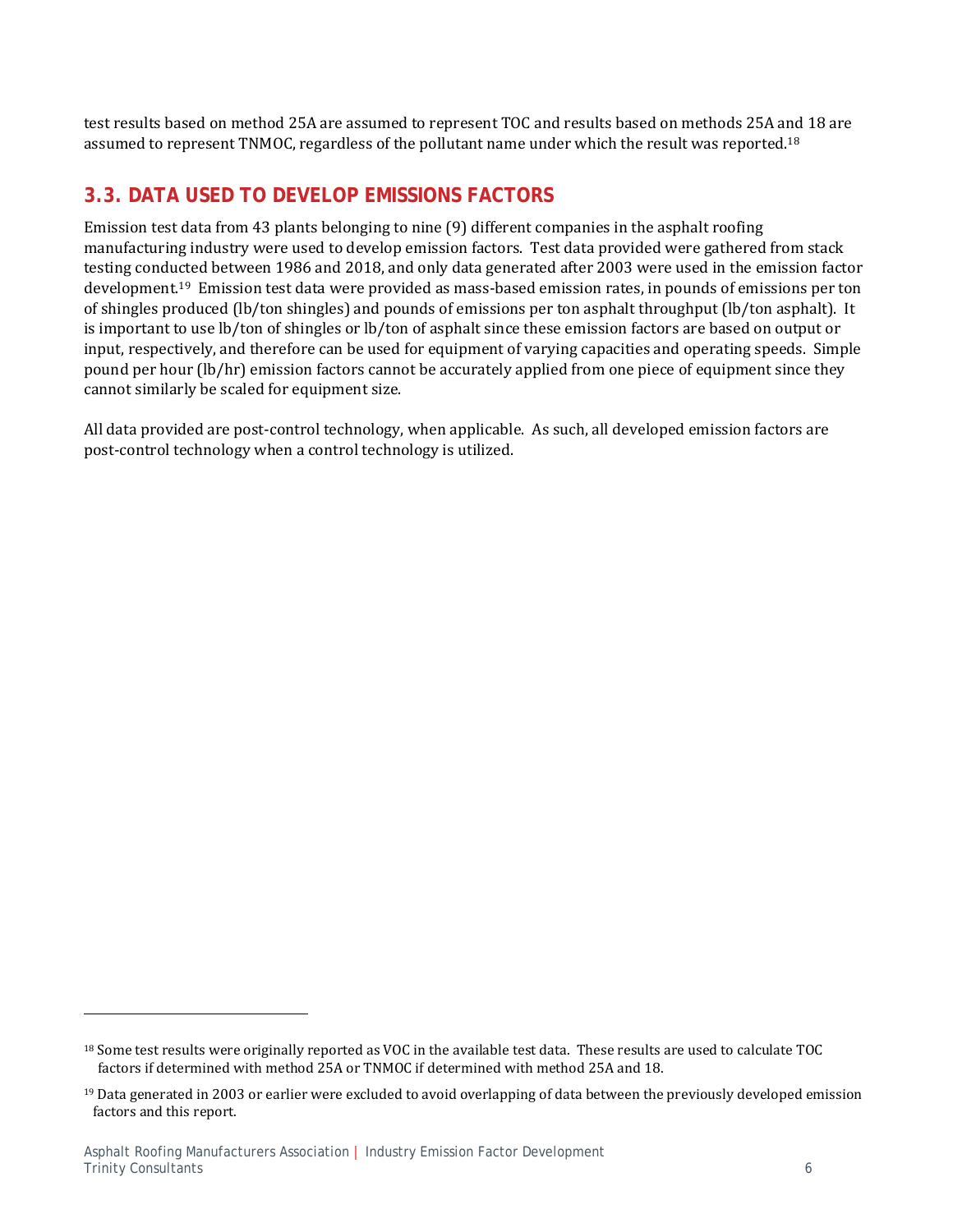test results based on method 25A are assumed to represent TOC and results based on methods 25A and 18 are assumed to represent TNMOC, regardless of the pollutant name under which the result was reported.[18]

## 3.3. DATA USED TO DEVELOP EMISSIONS FACTORS

Emission test data from 43 plants belonging to nine (9) different companies in the asphalt roofing manufacturing industry were used to develop emission factors. Test data provided were gathered from stack testing conducted between 1986 and 2018, and only data generated after 2003 were used in the emission factor development.[19] Emission test data were provided as mass-based emission rates, in pounds of emissions per ton of shingles produced (lb/ton shingles) and pounds of emissions per ton asphalt throughput (lb/ton asphalt). It is important to use lb/ton of shingles or lb/ton of asphalt since these emission factors are based on output or input, respectively, and therefore can be used for equipment of varying capacities and operating speeds. Simple pound per hour (lb/hr) emission factors cannot be accurately applied from one piece of equipment since they cannot similarly be scaled for equipment size.

All data provided are post-control technology, when applicable. As such, all developed emission factors are post-control technology when a control technology is utilized.

---

[18] Some test results were originally reported as VOC in the available test data. These results are used to calculate TOC factors if determined with method 25A or TNMOC if determined with method 25A and 18.

[19] Data generated in 2003 or earlier were excluded to avoid overlapping of data between the previously developed emission factors and this report.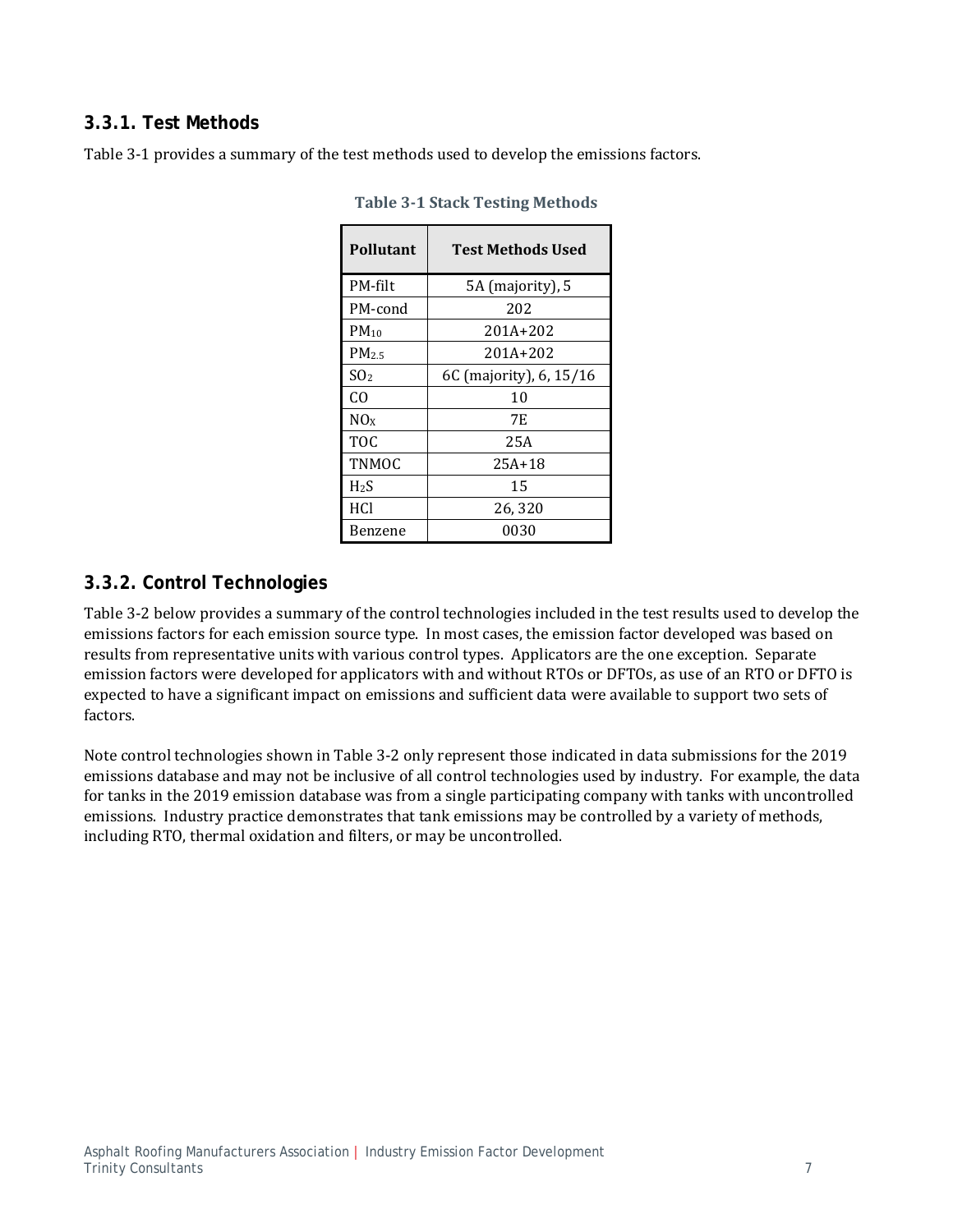### 3.3.1. Test Methods

Table 3-1 provides a summary of the test methods used to develop the emissions factors.

**Table 3-1 Stack Testing Methods**

| Pollutant | Test Methods Used |
|---|---|
| PM-filt | 5A (majority), 5 |
| PM-cond | 202 |
| $PM_{10}$ | 201A+202 |
| $PM_{2.5}$ | 201A+202 |
| $SO_2$ | 6C (majority), 6, 15/16 |
| CO | 10 |
| $NO_X$ | 7E |
| TOC | 25A |
| TNMOC | 25A+18 |
| $H_2S$ | 15 |
| HCl | 26, 320 |
| Benzene | 0030 |

### 3.3.2. Control Technologies

Table 3-2 below provides a summary of the control technologies included in the test results used to develop the emissions factors for each emission source type. In most cases, the emission factor developed was based on results from representative units with various control types. Applicators are the one exception. Separate emission factors were developed for applicators with and without RTOs or DFTOs, as use of an RTO or DFTO is expected to have a significant impact on emissions and sufficient data were available to support two sets of factors.

Note control technologies shown in Table 3-2 only represent those indicated in data submissions for the 2019 emissions database and may not be inclusive of all control technologies used by industry. For example, the data for tanks in the 2019 emission database was from a single participating company with tanks with uncontrolled emissions. Industry practice demonstrates that tank emissions may be controlled by a variety of methods, including RTO, thermal oxidation and filters, or may be uncontrolled.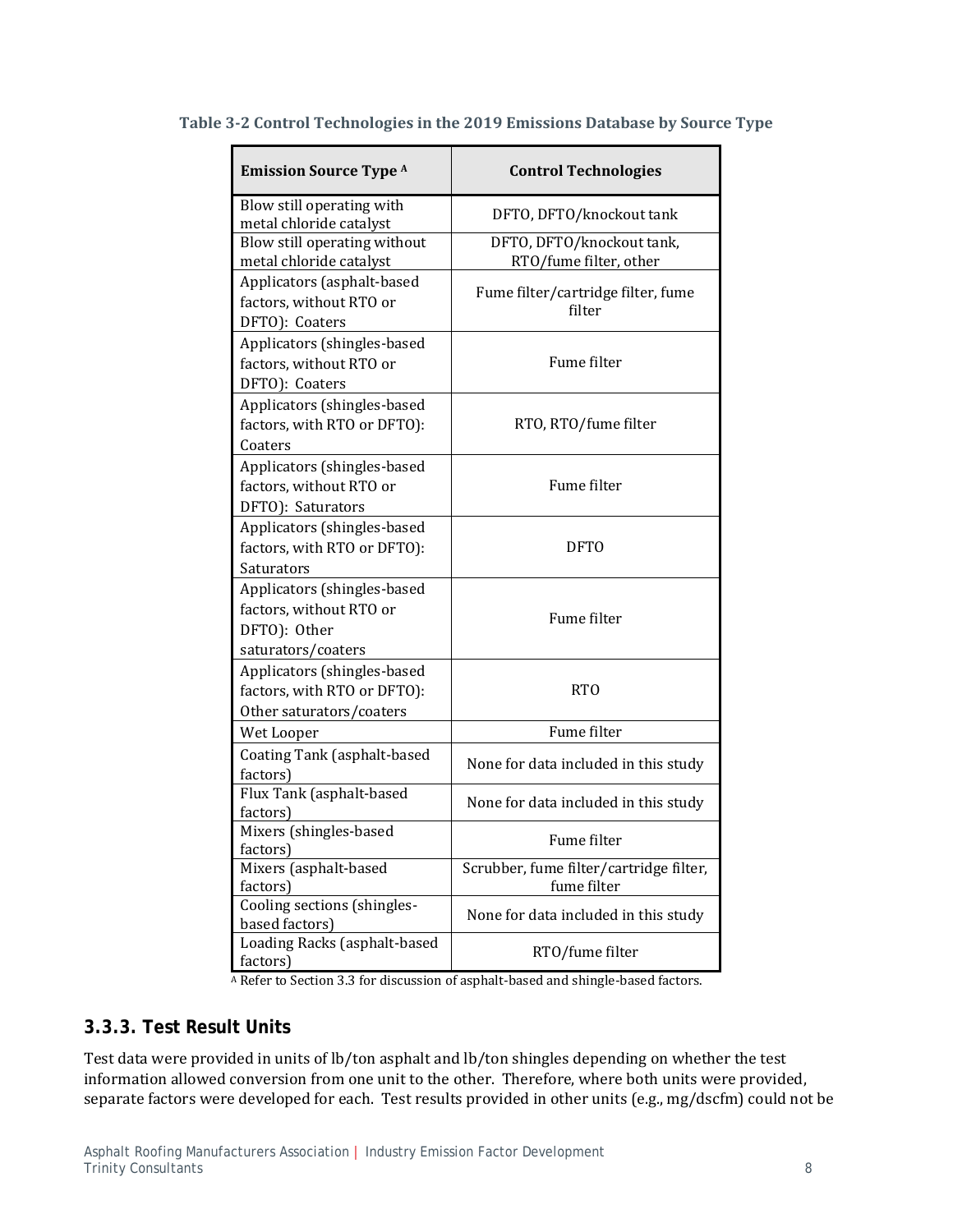**Table 3-2 Control Technologies in the 2019 Emissions Database by Source Type**

| Emission Source Type [A] | Control Technologies |
|---|---|
| Blow still operating with metal chloride catalyst | DFTO, DFTO/knockout tank |
| Blow still operating without metal chloride catalyst | DFTO, DFTO/knockout tank, RTO/fume filter, other |
| Applicators (asphalt-based factors, without RTO or DFTO): Coaters | Fume filter/cartridge filter, fume filter |
| Applicators (shingles-based factors, without RTO or DFTO): Coaters | Fume filter |
| Applicators (shingles-based factors, with RTO or DFTO): Coaters | RTO, RTO/fume filter |
| Applicators (shingles-based factors, without RTO or DFTO): Saturators | Fume filter |
| Applicators (shingles-based factors, with RTO or DFTO): Saturators | DFTO |
| Applicators (shingles-based factors, without RTO or DFTO): Other saturators/coaters | Fume filter |
| Applicators (shingles-based factors, with RTO or DFTO): Other saturators/coaters | RTO |
| Wet Looper | Fume filter |
| Coating Tank (asphalt-based factors) | None for data included in this study |
| Flux Tank (asphalt-based factors) | None for data included in this study |
| Mixers (shingles-based factors) | Fume filter |
| Mixers (asphalt-based factors) | Scrubber, fume filter/cartridge filter, fume filter |
| Cooling sections (shingles-based factors) | None for data included in this study |
| Loading Racks (asphalt-based factors) | RTO/fume filter |

[A] Refer to Section 3.3 for discussion of asphalt-based and shingle-based factors.

### 3.3.3. Test Result Units

Test data were provided in units of lb/ton asphalt and lb/ton shingles depending on whether the test information allowed conversion from one unit to the other. Therefore, where both units were provided, separate factors were developed for each. Test results provided in other units (e.g., mg/dscfm) could not be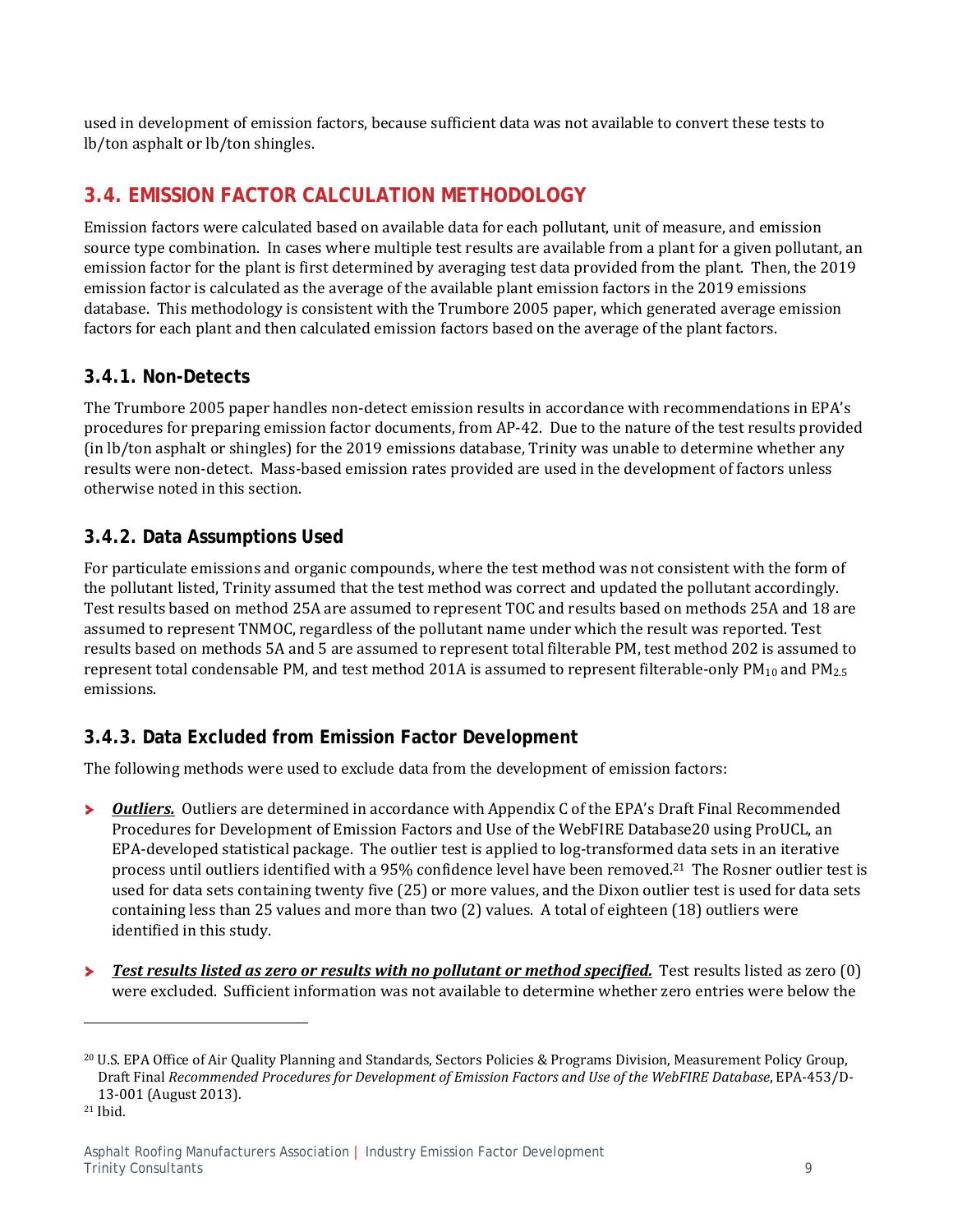used in development of emission factors, because sufficient data was not available to convert these tests to lb/ton asphalt or lb/ton shingles.

## 3.4. EMISSION FACTOR CALCULATION METHODOLOGY

Emission factors were calculated based on available data for each pollutant, unit of measure, and emission source type combination. In cases where multiple test results are available from a plant for a given pollutant, an emission factor for the plant is first determined by averaging test data provided from the plant. Then, the 2019 emission factor is calculated as the average of the available plant emission factors in the 2019 emissions database. This methodology is consistent with the Trumbore 2005 paper, which generated average emission factors for each plant and then calculated emission factors based on the average of the plant factors.

### 3.4.1. Non-Detects

The Trumbore 2005 paper handles non-detect emission results in accordance with recommendations in EPA's procedures for preparing emission factor documents, from AP-42. Due to the nature of the test results provided (in lb/ton asphalt or shingles) for the 2019 emissions database, Trinity was unable to determine whether any results were non-detect. Mass-based emission rates provided are used in the development of factors unless otherwise noted in this section.

### 3.4.2. Data Assumptions Used

For particulate emissions and organic compounds, where the test method was not consistent with the form of the pollutant listed, Trinity assumed that the test method was correct and updated the pollutant accordingly. Test results based on method 25A are assumed to represent TOC and results based on methods 25A and 18 are assumed to represent TNMOC, regardless of the pollutant name under which the result was reported. Test results based on methods 5A and 5 are assumed to represent total filterable PM, test method 202 is assumed to represent total condensable PM, and test method 201A is assumed to represent filterable-only $PM_{10}$ and $PM_{2.5}$ emissions.

### 3.4.3. Data Excluded from Emission Factor Development

The following methods were used to exclude data from the development of emission factors:

- ***Outliers.*** Outliers are determined in accordance with Appendix C of the EPA's Draft Final Recommended Procedures for Development of Emission Factors and Use of the WebFIRE Database[20] using ProUCL, an EPA-developed statistical package. The outlier test is applied to log-transformed data sets in an iterative process until outliers identified with a 95% confidence level have been removed.[21] The Rosner outlier test is used for data sets containing twenty five (25) or more values, and the Dixon outlier test is used for data sets containing less than 25 values and more than two (2) values. A total of eighteen (18) outliers were identified in this study.

- ***Test results listed as zero or results with no pollutant or method specified.*** Test results listed as zero (0) were excluded. Sufficient information was not available to determine whether zero entries were below the

---

[20] U.S. EPA Office of Air Quality Planning and Standards, Sectors Policies & Programs Division, Measurement Policy Group, Draft Final *Recommended Procedures for Development of Emission Factors and Use of the WebFIRE Database*, EPA-453/D-13-001 (August 2013).

[21] Ibid.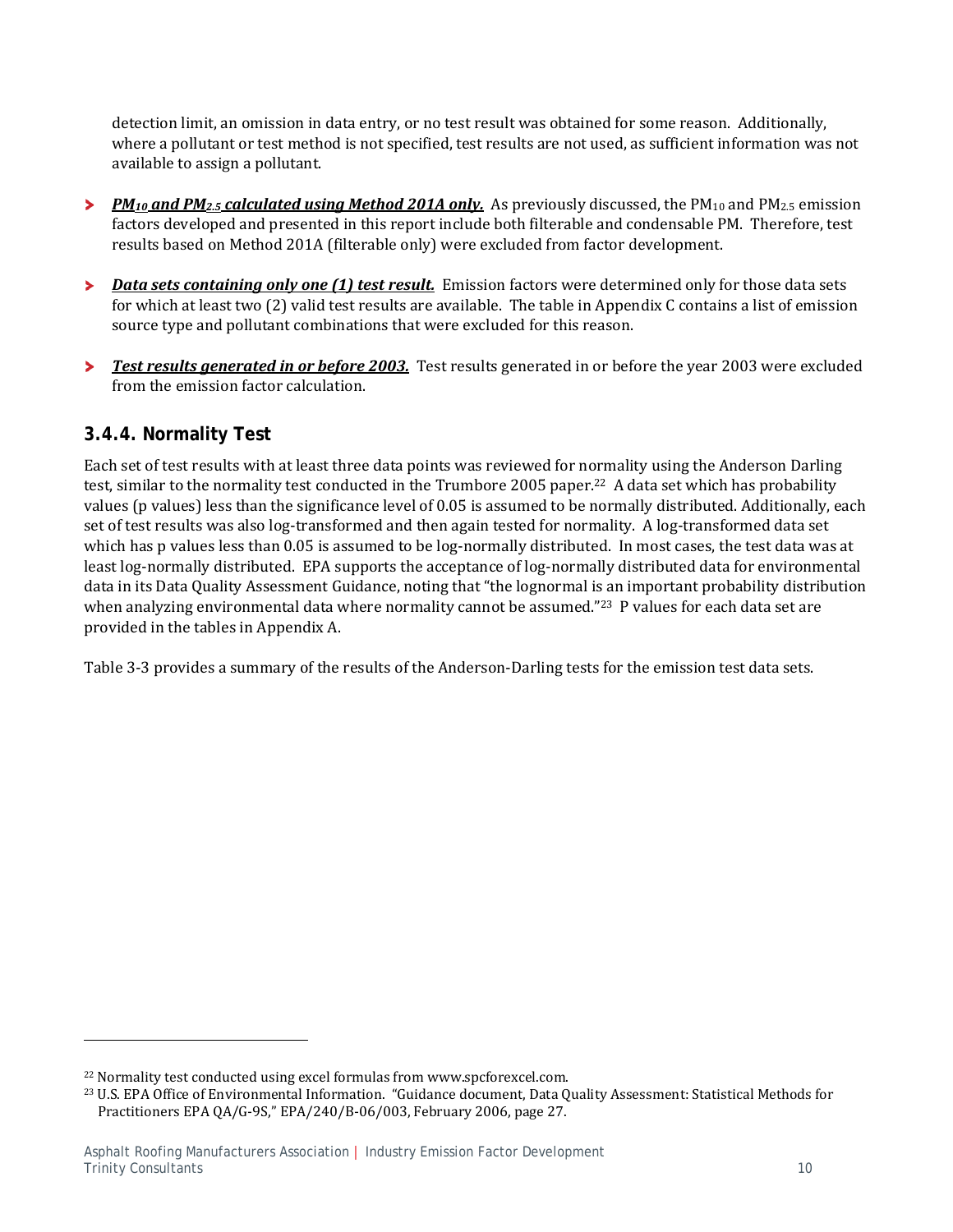detection limit, an omission in data entry, or no test result was obtained for some reason. Additionally, where a pollutant or test method is not specified, test results are not used, as sufficient information was not available to assign a pollutant.

- ***$PM_{10}$ and $PM_{2.5}$ calculated using Method 201A only.*** As previously discussed, the $PM_{10}$ and $PM_{2.5}$ emission factors developed and presented in this report include both filterable and condensable PM. Therefore, test results based on Method 201A (filterable only) were excluded from factor development.

- ***Data sets containing only one (1) test result.*** Emission factors were determined only for those data sets for which at least two (2) valid test results are available. The table in Appendix C contains a list of emission source type and pollutant combinations that were excluded for this reason.

- ***Test results generated in or before 2003.*** Test results generated in or before the year 2003 were excluded from the emission factor calculation.

### 3.4.4. Normality Test

Each set of test results with at least three data points was reviewed for normality using the Anderson Darling test, similar to the normality test conducted in the Trumbore 2005 paper.[22] A data set which has probability values (p values) less than the significance level of 0.05 is assumed to be normally distributed. Additionally, each set of test results was also log-transformed and then again tested for normality. A log-transformed data set which has p values less than 0.05 is assumed to be log-normally distributed. In most cases, the test data was at least log-normally distributed. EPA supports the acceptance of log-normally distributed data for environmental data in its Data Quality Assessment Guidance, noting that "the lognormal is an important probability distribution when analyzing environmental data where normality cannot be assumed."[23] P values for each data set are provided in the tables in Appendix A.

Table 3-3 provides a summary of the results of the Anderson-Darling tests for the emission test data sets.

---

[22] Normality test conducted using excel formulas from www.spcforexcel.com.

[23] U.S. EPA Office of Environmental Information. "Guidance document, Data Quality Assessment: Statistical Methods for Practitioners EPA QA/G-9S," EPA/240/B-06/003, February 2006, page 27.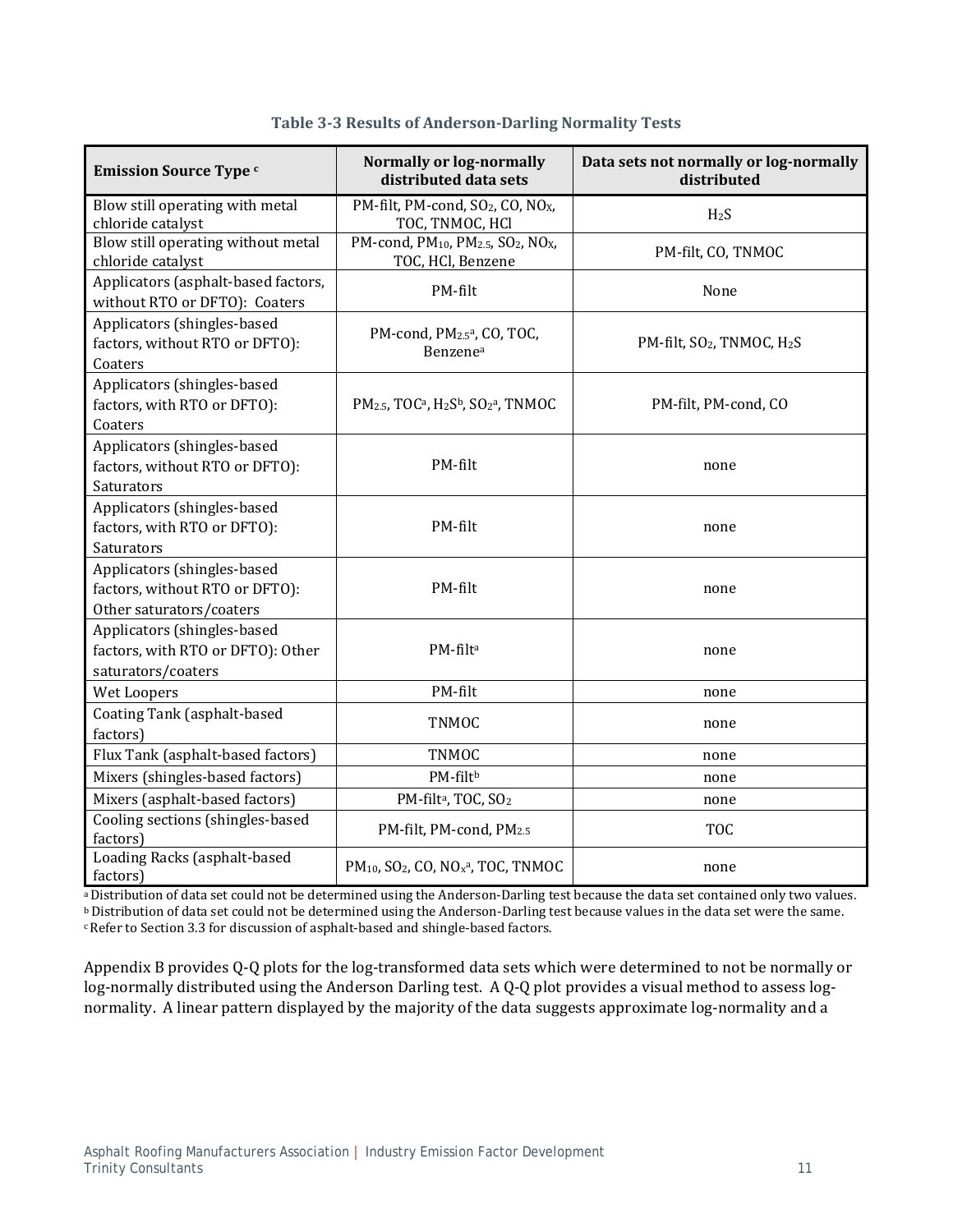**Table 3-3 Results of Anderson-Darling Normality Tests**

| Emission Source Type [c] | Normally or log-normally distributed data sets | Data sets not normally or log-normally distributed |
|---|---|---|
| Blow still operating with metal chloride catalyst | PM-filt, PM-cond, $SO_2$, CO, $NO_X$, TOC, TNMOC, HCl | $H_2S$ |
| Blow still operating without metal chloride catalyst | PM-cond, $PM_{10}$, $PM_{2.5}$, $SO_2$, $NO_X$, TOC, HCl, Benzene | PM-filt, CO, TNMOC |
| Applicators (asphalt-based factors, without RTO or DFTO): Coaters | PM-filt | None |
| Applicators (shingles-based factors, without RTO or DFTO): Coaters | PM-cond, $PM_{2.5}$[a], CO, TOC, Benzene[a] | PM-filt, $SO_2$, TNMOC, $H_2S$ |
| Applicators (shingles-based factors, with RTO or DFTO): Coaters | $PM_{2.5}$, TOC[a], $H_2S$[b], $SO_2$[a], TNMOC | PM-filt, PM-cond, CO |
| Applicators (shingles-based factors, without RTO or DFTO): Saturators | PM-filt | none |
| Applicators (shingles-based factors, with RTO or DFTO): Saturators | PM-filt | none |
| Applicators (shingles-based factors, without RTO or DFTO): Other saturators/coaters | PM-filt | none |
| Applicators (shingles-based factors, with RTO or DFTO): Other saturators/coaters | PM-filt[a] | none |
| Wet Loopers | PM-filt | none |
| Coating Tank (asphalt-based factors) | TNMOC | none |
| Flux Tank (asphalt-based factors) | TNMOC | none |
| Mixers (shingles-based factors) | PM-filt[b] | none |
| Mixers (asphalt-based factors) | PM-filt[a], TOC, $SO_2$ | none |
| Cooling sections (shingles-based factors) | PM-filt, PM-cond, $PM_{2.5}$ | TOC |
| Loading Racks (asphalt-based factors) | $PM_{10}$, $SO_2$, CO, $NO_x$[a], TOC, TNMOC | none |

[a] Distribution of data set could not be determined using the Anderson-Darling test because the data set contained only two values.
[b] Distribution of data set could not be determined using the Anderson-Darling test because values in the data set were the same.
[c] Refer to Section 3.3 for discussion of asphalt-based and shingle-based factors.

Appendix B provides Q-Q plots for the log-transformed data sets which were determined to not be normally or log-normally distributed using the Anderson Darling test. A Q-Q plot provides a visual method to assess log-normality. A linear pattern displayed by the majority of the data suggests approximate log-normality and a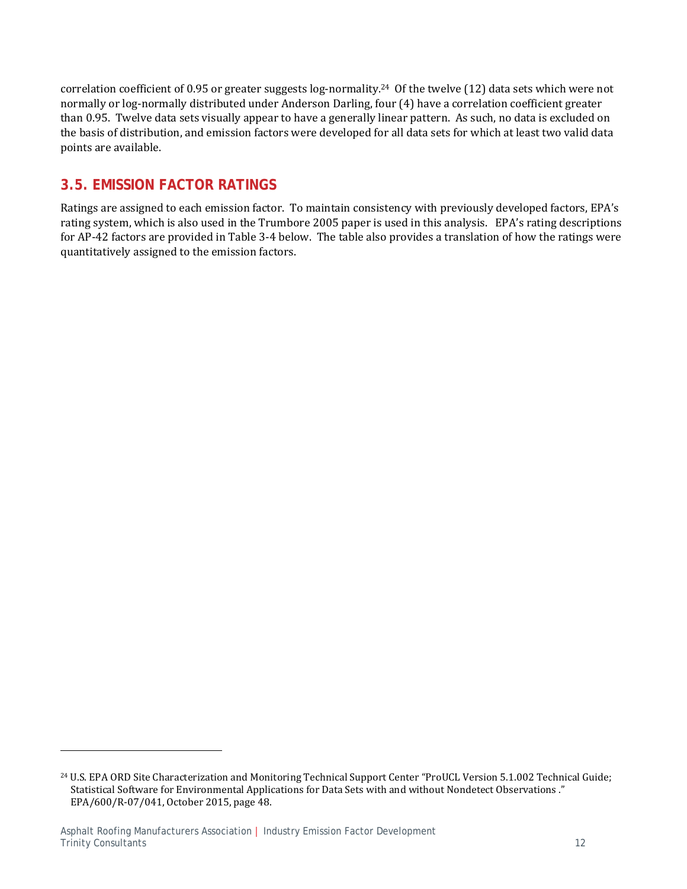correlation coefficient of 0.95 or greater suggests log-normality.[24] Of the twelve (12) data sets which were not normally or log-normally distributed under Anderson Darling, four (4) have a correlation coefficient greater than 0.95. Twelve data sets visually appear to have a generally linear pattern. As such, no data is excluded on the basis of distribution, and emission factors were developed for all data sets for which at least two valid data points are available.

## 3.5. EMISSION FACTOR RATINGS

Ratings are assigned to each emission factor. To maintain consistency with previously developed factors, EPA's rating system, which is also used in the Trumbore 2005 paper is used in this analysis. EPA's rating descriptions for AP-42 factors are provided in Table 3-4 below. The table also provides a translation of how the ratings were quantitatively assigned to the emission factors.

---

[24] U.S. EPA ORD Site Characterization and Monitoring Technical Support Center "ProUCL Version 5.1.002 Technical Guide; Statistical Software for Environmental Applications for Data Sets with and without Nondetect Observations ." EPA/600/R-07/041, October 2015, page 48.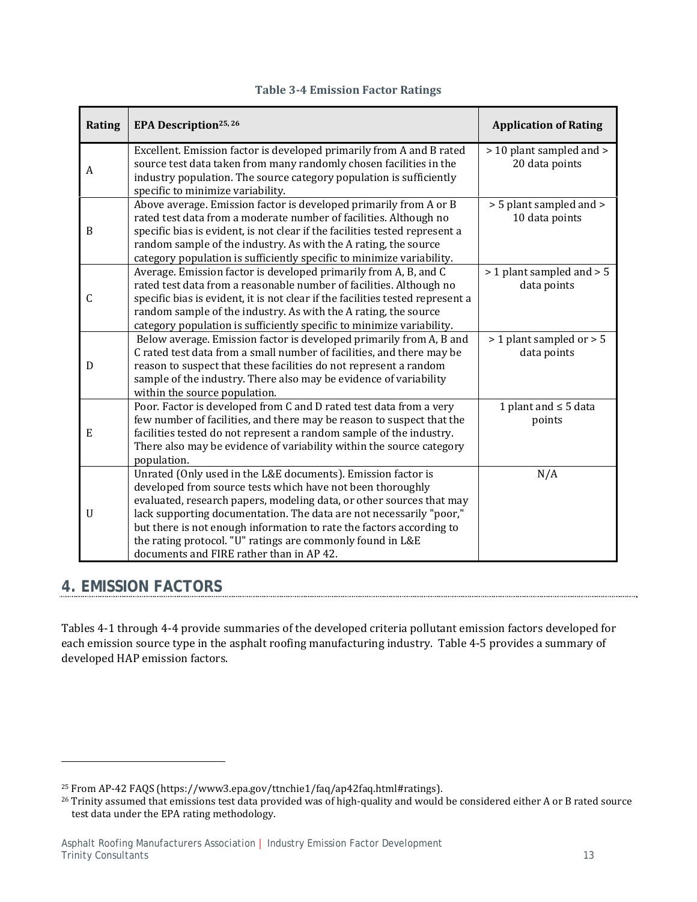**Table 3-4 Emission Factor Ratings**

| Rating | EPA Description[25, 26] | Application of Rating |
|---|---|---|
| A | Excellent. Emission factor is developed primarily from A and B rated source test data taken from many randomly chosen facilities in the industry population. The source category population is sufficiently specific to minimize variability. | > 10 plant sampled and > 20 data points |
| B | Above average. Emission factor is developed primarily from A or B rated test data from a moderate number of facilities. Although no specific bias is evident, is not clear if the facilities tested represent a random sample of the industry. As with the A rating, the source category population is sufficiently specific to minimize variability. | > 5 plant sampled and > 10 data points |
| C | Average. Emission factor is developed primarily from A, B, and C rated test data from a reasonable number of facilities. Although no specific bias is evident, it is not clear if the facilities tested represent a random sample of the industry. As with the A rating, the source category population is sufficiently specific to minimize variability. | > 1 plant sampled and > 5 data points |
| D | Below average. Emission factor is developed primarily from A, B and C rated test data from a small number of facilities, and there may be reason to suspect that these facilities do not represent a random sample of the industry. There also may be evidence of variability within the source population. | > 1 plant sampled or > 5 data points |
| E | Poor. Factor is developed from C and D rated test data from a very few number of facilities, and there may be reason to suspect that the facilities tested do not represent a random sample of the industry. There also may be evidence of variability within the source category population. | 1 plant and ≤ 5 data points |
| U | Unrated (Only used in the L&E documents). Emission factor is developed from source tests which have not been thoroughly evaluated, research papers, modeling data, or other sources that may lack supporting documentation. The data are not necessarily "poor," but there is not enough information to rate the factors according to the rating protocol. "U" ratings are commonly found in L&E documents and FIRE rather than in AP 42. | N/A |

# 4. EMISSION FACTORS

Tables 4-1 through 4-4 provide summaries of the developed criteria pollutant emission factors developed for each emission source type in the asphalt roofing manufacturing industry. Table 4-5 provides a summary of developed HAP emission factors.

---

[25] From AP-42 FAQS (https://www3.epa.gov/ttnchie1/faq/ap42faq.html#ratings).

[26] Trinity assumed that emissions test data provided was of high-quality and would be considered either A or B rated source test data under the EPA rating methodology.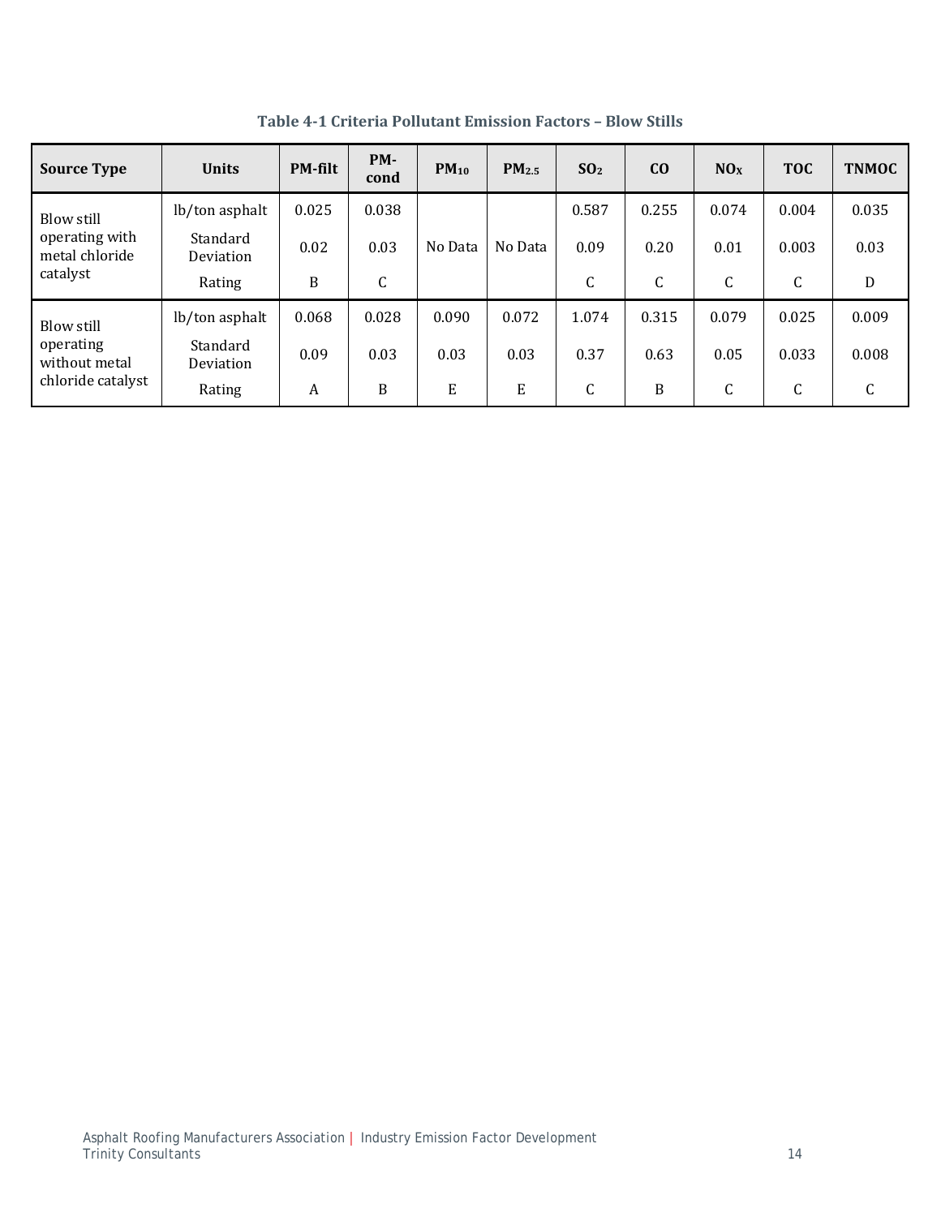**Table 4-1 Criteria Pollutant Emission Factors – Blow Stills**

| Source Type | Units | PM-filt | PM-cond | $PM_{10}$ | $PM_{2.5}$ | $SO_2$ | CO | $NO_X$ | TOC | TNMOC |
|---|---|---|---|---|---|---|---|---|---|---|
| Blow still operating with metal chloride catalyst | lb/ton asphalt | 0.025 | 0.038 | No Data | No Data | 0.587 | 0.255 | 0.074 | 0.004 | 0.035 |
| | Standard Deviation | 0.02 | 0.03 | | | 0.09 | 0.20 | 0.01 | 0.003 | 0.03 |
| | Rating | B | C | | | C | C | C | C | D |
| Blow still operating without metal chloride catalyst | lb/ton asphalt | 0.068 | 0.028 | 0.090 | 0.072 | 1.074 | 0.315 | 0.079 | 0.025 | 0.009 |
| | Standard Deviation | 0.09 | 0.03 | 0.03 | 0.03 | 0.37 | 0.63 | 0.05 | 0.033 | 0.008 |
| | Rating | A | B | E | E | C | B | C | C | C |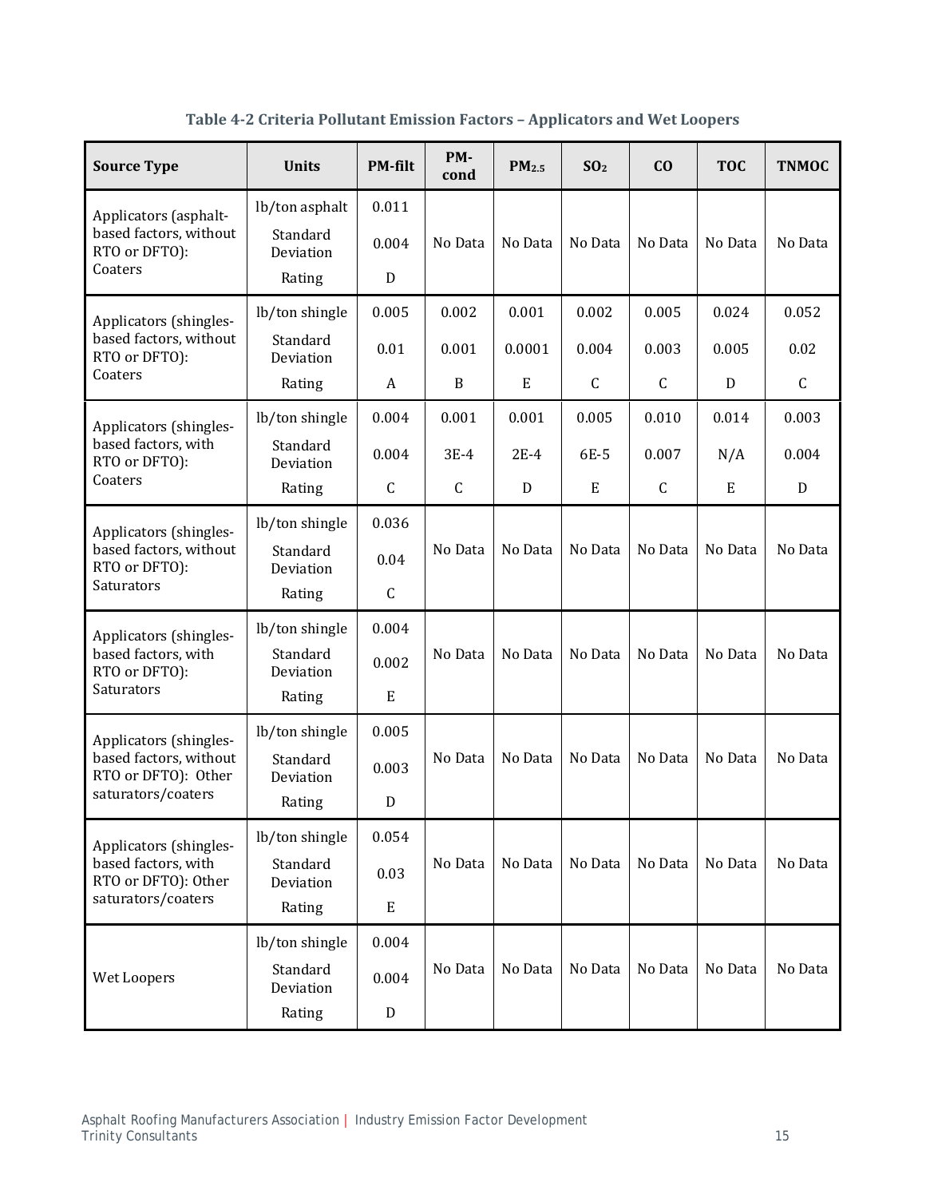**Table 4-2 Criteria Pollutant Emission Factors – Applicators and Wet Loopers**

| Source Type | Units | PM-filt | PM-cond | $PM_{2.5}$ | $SO_2$ | CO | TOC | TNMOC |
|---|---|---|---|---|---|---|---|---|
| Applicators (asphalt-based factors, without RTO or DFTO): Coaters | lb/ton asphalt | 0.011 | No Data | No Data | No Data | No Data | No Data | No Data |
| | Standard Deviation | 0.004 | | | | | | |
| | Rating | D | | | | | | |
| Applicators (shingles-based factors, without RTO or DFTO): Coaters | lb/ton shingle | 0.005 | 0.002 | 0.001 | 0.002 | 0.005 | 0.024 | 0.052 |
| | Standard Deviation | 0.01 | 0.001 | 0.0001 | 0.004 | 0.003 | 0.005 | 0.02 |
| | Rating | A | B | E | C | C | D | C |
| Applicators (shingles-based factors, with RTO or DFTO): Coaters | lb/ton shingle | 0.004 | 0.001 | 0.001 | 0.005 | 0.010 | 0.014 | 0.003 |
| | Standard Deviation | 0.004 | 3E-4 | 2E-4 | 6E-5 | 0.007 | N/A | 0.004 |
| | Rating | C | C | D | E | C | E | D |
| Applicators (shingles-based factors, without RTO or DFTO): Saturators | lb/ton shingle | 0.036 | No Data | No Data | No Data | No Data | No Data | No Data |
| | Standard Deviation | 0.04 | | | | | | |
| | Rating | C | | | | | | |
| Applicators (shingles-based factors, with RTO or DFTO): Saturators | lb/ton shingle | 0.004 | No Data | No Data | No Data | No Data | No Data | No Data |
| | Standard Deviation | 0.002 | | | | | | |
| | Rating | E | | | | | | |
| Applicators (shingles-based factors, without RTO or DFTO): Other saturators/coaters | lb/ton shingle | 0.005 | No Data | No Data | No Data | No Data | No Data | No Data |
| | Standard Deviation | 0.003 | | | | | | |
| | Rating | D | | | | | | |
| Applicators (shingles-based factors, with RTO or DFTO): Other saturators/coaters | lb/ton shingle | 0.054 | No Data | No Data | No Data | No Data | No Data | No Data |
| | Standard Deviation | 0.03 | | | | | | |
| | Rating | E | | | | | | |
| Wet Loopers | lb/ton shingle | 0.004 | No Data | No Data | No Data | No Data | No Data | No Data |
| | Standard Deviation | 0.004 | | | | | | |
| | Rating | D | | | | | | |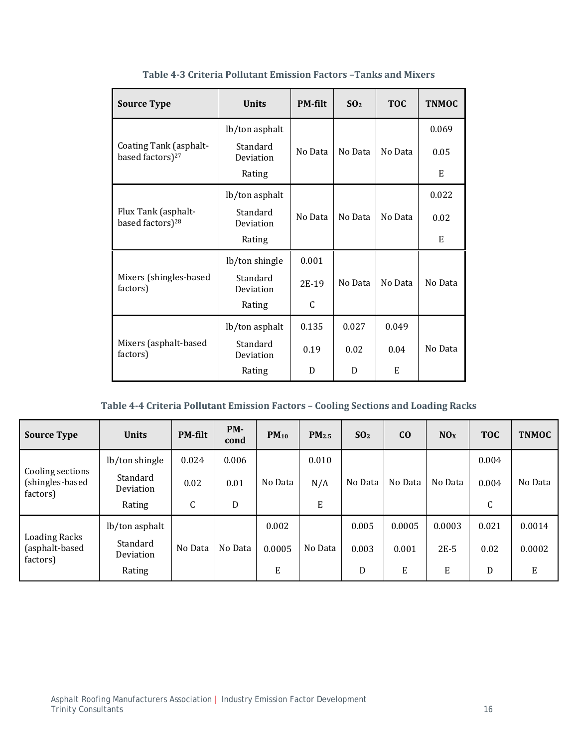**Table 4-3 Criteria Pollutant Emission Factors –Tanks and Mixers**

| Source Type | Units | PM-filt | $SO_2$ | TOC | TNMOC |
|---|---|---|---|---|---|
| Coating Tank (asphalt-based factors)[27] | lb/ton asphalt | No Data | No Data | No Data | 0.069 |
| | Standard Deviation | | | | 0.05 |
| | Rating | | | | E |
| Flux Tank (asphalt-based factors)[28] | lb/ton asphalt | No Data | No Data | No Data | 0.022 |
| | Standard Deviation | | | | 0.02 |
| | Rating | | | | E |
| Mixers (shingles-based factors) | lb/ton shingle | 0.001 | No Data | No Data | No Data |
| | Standard Deviation | 2E-19 | | | |
| | Rating | C | | | |
| Mixers (asphalt-based factors) | lb/ton asphalt | 0.135 | 0.027 | 0.049 | No Data |
| | Standard Deviation | 0.19 | 0.02 | 0.04 | |
| | Rating | D | D | E | |

**Table 4-4 Criteria Pollutant Emission Factors – Cooling Sections and Loading Racks**

| Source Type | Units | PM-filt | PM-cond | $PM_{10}$ | $PM_{2.5}$ | $SO_2$ | CO | $NO_X$ | TOC | TNMOC |
|---|---|---|---|---|---|---|---|---|---|---|
| Cooling sections (shingles-based factors) | lb/ton shingle | 0.024 | 0.006 | No Data | 0.010 | No Data | No Data | No Data | 0.004 | No Data |
| | Standard Deviation | 0.02 | 0.01 | | N/A | | | | 0.004 | |
| | Rating | C | D | | E | | | | C | |
| Loading Racks (asphalt-based factors) | lb/ton asphalt | No Data | No Data | 0.002 | No Data | 0.005 | 0.0005 | 0.0003 | 0.021 | 0.0014 |
| | Standard Deviation | | | 0.0005 | | 0.003 | 0.001 | 2E-5 | 0.02 | 0.0002 |
| | Rating | | | E | | D | E | E | D | E |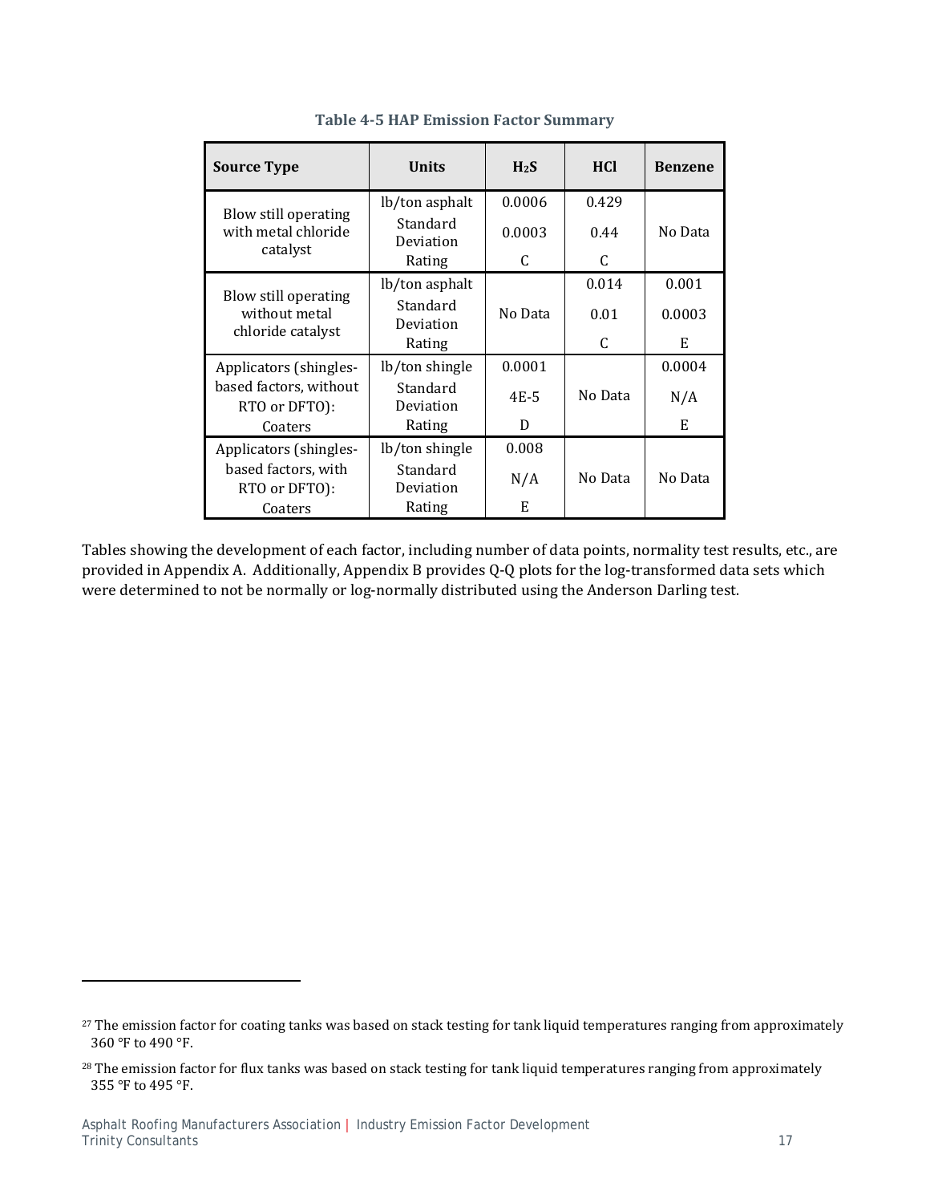**Table 4-5 HAP Emission Factor Summary**

| Source Type | Units | $H_2S$ | HCl | Benzene |
|---|---|---|---|---|
| Blow still operating with metal chloride catalyst | lb/ton asphalt | 0.0006 | 0.429 | No Data |
| | Standard Deviation | 0.0003 | 0.44 | |
| | Rating | C | C | |
| Blow still operating without metal chloride catalyst | lb/ton asphalt | No Data | 0.014 | 0.001 |
| | Standard Deviation | | 0.01 | 0.0003 |
| | Rating | | C | E |
| Applicators (shingles-based factors, without RTO or DFTO): Coaters | lb/ton shingle | 0.0001 | No Data | 0.0004 |
| | Standard Deviation | 4E-5 | | N/A |
| | Rating | D | | E |
| Applicators (shingles-based factors, with RTO or DFTO): Coaters | lb/ton shingle | 0.008 | No Data | No Data |
| | Standard Deviation | N/A | | |
| | Rating | E | | |

Tables showing the development of each factor, including number of data points, normality test results, etc., are provided in Appendix A. Additionally, Appendix B provides Q-Q plots for the log-transformed data sets which were determined to not be normally or log-normally distributed using the Anderson Darling test.

---

[27] The emission factor for coating tanks was based on stack testing for tank liquid temperatures ranging from approximately 360 °F to 490 °F.

[28] The emission factor for flux tanks was based on stack testing for tank liquid temperatures ranging from approximately 355 °F to 495 °F.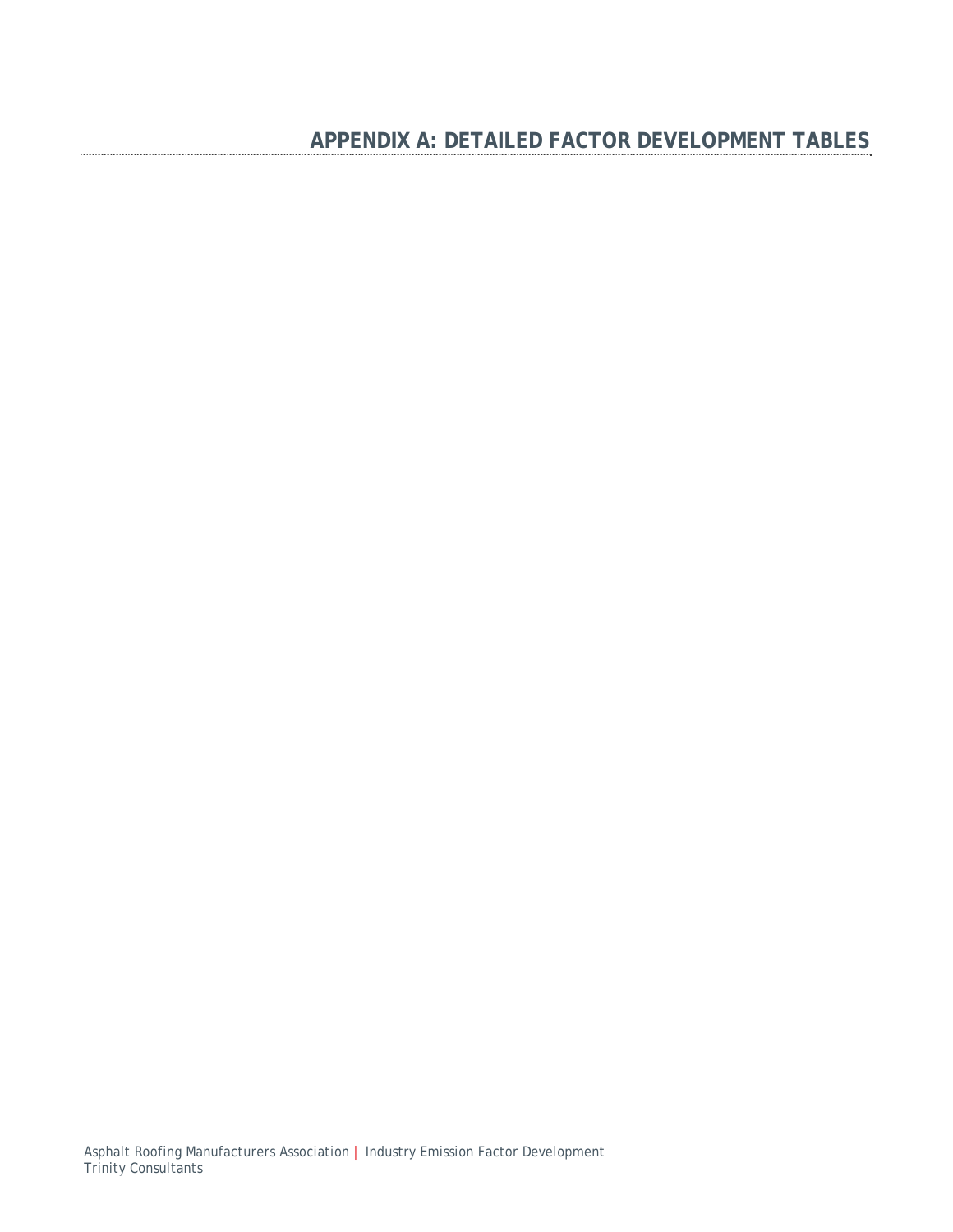# APPENDIX A: DETAILED FACTOR DEVELOPMENT TABLES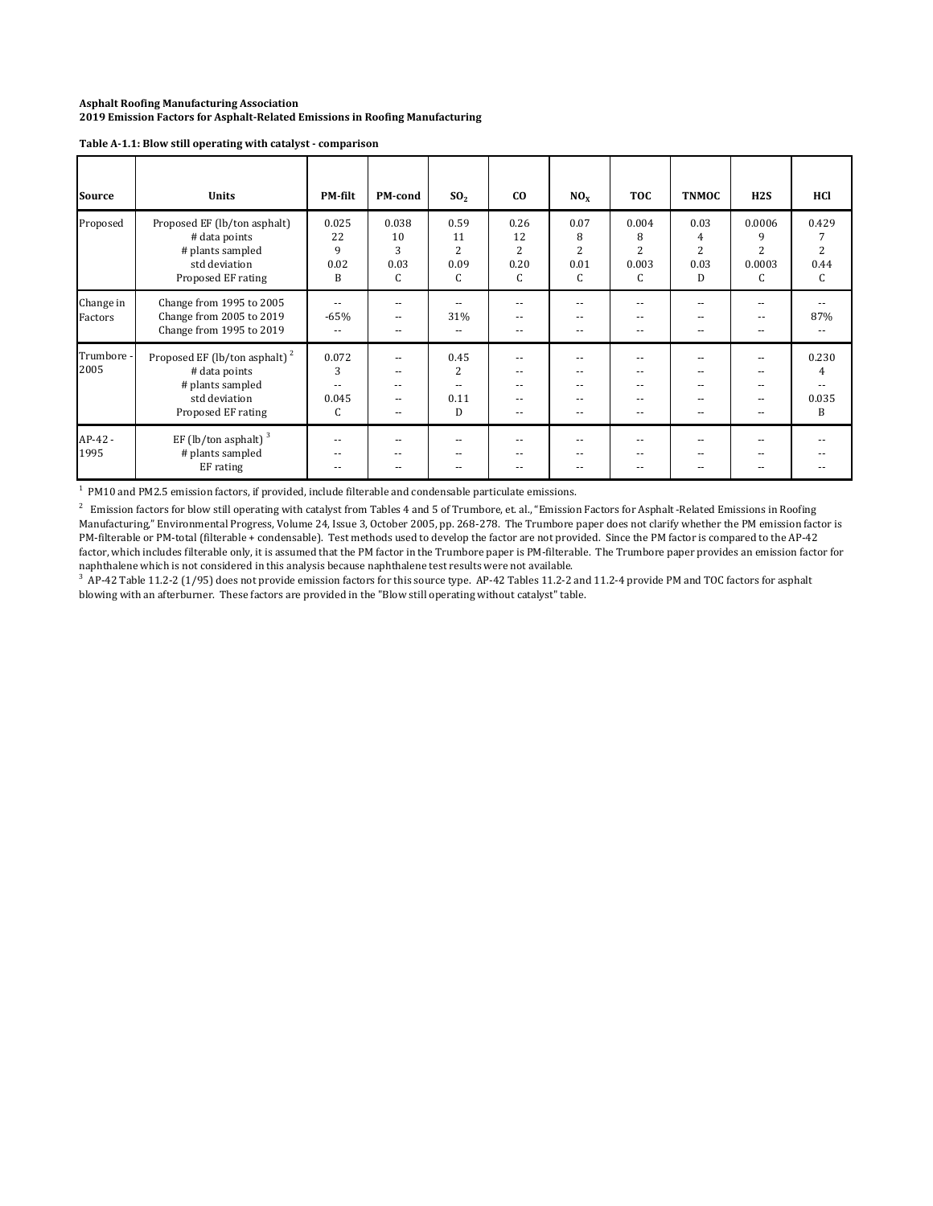**Asphalt Roofing Manufacturing Association**
**2019 Emission Factors for Asphalt-Related Emissions in Roofing Manufacturing**

**Table A-1.1: Blow still operating with catalyst - comparison**

| Source | Units | PM-filt | PM-cond | $SO_2$ | CO | $NO_X$ | TOC | TNMOC | H2S | HCl |
|---|---|---|---|---|---|---|---|---|---|---|
| Proposed | Proposed EF (lb/ton asphalt) | 0.025 | 0.038 | 0.59 | 0.26 | 0.07 | 0.004 | 0.03 | 0.0006 | 0.429 |
| | # data points | 22 | 10 | 11 | 12 | 8 | 8 | 4 | 9 | 7 |
| | # plants sampled | 9 | 3 | 2 | 2 | 2 | 2 | 2 | 2 | 2 |
| | std deviation | 0.02 | 0.03 | 0.09 | 0.20 | 0.01 | 0.003 | 0.03 | 0.0003 | 0.44 |
| | Proposed EF rating | B | C | C | C | C | C | D | C | C |
| Change in Factors | Change from 1995 to 2005 | -- | -- | -- | -- | -- | -- | -- | -- | -- |
| | Change from 2005 to 2019 | -65% | -- | 31% | -- | -- | -- | -- | -- | 87% |
| | Change from 1995 to 2019 | -- | -- | -- | -- | -- | -- | -- | -- | -- |
| Trumbore - 2005 | Proposed EF (lb/ton asphalt) [2] | 0.072 | -- | 0.45 | -- | -- | -- | -- | -- | 0.230 |
| | # data points | 3 | -- | 2 | -- | -- | -- | -- | -- | 4 |
| | # plants sampled | -- | -- | -- | -- | -- | -- | -- | -- | -- |
| | std deviation | 0.045 | -- | 0.11 | -- | -- | -- | -- | -- | 0.035 |
| | Proposed EF rating | C | -- | D | -- | -- | -- | -- | -- | B |
| AP-42 - 1995 | EF (lb/ton asphalt) [3] | -- | -- | -- | -- | -- | -- | -- | -- | -- |
| | # plants sampled | -- | -- | -- | -- | -- | -- | -- | -- | -- |
| | EF rating | -- | -- | -- | -- | -- | -- | -- | -- | -- |

[1] PM10 and PM2.5 emission factors, if provided, include filterable and condensable particulate emissions.

[2] Emission factors for blow still operating with catalyst from Tables 4 and 5 of Trumbore, et. al., "Emission Factors for Asphalt -Related Emissions in Roofing Manufacturing," Environmental Progress, Volume 24, Issue 3, October 2005, pp. 268-278. The Trumbore paper does not clarify whether the PM emission factor is PM-filterable or PM-total (filterable + condensable). Test methods used to develop the factor are not provided. Since the PM factor is compared to the AP-42 factor, which includes filterable only, it is assumed that the PM factor in the Trumbore paper is PM-filterable. The Trumbore paper provides an emission factor for naphthalene which is not considered in this analysis because naphthalene test results were not available.

[3] AP-42 Table 11.2-2 (1/95) does not provide emission factors for this source type. AP-42 Tables 11.2-2 and 11.2-4 provide PM and TOC factors for asphalt blowing with an afterburner. These factors are provided in the "Blow still operating without catalyst" table.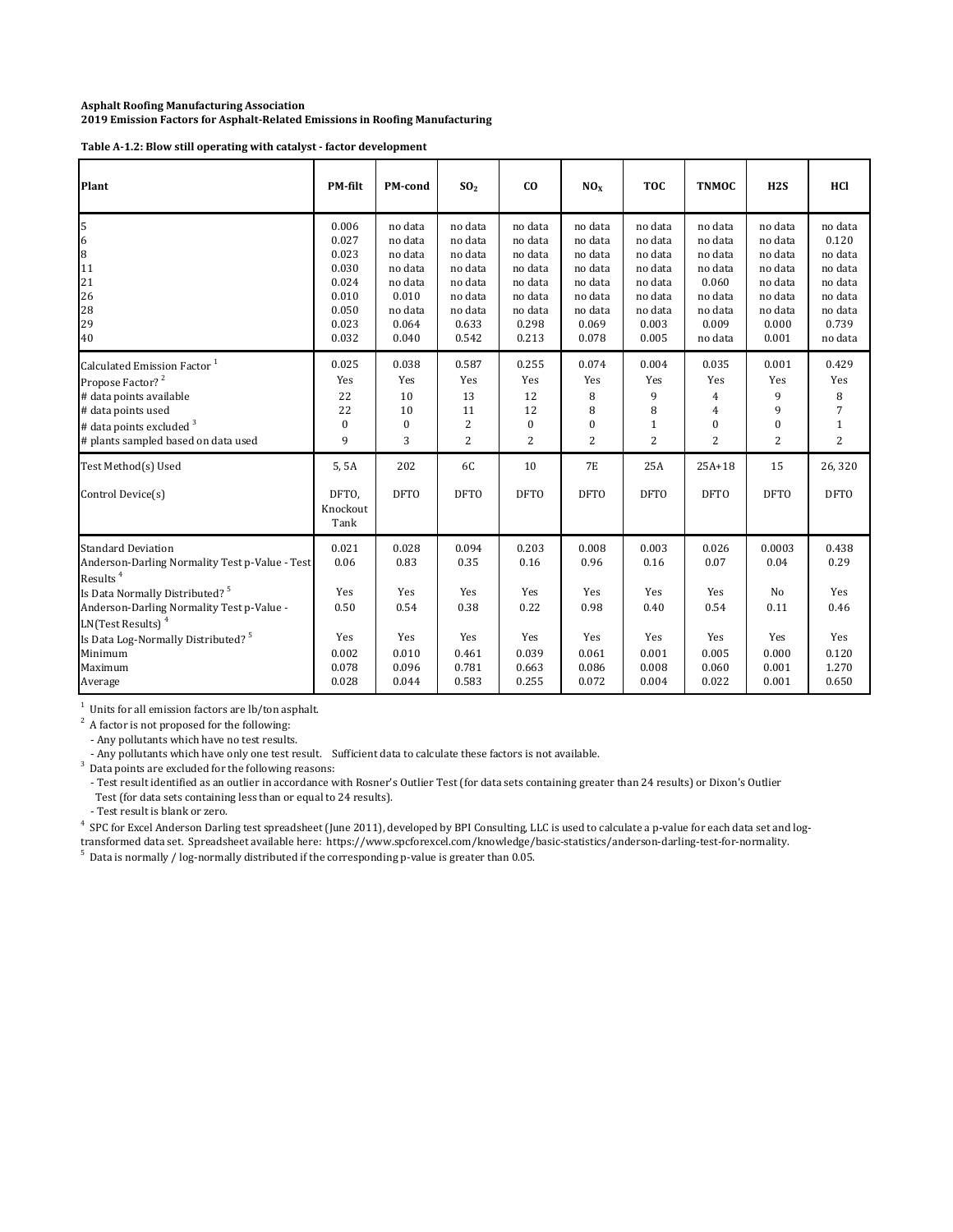**Asphalt Roofing Manufacturing Association**
**2019 Emission Factors for Asphalt-Related Emissions in Roofing Manufacturing**

**Table A-1.2: Blow still operating with catalyst - factor development**

| Plant | PM-filt | PM-cond | $SO_2$ | CO | $NO_X$ | TOC | TNMOC | H2S | HCl |
|---|---|---|---|---|---|---|---|---|---|
| 5 | 0.006 | no data | no data | no data | no data | no data | no data | no data | no data |
| 6 | 0.027 | no data | no data | no data | no data | no data | no data | no data | 0.120 |
| 8 | 0.023 | no data | no data | no data | no data | no data | no data | no data | no data |
| 11 | 0.030 | no data | no data | no data | no data | no data | no data | no data | no data |
| 21 | 0.024 | no data | no data | no data | no data | no data | 0.060 | no data | no data |
| 26 | 0.010 | 0.010 | no data | no data | no data | no data | no data | no data | no data |
| 28 | 0.050 | no data | no data | no data | no data | no data | no data | no data | no data |
| 29 | 0.023 | 0.064 | 0.633 | 0.298 | 0.069 | 0.003 | 0.009 | 0.000 | 0.739 |
| 40 | 0.032 | 0.040 | 0.542 | 0.213 | 0.078 | 0.005 | no data | 0.001 | no data |
| Calculated Emission Factor [1] | 0.025 | 0.038 | 0.587 | 0.255 | 0.074 | 0.004 | 0.035 | 0.001 | 0.429 |
| Propose Factor? [2] | Yes | Yes | Yes | Yes | Yes | Yes | Yes | Yes | Yes |
| # data points available | 22 | 10 | 13 | 12 | 8 | 9 | 4 | 9 | 8 |
| # data points used | 22 | 10 | 11 | 12 | 8 | 8 | 4 | 9 | 7 |
| # data points excluded [3] | 0 | 0 | 2 | 0 | 0 | 1 | 0 | 0 | 1 |
| # plants sampled based on data used | 9 | 3 | 2 | 2 | 2 | 2 | 2 | 2 | 2 |
| Test Method(s) Used | 5, 5A | 202 | 6C | 10 | 7E | 25A | 25A+18 | 15 | 26, 320 |
| Control Device(s) | DFTO, Knockout Tank | DFTO | DFTO | DFTO | DFTO | DFTO | DFTO | DFTO | DFTO |
| Standard Deviation | 0.021 | 0.028 | 0.094 | 0.203 | 0.008 | 0.003 | 0.026 | 0.0003 | 0.438 |
| Anderson-Darling Normality Test p-Value - Test Results [4] | 0.06 | 0.83 | 0.35 | 0.16 | 0.96 | 0.16 | 0.07 | 0.04 | 0.29 |
| Is Data Normally Distributed? [5] | Yes | Yes | Yes | Yes | Yes | Yes | Yes | No | Yes |
| Anderson-Darling Normality Test p-Value - LN(Test Results) [4] | 0.50 | 0.54 | 0.38 | 0.22 | 0.98 | 0.40 | 0.54 | 0.11 | 0.46 |
| Is Data Log-Normally Distributed? [5] | Yes | Yes | Yes | Yes | Yes | Yes | Yes | Yes | Yes |
| Minimum | 0.002 | 0.010 | 0.461 | 0.039 | 0.061 | 0.001 | 0.005 | 0.000 | 0.120 |
| Maximum | 0.078 | 0.096 | 0.781 | 0.663 | 0.086 | 0.008 | 0.060 | 0.001 | 1.270 |
| Average | 0.028 | 0.044 | 0.583 | 0.255 | 0.072 | 0.004 | 0.022 | 0.001 | 0.650 |

[1] Units for all emission factors are lb/ton asphalt.

[2] A factor is not proposed for the following:
- Any pollutants which have no test results.
- Any pollutants which have only one test result. Sufficient data to calculate these factors is not available.

[3] Data points are excluded for the following reasons:
- Test result identified as an outlier in accordance with Rosner's Outlier Test (for data sets containing greater than 24 results) or Dixon's Outlier Test (for data sets containing less than or equal to 24 results).
- Test result is blank or zero.

[4] SPC for Excel Anderson Darling test spreadsheet (June 2011), developed by BPI Consulting, LLC is used to calculate a p-value for each data set and log-transformed data set. Spreadsheet available here: https://www.spcforexcel.com/knowledge/basic-statistics/anderson-darling-test-for-normality.

[5] Data is normally / log-normally distributed if the corresponding p-value is greater than 0.05.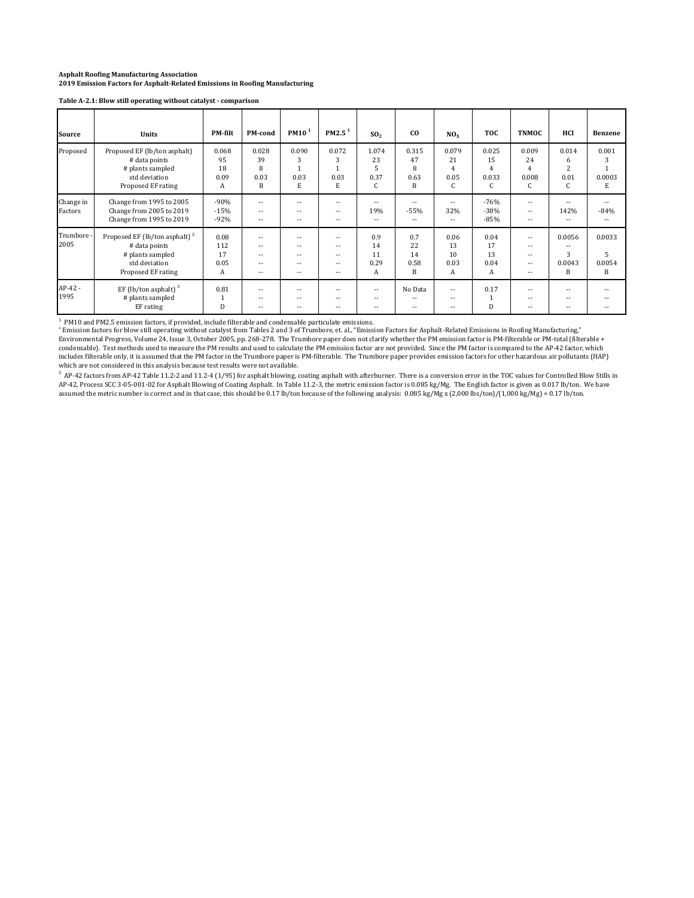**Asphalt Roofing Manufacturing Association**
**2019 Emission Factors for Asphalt-Related Emissions in Roofing Manufacturing**

**Table A-2.1: Blow still operating without catalyst - comparison**

| Source | Units | PM-filt | PM-cond | PM10 [1] | PM2.5 [1] | $SO_2$ | CO | $NO_X$ | TOC | TNMOC | HCl | Benzene |
|---|---|---|---|---|---|---|---|---|---|---|---|---|
| Proposed | Proposed EF (lb/ton asphalt) | 0.068 | 0.028 | 0.090 | 0.072 | 1.074 | 0.315 | 0.079 | 0.025 | 0.009 | 0.014 | 0.001 |
| | # data points | 95 | 39 | 3 | 3 | 23 | 47 | 21 | 15 | 24 | 6 | 3 |
| | # plants sampled | 18 | 8 | 1 | 1 | 5 | 8 | 4 | 4 | 4 | 2 | 1 |
| | std deviation | 0.09 | 0.03 | 0.03 | 0.03 | 0.37 | 0.63 | 0.05 | 0.033 | 0.008 | 0.01 | 0.0003 |
| | Proposed EF rating | A | B | E | E | C | B | C | C | C | C | E |
| Change in Factors | Change from 1995 to 2005 | -90% | -- | -- | -- | -- | -- | -- | -76% | -- | -- | -- |
| | Change from 2005 to 2019 | -15% | -- | -- | -- | 19% | -55% | 32% | -38% | -- | 142% | -84% |
| | Change from 1995 to 2019 | -92% | -- | -- | -- | -- | -- | -- | -85% | -- | -- | -- |
| Trumbore - 2005 | Proposed EF (lb/ton asphalt) [2] | 0.08 | -- | -- | -- | 0.9 | 0.7 | 0.06 | 0.04 | -- | 0.0056 | 0.0033 |
| | # data points | 112 | -- | -- | -- | 14 | 22 | 13 | 17 | -- | -- | |
| | # plants sampled | 17 | -- | -- | -- | 11 | 14 | 10 | 13 | -- | 3 | 5 |
| | std deviation | 0.05 | -- | -- | -- | 0.29 | 0.58 | 0.03 | 0.04 | -- | 0.0043 | 0.0054 |
| | Proposed EF rating | A | -- | -- | -- | A | B | A | A | -- | B | B |
| AP-42 - 1995 | EF (lb/ton asphalt) [3] | 0.81 | -- | -- | -- | -- | No Data | -- | 0.17 | -- | -- | -- |
| | # plants sampled | 1 | -- | -- | -- | -- | -- | -- | 1 | -- | -- | -- |
| | EF rating | D | -- | -- | -- | -- | -- | -- | D | -- | -- | -- |

[1] PM10 and PM2.5 emission factors, if provided, include filterable and condensable particulate emissions.

[2] Emission factors for blow still operating without catalyst from Tables 2 and 3 of Trumbore, et. al., "Emission Factors for Asphalt-Related Emissions in Roofing Manufacturing," Environmental Progress, Volume 24, Issue 3, October 2005, pp. 268-278. The Trumbore paper does not clarify whether the PM emission factor is PM-filterable or PM-total (filterable + condensable). Test methods used to measure the PM results and used to calculate the PM emission factor are not provided. Since the PM factor is compared to the AP-42 factor, which includes filterable only, it is assumed that the PM factor in the Trumbore paper is PM-filterable. The Trumbore paper provides emission factors for other hazardous air pollutants (HAP) which are not considered in this analysis because test results were not available.

[3] AP-42 factors from AP-42 Table 11.2-2 and 11.2-4 (1/95) for asphalt blowing, coating asphalt with afterburner. There is a conversion error in the TOC values for Controlled Blow Stills in AP-42, Process SCC 3-05-001-02 for Asphalt Blowing of Coating Asphalt. In Table 11.2-3, the metric emission factor is 0.085 kg/Mg. The English factor is given as 0.017 lb/ton. We have assumed the metric number is correct and in that case, this should be 0.17 lb/ton because of the following analysis: 0.085 kg/Mg x (2,000 lbs/ton)/(1,000 kg/Mg) = 0.17 lb/ton.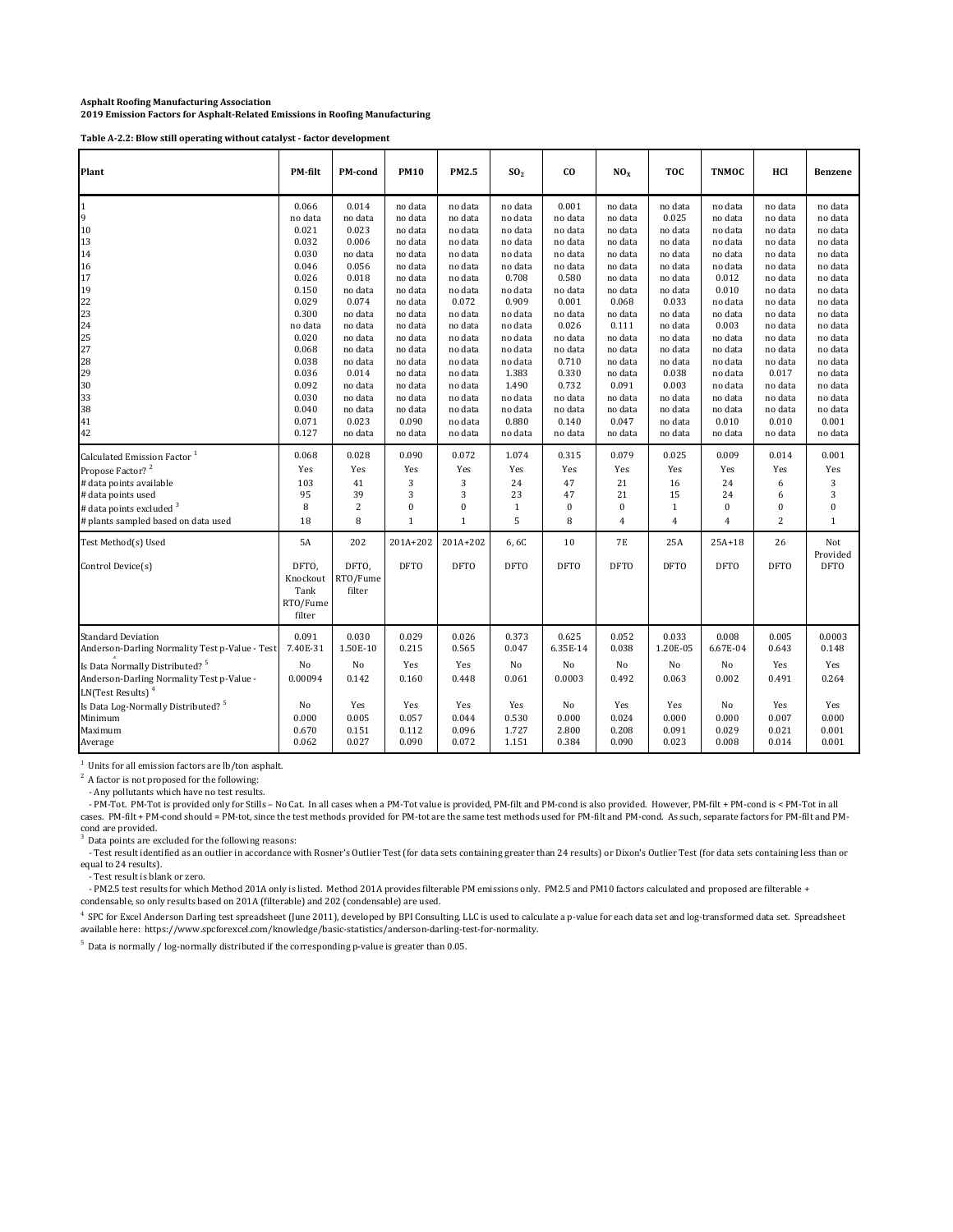**Asphalt Roofing Manufacturing Association**
**2019 Emission Factors for Asphalt-Related Emissions in Roofing Manufacturing**

**Table A-2.2: Blow still operating without catalyst - factor development**

| Plant | PM-filt | PM-cond | PM10 | PM2.5 | $SO_2$ | CO | $NO_X$ | TOC | TNMOC | HCl | Benzene |
|---|---|---|---|---|---|---|---|---|---|---|---|
| 1 | 0.066 | 0.014 | no data | no data | no data | 0.001 | no data | no data | no data | no data | no data |
| 9 | no data | no data | no data | no data | no data | no data | no data | 0.025 | no data | no data | no data |
| 10 | 0.021 | 0.023 | no data | no data | no data | no data | no data | no data | no data | no data | no data |
| 13 | 0.032 | 0.006 | no data | no data | no data | no data | no data | no data | no data | no data | no data |
| 14 | 0.030 | no data | no data | no data | no data | no data | no data | no data | no data | no data | no data |
| 16 | 0.046 | 0.056 | no data | no data | no data | no data | no data | no data | no data | no data | no data |
| 17 | 0.026 | 0.018 | no data | no data | 0.708 | 0.580 | no data | no data | 0.012 | no data | no data |
| 19 | 0.150 | no data | no data | no data | no data | no data | no data | no data | 0.010 | no data | no data |
| 22 | 0.029 | 0.074 | no data | 0.072 | 0.909 | 0.001 | 0.068 | 0.033 | no data | no data | no data |
| 23 | 0.300 | no data | no data | no data | no data | no data | no data | no data | no data | no data | no data |
| 24 | no data | no data | no data | no data | no data | 0.026 | 0.111 | no data | 0.003 | no data | no data |
| 25 | 0.020 | no data | no data | no data | no data | no data | no data | no data | no data | no data | no data |
| 27 | 0.068 | no data | no data | no data | no data | no data | no data | no data | no data | no data | no data |
| 28 | 0.038 | no data | no data | no data | no data | 0.710 | no data | no data | no data | no data | no data |
| 29 | 0.036 | 0.014 | no data | no data | 1.383 | 0.330 | no data | 0.038 | no data | 0.017 | no data |
| 30 | 0.092 | no data | no data | no data | 1.490 | 0.732 | 0.091 | 0.003 | no data | no data | no data |
| 33 | 0.030 | no data | no data | no data | no data | no data | no data | no data | no data | no data | no data |
| 38 | 0.040 | no data | no data | no data | no data | no data | no data | no data | no data | no data | no data |
| 41 | 0.071 | 0.023 | 0.090 | no data | 0.880 | 0.140 | 0.047 | no data | 0.010 | 0.010 | 0.001 |
| 42 | 0.127 | no data | no data | no data | no data | no data | no data | no data | no data | no data | no data |
| Calculated Emission Factor [1] | 0.068 | 0.028 | 0.090 | 0.072 | 1.074 | 0.315 | 0.079 | 0.025 | 0.009 | 0.014 | 0.001 |
| Propose Factor? [2] | Yes | Yes | Yes | Yes | Yes | Yes | Yes | Yes | Yes | Yes | Yes |
| # data points available | 103 | 41 | 3 | 3 | 24 | 47 | 21 | 16 | 24 | 6 | 3 |
| # data points used | 95 | 39 | 3 | 3 | 23 | 47 | 21 | 15 | 24 | 6 | 3 |
| # data points excluded [3] | 8 | 2 | 0 | 0 | 1 | 0 | 0 | 1 | 0 | 0 | 0 |
| # plants sampled based on data used | 18 | 8 | 1 | 1 | 5 | 8 | 4 | 4 | 4 | 2 | 1 |
| Test Method(s) Used | 5A | 202 | 201A+202 | 201A+202 | 6, 6C | 10 | 7E | 25A | 25A+18 | 26 | Not Provided |
| Control Device(s) | DFTO, Knockout Tank RTO/Fume filter | DFTO, RTO/Fume filter | DFTO | DFTO | DFTO | DFTO | DFTO | DFTO | DFTO | DFTO | DFTO |
| Standard Deviation | 0.091 | 0.030 | 0.029 | 0.026 | 0.373 | 0.625 | 0.052 | 0.033 | 0.008 | 0.005 | 0.0003 |
| Anderson-Darling Normality Test p-Value - Test [4] | 7.40E-31 | 1.50E-10 | 0.215 | 0.565 | 0.047 | 6.35E-14 | 0.038 | 1.20E-05 | 6.67E-04 | 0.643 | 0.148 |
| Is Data Normally Distributed? [5] | No | No | Yes | Yes | No | No | No | No | No | Yes | Yes |
| Anderson-Darling Normality Test p-Value - LN(Test Results) [4] | 0.00094 | 0.142 | 0.160 | 0.448 | 0.061 | 0.0003 | 0.492 | 0.063 | 0.002 | 0.491 | 0.264 |
| Is Data Log-Normally Distributed? [5] | No | Yes | Yes | Yes | Yes | No | Yes | Yes | No | Yes | Yes |
| Minimum | 0.000 | 0.005 | 0.057 | 0.044 | 0.530 | 0.000 | 0.024 | 0.000 | 0.000 | 0.007 | 0.000 |
| Maximum | 0.670 | 0.151 | 0.112 | 0.096 | 1.727 | 2.800 | 0.208 | 0.091 | 0.029 | 0.021 | 0.001 |
| Average | 0.062 | 0.027 | 0.090 | 0.072 | 1.151 | 0.384 | 0.090 | 0.023 | 0.008 | 0.014 | 0.001 |

[1] Units for all emission factors are lb/ton asphalt.

[2] A factor is not proposed for the following:
- Any pollutants which have no test results.
- PM-Tot. PM-Tot is provided only for Stills – No Cat. In all cases when a PM-Tot value is provided, PM-filt and PM-cond is also provided. However, PM-filt + PM-cond is < PM-Tot in all cases. PM-filt + PM-cond should = PM-tot, since the test methods provided for PM-tot are the same test methods used for PM-filt and PM-cond. As such, separate factors for PM-filt and PM-cond are provided.

[3] Data points are excluded for the following reasons:
- Test result identified as an outlier in accordance with Rosner's Outlier Test (for data sets containing greater than 24 results) or Dixon's Outlier Test (for data sets containing less than or equal to 24 results).
- Test result is blank or zero.
- PM2.5 test results for which Method 201A only is listed. Method 201A provides filterable PM emissions only. PM2.5 and PM10 factors calculated and proposed are filterable + condensable, so only results based on 201A (filterable) and 202 (condensable) are used.

[4] SPC for Excel Anderson Darling test spreadsheet (June 2011), developed by BPI Consulting, LLC is used to calculate a p-value for each data set and log-transformed data set. Spreadsheet available here: https://www.spcforexcel.com/knowledge/basic-statistics/anderson-darling-test-for-normality.

[5] Data is normally / log-normally distributed if the corresponding p-value is greater than 0.05.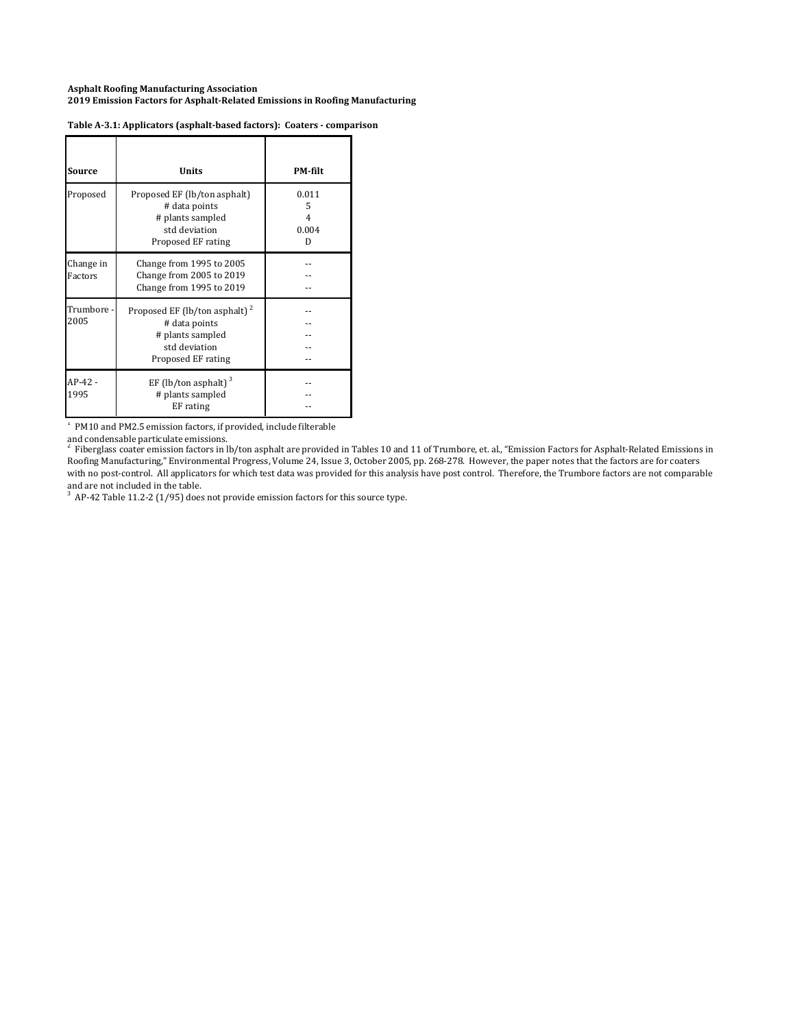**Asphalt Roofing Manufacturing Association**
**2019 Emission Factors for Asphalt-Related Emissions in Roofing Manufacturing**

**Table A-3.1: Applicators (asphalt-based factors): Coaters - comparison**

| Source | Units | PM-filt |
|---|---|---|
| Proposed | Proposed EF (lb/ton asphalt) | 0.011 |
| | # data points | 5 |
| | # plants sampled | 4 |
| | std deviation | 0.004 |
| | Proposed EF rating | D |
| Change in Factors | Change from 1995 to 2005 | -- |
| | Change from 2005 to 2019 | -- |
| | Change from 1995 to 2019 | -- |
| Trumbore - 2005 | Proposed EF (lb/ton asphalt) [2] | -- |
| | # data points | -- |
| | # plants sampled | -- |
| | std deviation | -- |
| | Proposed EF rating | -- |
| AP-42 - 1995 | EF (lb/ton asphalt) [3] | -- |
| | # plants sampled | -- |
| | EF rating | -- |

[1] PM10 and PM2.5 emission factors, if provided, include filterable and condensable particulate emissions.

[2] Fiberglass coater emission factors in lb/ton asphalt are provided in Tables 10 and 11 of Trumbore, et. al., "Emission Factors for Asphalt-Related Emissions in Roofing Manufacturing," Environmental Progress, Volume 24, Issue 3, October 2005, pp. 268-278. However, the paper notes that the factors are for coaters with no post-control. All applicators for which test data was provided for this analysis have post control. Therefore, the Trumbore factors are not comparable and are not included in the table.

[3] AP-42 Table 11.2-2 (1/95) does not provide emission factors for this source type.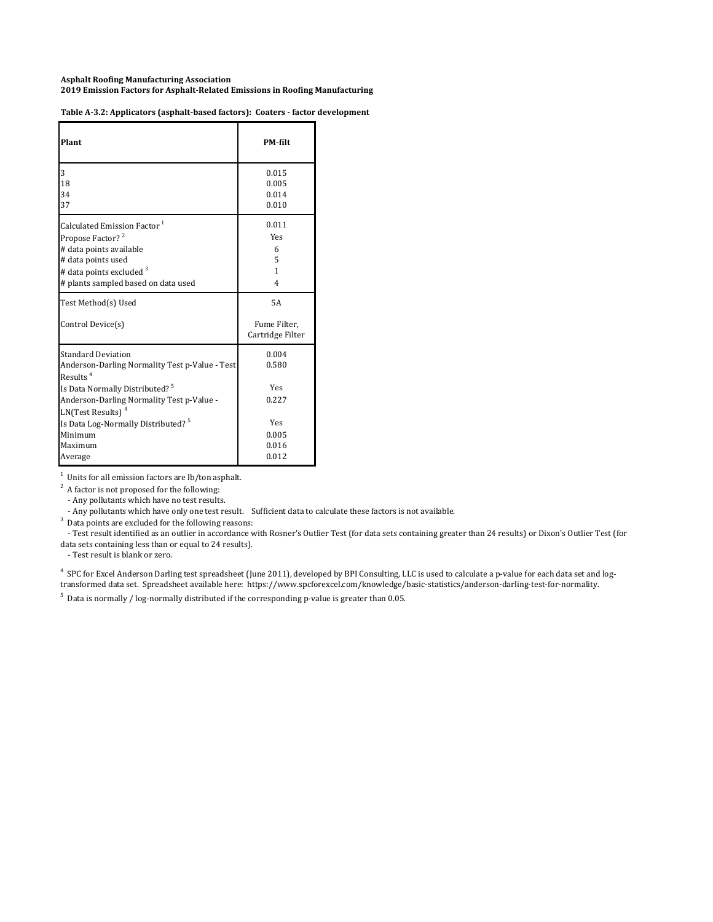**Asphalt Roofing Manufacturing Association**
**2019 Emission Factors for Asphalt-Related Emissions in Roofing Manufacturing**

**Table A-3.2: Applicators (asphalt-based factors): Coaters - factor development**

| Plant | PM-filt |
|---|---|
| 3 | 0.015 |
| 18 | 0.005 |
| 34 | 0.014 |
| 37 | 0.010 |
| Calculated Emission Factor [1] | 0.011 |
| Propose Factor? [2] | Yes |
| # data points available | 6 |
| # data points used | 5 |
| # data points excluded [3] | 1 |
| # plants sampled based on data used | 4 |
| Test Method(s) Used | 5A |
| Control Device(s) | Fume Filter, Cartridge Filter |
| Standard Deviation | 0.004 |
| Anderson-Darling Normality Test p-Value - Test Results [4] | 0.580 |
| Is Data Normally Distributed? [5] | Yes |
| Anderson-Darling Normality Test p-Value - LN(Test Results) [4] | 0.227 |
| Is Data Log-Normally Distributed? [5] | Yes |
| Minimum | 0.005 |
| Maximum | 0.016 |
| Average | 0.012 |

[1] Units for all emission factors are lb/ton asphalt.

[2] A factor is not proposed for the following:
- Any pollutants which have no test results.
- Any pollutants which have only one test result. Sufficient data to calculate these factors is not available.

[3] Data points are excluded for the following reasons:
- Test result identified as an outlier in accordance with Rosner's Outlier Test (for data sets containing greater than 24 results) or Dixon's Outlier Test (for data sets containing less than or equal to 24 results).
- Test result is blank or zero.

[4] SPC for Excel Anderson Darling test spreadsheet (June 2011), developed by BPI Consulting, LLC is used to calculate a p-value for each data set and log-transformed data set. Spreadsheet available here: https://www.spcforexcel.com/knowledge/basic-statistics/anderson-darling-test-for-normality.

[5] Data is normally / log-normally distributed if the corresponding p-value is greater than 0.05.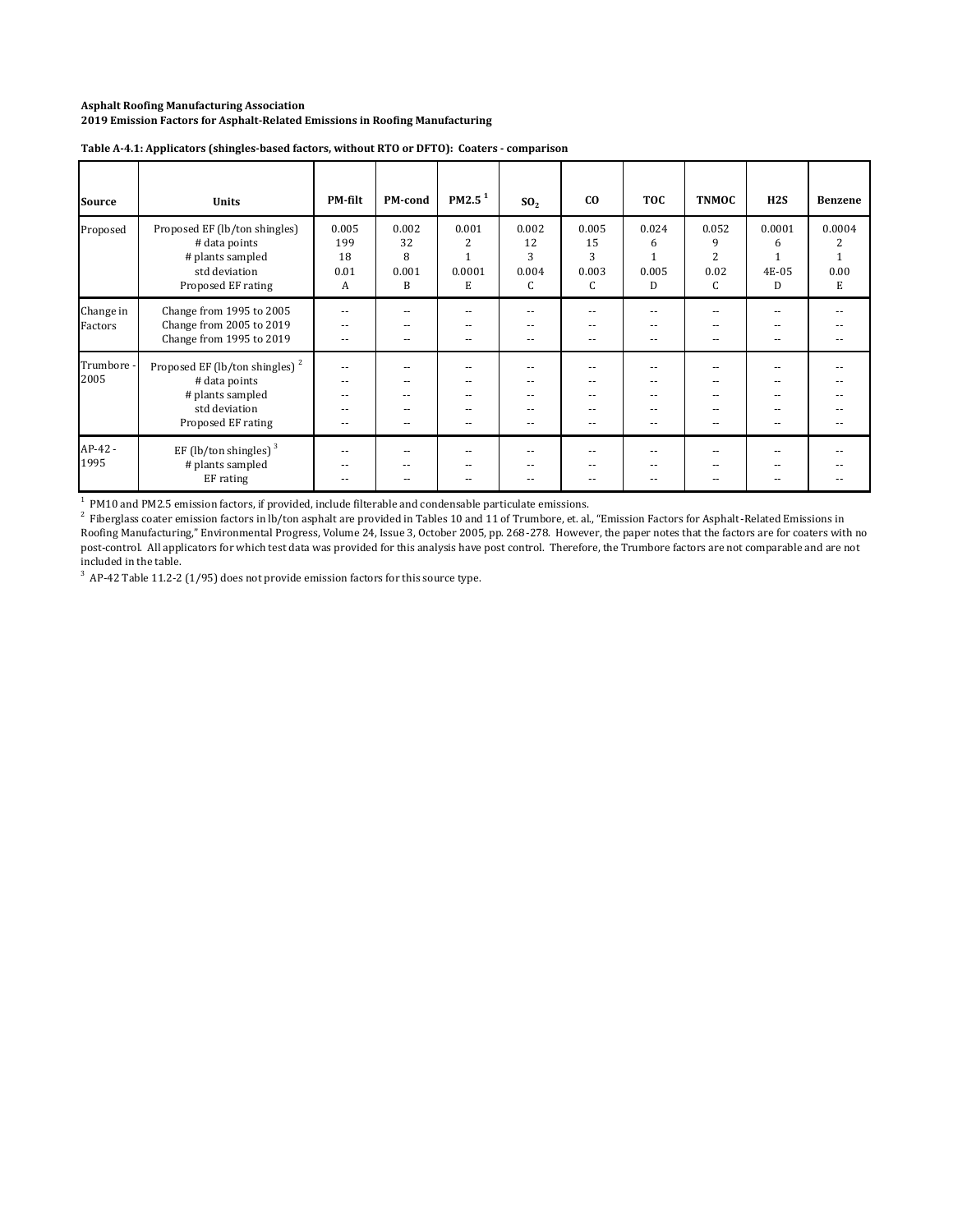**Asphalt Roofing Manufacturing Association**
**2019 Emission Factors for Asphalt-Related Emissions in Roofing Manufacturing**

**Table A-4.1: Applicators (shingles-based factors, without RTO or DFTO): Coaters - comparison**

| Source | Units | PM-filt | PM-cond | PM2.5 [1] | $SO_2$ | CO | TOC | TNMOC | H2S | Benzene |
|---|---|---|---|---|---|---|---|---|---|---|
| Proposed | Proposed EF (lb/ton shingles) | 0.005 | 0.002 | 0.001 | 0.002 | 0.005 | 0.024 | 0.052 | 0.0001 | 0.0004 |
| | # data points | 199 | 32 | 2 | 12 | 15 | 6 | 9 | 6 | 2 |
| | # plants sampled | 18 | 8 | 1 | 3 | 3 | 1 | 2 | 1 | 1 |
| | std deviation | 0.01 | 0.001 | 0.0001 | 0.004 | 0.003 | 0.005 | 0.02 | 4E-05 | 0.00 |
| | Proposed EF rating | A | B | E | C | C | D | C | D | E |
| Change in Factors | Change from 1995 to 2005 | -- | -- | -- | -- | -- | -- | -- | -- | -- |
| | Change from 2005 to 2019 | -- | -- | -- | -- | -- | -- | -- | -- | -- |
| | Change from 1995 to 2019 | -- | -- | -- | -- | -- | -- | -- | -- | -- |
| Trumbore - 2005 | Proposed EF (lb/ton shingles) [2] | -- | -- | -- | -- | -- | -- | -- | -- | -- |
| | # data points | -- | -- | -- | -- | -- | -- | -- | -- | -- |
| | # plants sampled | -- | -- | -- | -- | -- | -- | -- | -- | -- |
| | std deviation | -- | -- | -- | -- | -- | -- | -- | -- | -- |
| | Proposed EF rating | -- | -- | -- | -- | -- | -- | -- | -- | -- |
| AP-42 - 1995 | EF (lb/ton shingles) [3] | -- | -- | -- | -- | -- | -- | -- | -- | -- |
| | # plants sampled | -- | -- | -- | -- | -- | -- | -- | -- | -- |
| | EF rating | -- | -- | -- | -- | -- | -- | -- | -- | -- |

[1] PM10 and PM2.5 emission factors, if provided, include filterable and condensable particulate emissions.

[2] Fiberglass coater emission factors in lb/ton asphalt are provided in Tables 10 and 11 of Trumbore, et. al., "Emission Factors for Asphalt-Related Emissions in Roofing Manufacturing," Environmental Progress, Volume 24, Issue 3, October 2005, pp. 268-278. However, the paper notes that the factors are for coaters with no post-control. All applicators for which test data was provided for this analysis have post control. Therefore, the Trumbore factors are not comparable and are not included in the table.

[3] AP-42 Table 11.2-2 (1/95) does not provide emission factors for this source type.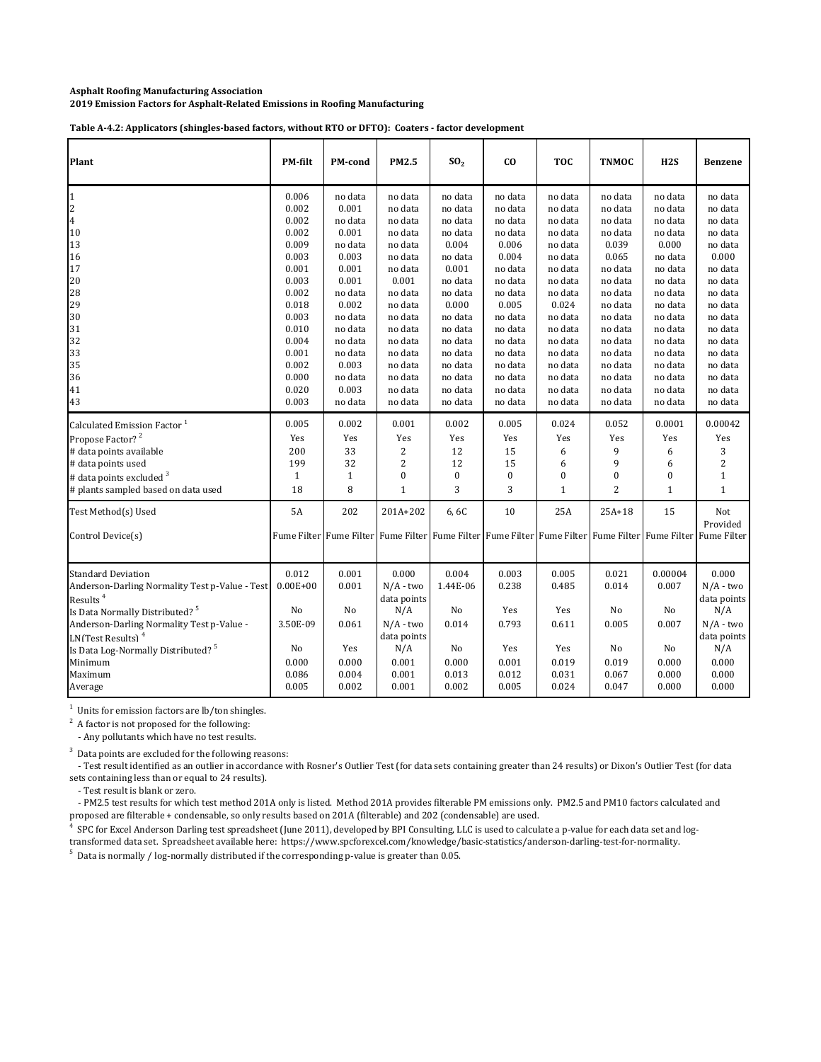**Asphalt Roofing Manufacturing Association**
**2019 Emission Factors for Asphalt-Related Emissions in Roofing Manufacturing**

**Table A-4.2: Applicators (shingles-based factors, without RTO or DFTO): Coaters - factor development**

| Plant | PM-filt | PM-cond | PM2.5 | $SO_2$ | CO | TOC | TNMOC | H2S | Benzene |
|---|---|---|---|---|---|---|---|---|---|
| 1 | 0.006 | no data | no data | no data | no data | no data | no data | no data | no data |
| 2 | 0.002 | 0.001 | no data | no data | no data | no data | no data | no data | no data |
| 4 | 0.002 | no data | no data | no data | no data | no data | no data | no data | no data |
| 10 | 0.002 | 0.001 | no data | no data | no data | no data | no data | no data | no data |
| 13 | 0.009 | no data | no data | 0.004 | 0.006 | no data | 0.039 | 0.000 | no data |
| 16 | 0.003 | 0.003 | no data | no data | 0.004 | no data | 0.065 | no data | 0.000 |
| 17 | 0.001 | 0.001 | no data | 0.001 | no data | no data | no data | no data | no data |
| 20 | 0.003 | 0.001 | 0.001 | no data | no data | no data | no data | no data | no data |
| 28 | 0.002 | no data | no data | no data | no data | no data | no data | no data | no data |
| 29 | 0.018 | 0.002 | no data | 0.000 | 0.005 | 0.024 | no data | no data | no data |
| 30 | 0.003 | no data | no data | no data | no data | no data | no data | no data | no data |
| 31 | 0.010 | no data | no data | no data | no data | no data | no data | no data | no data |
| 32 | 0.004 | no data | no data | no data | no data | no data | no data | no data | no data |
| 33 | 0.001 | no data | no data | no data | no data | no data | no data | no data | no data |
| 35 | 0.002 | 0.003 | no data | no data | no data | no data | no data | no data | no data |
| 36 | 0.000 | no data | no data | no data | no data | no data | no data | no data | no data |
| 41 | 0.020 | 0.003 | no data | no data | no data | no data | no data | no data | no data |
| 43 | 0.003 | no data | no data | no data | no data | no data | no data | no data | no data |
| Calculated Emission Factor [1] | 0.005 | 0.002 | 0.001 | 0.002 | 0.005 | 0.024 | 0.052 | 0.0001 | 0.00042 |
| Propose Factor? [2] | Yes | Yes | Yes | Yes | Yes | Yes | Yes | Yes | Yes |
| # data points available | 200 | 33 | 2 | 12 | 15 | 6 | 9 | 6 | 3 |
| # data points used | 199 | 32 | 2 | 12 | 15 | 6 | 9 | 6 | 2 |
| # data points excluded [3] | 1 | 1 | 0 | 0 | 0 | 0 | 0 | 0 | 1 |
| # plants sampled based on data used | 18 | 8 | 1 | 3 | 3 | 1 | 2 | 1 | 1 |
| Test Method(s) Used | 5A | 202 | 201A+202 | 6, 6C | 10 | 25A | 25A+18 | 15 | Not Provided |
| Control Device(s) | Fume Filter | Fume Filter | Fume Filter | Fume Filter | Fume Filter | Fume Filter | Fume Filter | Fume Filter | Fume Filter |
| Standard Deviation | 0.012 | 0.001 | 0.000 | 0.004 | 0.003 | 0.005 | 0.021 | 0.00004 | 0.000 |
| Anderson-Darling Normality Test p-Value - Test Results [4] | 0.00E+00 | 0.001 | N/A - two data points | 1.44E-06 | 0.238 | 0.485 | 0.014 | 0.007 | N/A - two data points |
| Is Data Normally Distributed? [5] | No | No | N/A | No | Yes | Yes | No | No | N/A |
| Anderson-Darling Normality Test p-Value - LN(Test Results) [4] | 3.50E-09 | 0.061 | N/A - two data points | 0.014 | 0.793 | 0.611 | 0.005 | 0.007 | N/A - two data points |
| Is Data Log-Normally Distributed? [5] | No | Yes | N/A | No | Yes | Yes | No | No | N/A |
| Minimum | 0.000 | 0.000 | 0.001 | 0.000 | 0.001 | 0.019 | 0.019 | 0.000 | 0.000 |
| Maximum | 0.086 | 0.004 | 0.001 | 0.013 | 0.012 | 0.031 | 0.067 | 0.000 | 0.000 |
| Average | 0.005 | 0.002 | 0.001 | 0.002 | 0.005 | 0.024 | 0.047 | 0.000 | 0.000 |

[1] Units for emission factors are lb/ton shingles.

[2] A factor is not proposed for the following:
- Any pollutants which have no test results.

[3] Data points are excluded for the following reasons:
- Test result identified as an outlier in accordance with Rosner's Outlier Test (for data sets containing greater than 24 results) or Dixon's Outlier Test (for data sets containing less than or equal to 24 results).
- Test result is blank or zero.
- PM2.5 test results for which test method 201A only is listed. Method 201A provides filterable PM emissions only. PM2.5 and PM10 factors calculated and proposed are filterable + condensable, so only results based on 201A (filterable) and 202 (condensable) are used.

[4] SPC for Excel Anderson Darling test spreadsheet (June 2011), developed by BPI Consulting, LLC is used to calculate a p-value for each data set and log-transformed data set. Spreadsheet available here: https://www.spcforexcel.com/knowledge/basic-statistics/anderson-darling-test-for-normality.

[5] Data is normally / log-normally distributed if the corresponding p-value is greater than 0.05.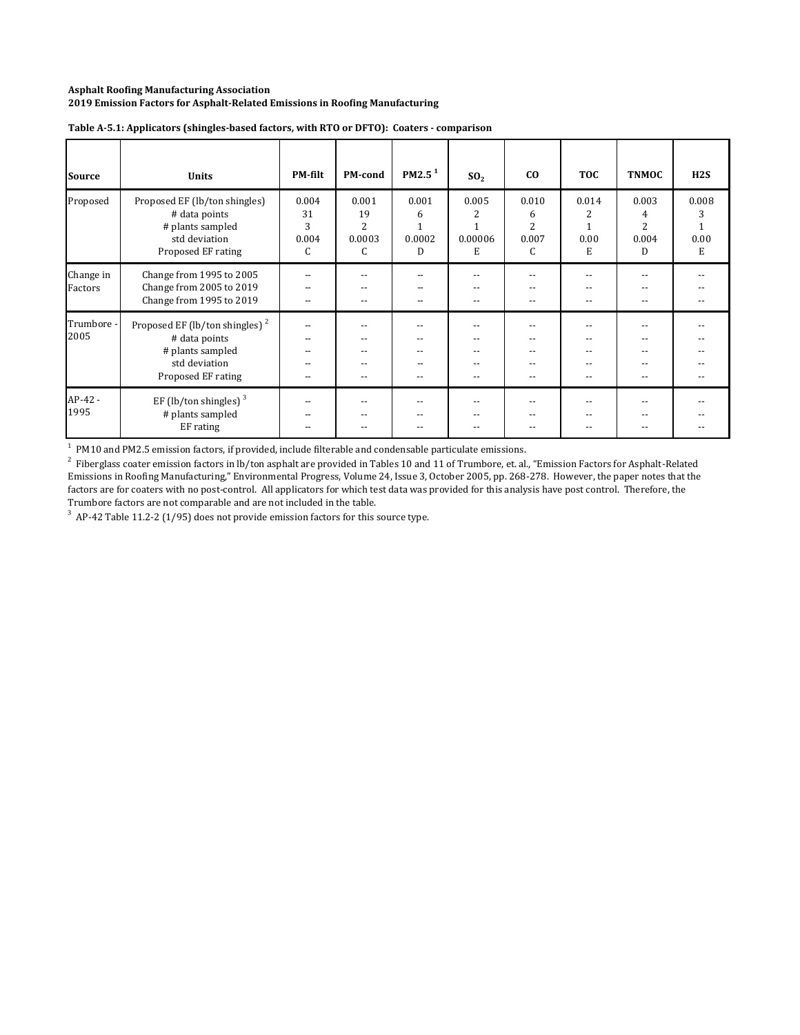**Asphalt Roofing Manufacturing Association**
**2019 Emission Factors for Asphalt-Related Emissions in Roofing Manufacturing**

**Table A-5.1: Applicators (shingles-based factors, with RTO or DFTO): Coaters - comparison**

| Source | Units | PM-filt | PM-cond | PM2.5 [1] | $SO_2$ | CO | TOC | TNMOC | H2S |
|---|---|---|---|---|---|---|---|---|---|
| Proposed | Proposed EF (lb/ton shingles) | 0.004 | 0.001 | 0.001 | 0.005 | 0.010 | 0.014 | 0.003 | 0.008 |
| | # data points | 31 | 19 | 6 | 2 | 6 | 2 | 4 | 3 |
| | # plants sampled | 3 | 2 | 1 | 1 | 2 | 1 | 2 | 1 |
| | std deviation | 0.004 | 0.0003 | 0.0002 | 0.00006 | 0.007 | 0.00 | 0.004 | 0.00 |
| | Proposed EF rating | C | C | D | E | C | E | D | E |
| Change in Factors | Change from 1995 to 2005 | -- | -- | -- | -- | -- | -- | -- | -- |
| | Change from 2005 to 2019 | -- | -- | -- | -- | -- | -- | -- | -- |
| | Change from 1995 to 2019 | -- | -- | -- | -- | -- | -- | -- | -- |
| Trumbore - 2005 | Proposed EF (lb/ton shingles) [2] | -- | -- | -- | -- | -- | -- | -- | -- |
| | # data points | -- | -- | -- | -- | -- | -- | -- | -- |
| | # plants sampled | -- | -- | -- | -- | -- | -- | -- | -- |
| | std deviation | -- | -- | -- | -- | -- | -- | -- | -- |
| | Proposed EF rating | -- | -- | -- | -- | -- | -- | -- | -- |
| AP-42 - 1995 | EF (lb/ton shingles) [3] | -- | -- | -- | -- | -- | -- | -- | -- |
| | # plants sampled | -- | -- | -- | -- | -- | -- | -- | -- |
| | EF rating | -- | -- | -- | -- | -- | -- | -- | -- |

[1] PM10 and PM2.5 emission factors, if provided, include filterable and condensable particulate emissions.

[2] Fiberglass coater emission factors in lb/ton asphalt are provided in Tables 10 and 11 of Trumbore, et. al., "Emission Factors for Asphalt-Related Emissions in Roofing Manufacturing," Environmental Progress, Volume 24, Issue 3, October 2005, pp. 268-278. However, the paper notes that the factors are for coaters with no post-control. All applicators for which test data was provided for this analysis have post control. Therefore, the Trumbore factors are not comparable and are not included in the table.

[3] AP-42 Table 11.2-2 (1/95) does not provide emission factors for this source type.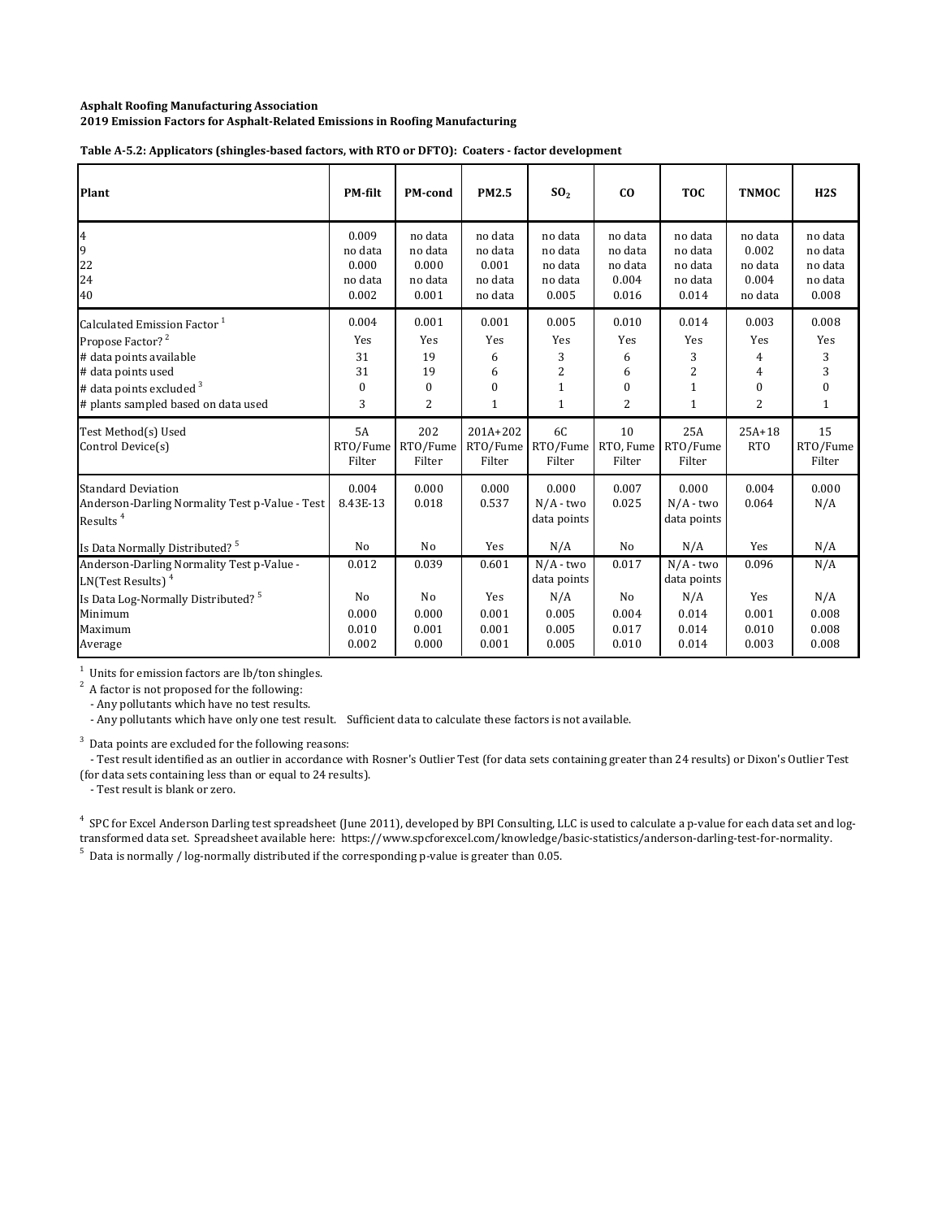**Asphalt Roofing Manufacturing Association**
**2019 Emission Factors for Asphalt-Related Emissions in Roofing Manufacturing**

**Table A-5.2: Applicators (shingles-based factors, with RTO or DFTO): Coaters - factor development**

| Plant | PM-filt | PM-cond | PM2.5 | $SO_2$ | CO | TOC | TNMOC | H2S |
|---|---|---|---|---|---|---|---|---|
| 4 | 0.009 | no data | no data | no data | no data | no data | no data | no data |
| 9 | no data | no data | no data | no data | no data | no data | 0.002 | no data |
| 22 | 0.000 | 0.000 | 0.001 | no data | no data | no data | no data | no data |
| 24 | no data | no data | no data | no data | 0.004 | no data | 0.004 | no data |
| 40 | 0.002 | 0.001 | no data | 0.005 | 0.016 | 0.014 | no data | 0.008 |
| Calculated Emission Factor [1] | 0.004 | 0.001 | 0.001 | 0.005 | 0.010 | 0.014 | 0.003 | 0.008 |
| Propose Factor? [2] | Yes | Yes | Yes | Yes | Yes | Yes | Yes | Yes |
| # data points available | 31 | 19 | 6 | 3 | 6 | 3 | 4 | 3 |
| # data points used | 31 | 19 | 6 | 2 | 6 | 2 | 4 | 3 |
| # data points excluded [3] | 0 | 0 | 0 | 1 | 0 | 1 | 0 | 0 |
| # plants sampled based on data used | 3 | 2 | 1 | 1 | 2 | 1 | 2 | 1 |
| Test Method(s) Used | 5A | 202 | 201A+202 | 6C | 10 | 25A | 25A+18 | 15 |
| Control Device(s) | RTO/Fume Filter | RTO/Fume Filter | RTO/Fume Filter | RTO/Fume Filter | RTO, Fume Filter | RTO/Fume Filter | RTO | RTO/Fume Filter |
| Standard Deviation | 0.004 | 0.000 | 0.000 | 0.000 | 0.007 | 0.000 | 0.004 | 0.000 |
| Anderson-Darling Normality Test p-Value - Test Results [4] | 8.43E-13 | 0.018 | 0.537 | N/A - two data points | 0.025 | N/A - two data points | 0.064 | N/A |
| Is Data Normally Distributed? [5] | No | No | Yes | N/A | No | N/A | Yes | N/A |
| Anderson-Darling Normality Test p-Value - LN(Test Results) [4] | 0.012 | 0.039 | 0.601 | N/A - two data points | 0.017 | N/A - two data points | 0.096 | N/A |
| Is Data Log-Normally Distributed? [5] | No | No | Yes | N/A | No | N/A | Yes | N/A |
| Minimum | 0.000 | 0.000 | 0.001 | 0.005 | 0.004 | 0.014 | 0.001 | 0.008 |
| Maximum | 0.010 | 0.001 | 0.001 | 0.005 | 0.017 | 0.014 | 0.010 | 0.008 |
| Average | 0.002 | 0.000 | 0.001 | 0.005 | 0.010 | 0.014 | 0.003 | 0.008 |

[1] Units for emission factors are lb/ton shingles.

[2] A factor is not proposed for the following:
- Any pollutants which have no test results.
- Any pollutants which have only one test result. Sufficient data to calculate these factors is not available.

[3] Data points are excluded for the following reasons:
- Test result identified as an outlier in accordance with Rosner's Outlier Test (for data sets containing greater than 24 results) or Dixon's Outlier Test (for data sets containing less than or equal to 24 results).
- Test result is blank or zero.

[4] SPC for Excel Anderson Darling test spreadsheet (June 2011), developed by BPI Consulting, LLC is used to calculate a p-value for each data set and log-transformed data set. Spreadsheet available here: https://www.spcforexcel.com/knowledge/basic-statistics/anderson-darling-test-for-normality.

[5] Data is normally / log-normally distributed if the corresponding p-value is greater than 0.05.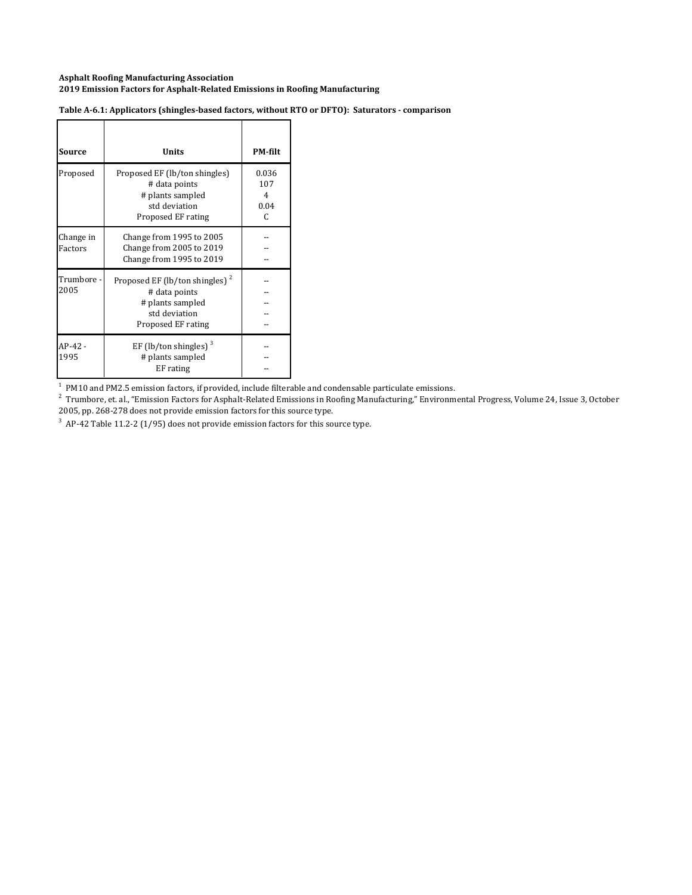**Asphalt Roofing Manufacturing Association**
**2019 Emission Factors for Asphalt-Related Emissions in Roofing Manufacturing**

**Table A-6.1: Applicators (shingles-based factors, without RTO or DFTO): Saturators - comparison**

| Source | Units | PM-filt |
|---|---|---|
| Proposed | Proposed EF (lb/ton shingles) | 0.036 |
| | # data points | 107 |
| | # plants sampled | 4 |
| | std deviation | 0.04 |
| | Proposed EF rating | C |
| Change in Factors | Change from 1995 to 2005 | -- |
| | Change from 2005 to 2019 | -- |
| | Change from 1995 to 2019 | -- |
| Trumbore - 2005 | Proposed EF (lb/ton shingles) [2] | -- |
| | # data points | -- |
| | # plants sampled | -- |
| | std deviation | -- |
| | Proposed EF rating | -- |
| AP-42 - 1995 | EF (lb/ton shingles) [3] | -- |
| | # plants sampled | -- |
| | EF rating | -- |

[1] PM10 and PM2.5 emission factors, if provided, include filterable and condensable particulate emissions.
[2] Trumbore, et. al., "Emission Factors for Asphalt-Related Emissions in Roofing Manufacturing," Environmental Progress, Volume 24, Issue 3, October 2005, pp. 268-278 does not provide emission factors for this source type.
[3] AP-42 Table 11.2-2 (1/95) does not provide emission factors for this source type.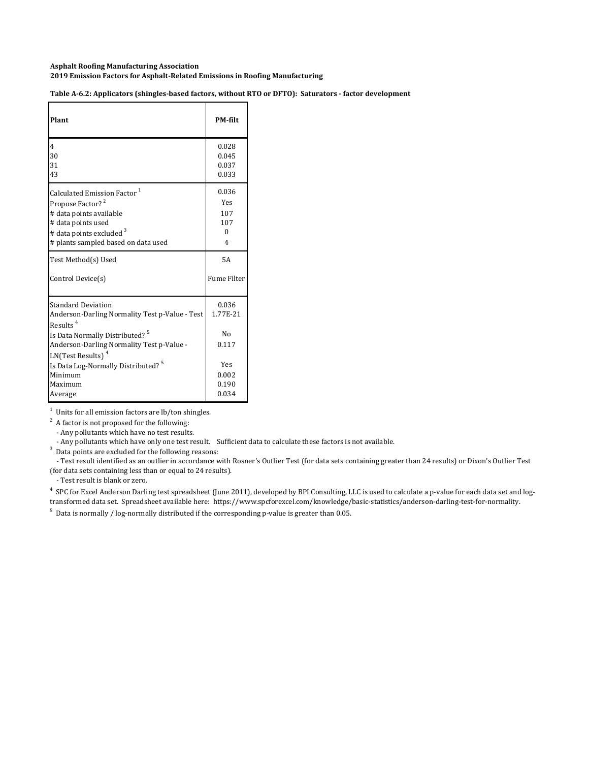**Asphalt Roofing Manufacturing Association**
**2019 Emission Factors for Asphalt-Related Emissions in Roofing Manufacturing**

**Table A-6.2: Applicators (shingles-based factors, without RTO or DFTO): Saturators - factor development**

| Plant | PM-filt |
|---|---|
| 4 | 0.028 |
| 30 | 0.045 |
| 31 | 0.037 |
| 43 | 0.033 |
| Calculated Emission Factor [1] | 0.036 |
| Propose Factor? [2] | Yes |
| # data points available | 107 |
| # data points used | 107 |
| # data points excluded [3] | 0 |
| # plants sampled based on data used | 4 |
| Test Method(s) Used | 5A |
| Control Device(s) | Fume Filter |
| Standard Deviation | 0.036 |
| Anderson-Darling Normality Test p-Value - Test Results [4] | 1.77E-21 |
| Is Data Normally Distributed? [5] | No |
| Anderson-Darling Normality Test p-Value - LN(Test Results) [4] | 0.117 |
| Is Data Log-Normally Distributed? [5] | Yes |
| Minimum | 0.002 |
| Maximum | 0.190 |
| Average | 0.034 |

[1] Units for all emission factors are lb/ton shingles.

[2] A factor is not proposed for the following:
- Any pollutants which have no test results.
- Any pollutants which have only one test result. Sufficient data to calculate these factors is not available.

[3] Data points are excluded for the following reasons:
- Test result identified as an outlier in accordance with Rosner's Outlier Test (for data sets containing greater than 24 results) or Dixon's Outlier Test (for data sets containing less than or equal to 24 results).
- Test result is blank or zero.

[4] SPC for Excel Anderson Darling test spreadsheet (June 2011), developed by BPI Consulting, LLC is used to calculate a p-value for each data set and log-transformed data set. Spreadsheet available here: https://www.spcforexcel.com/knowledge/basic-statistics/anderson-darling-test-for-normality.

[5] Data is normally / log-normally distributed if the corresponding p-value is greater than 0.05.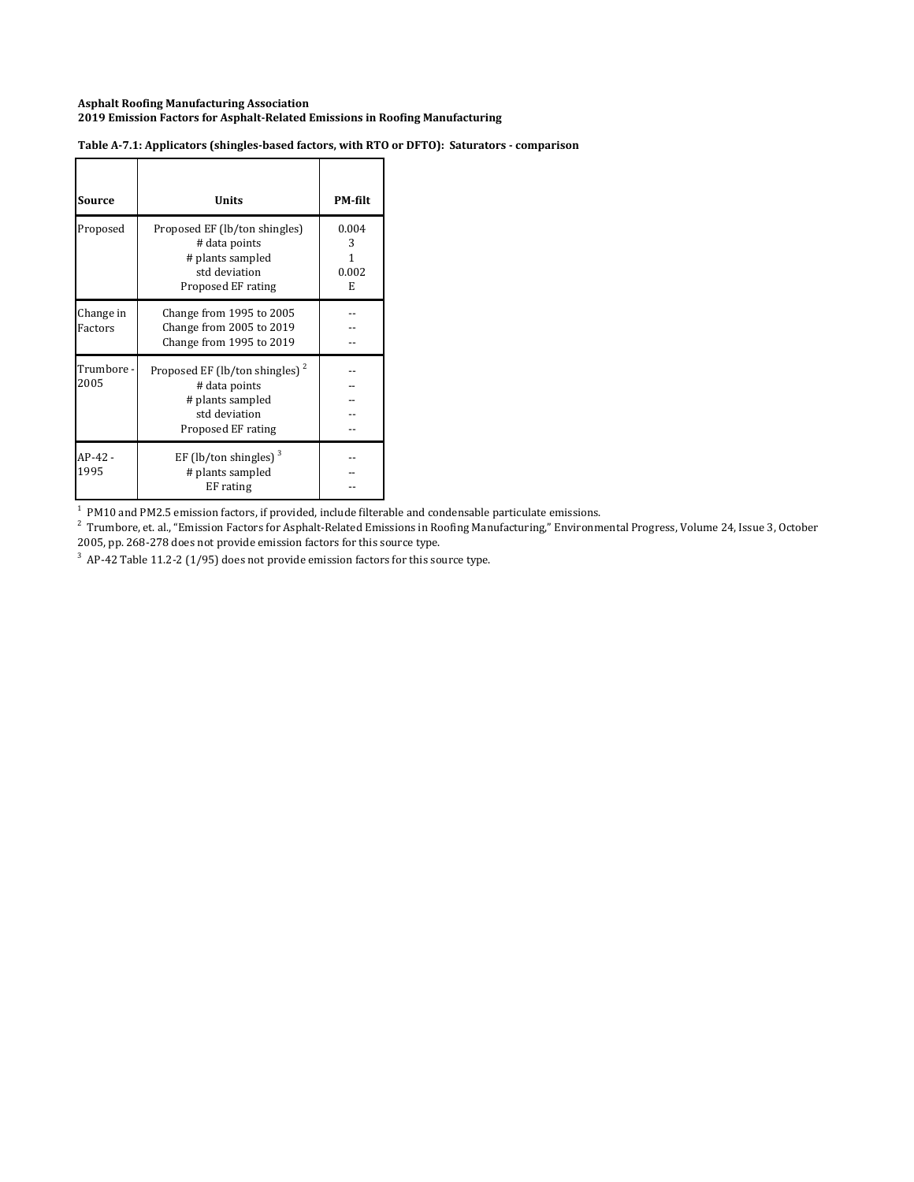**Asphalt Roofing Manufacturing Association**
**2019 Emission Factors for Asphalt-Related Emissions in Roofing Manufacturing**

**Table A-7.1: Applicators (shingles-based factors, with RTO or DFTO): Saturators - comparison**

| Source | Units | PM-filt |
|---|---|---|
| Proposed | Proposed EF (lb/ton shingles) | 0.004 |
| | # data points | 3 |
| | # plants sampled | 1 |
| | std deviation | 0.002 |
| | Proposed EF rating | E |
| Change in Factors | Change from 1995 to 2005 | -- |
| | Change from 2005 to 2019 | -- |
| | Change from 1995 to 2019 | -- |
| Trumbore - 2005 | Proposed EF (lb/ton shingles) [2] | -- |
| | # data points | -- |
| | # plants sampled | -- |
| | std deviation | -- |
| | Proposed EF rating | -- |
| AP-42 - 1995 | EF (lb/ton shingles) [3] | -- |
| | # plants sampled | -- |
| | EF rating | -- |

[1] PM10 and PM2.5 emission factors, if provided, include filterable and condensable particulate emissions.
[2] Trumbore, et. al., "Emission Factors for Asphalt-Related Emissions in Roofing Manufacturing," Environmental Progress, Volume 24, Issue 3, October 2005, pp. 268-278 does not provide emission factors for this source type.
[3] AP-42 Table 11.2-2 (1/95) does not provide emission factors for this source type.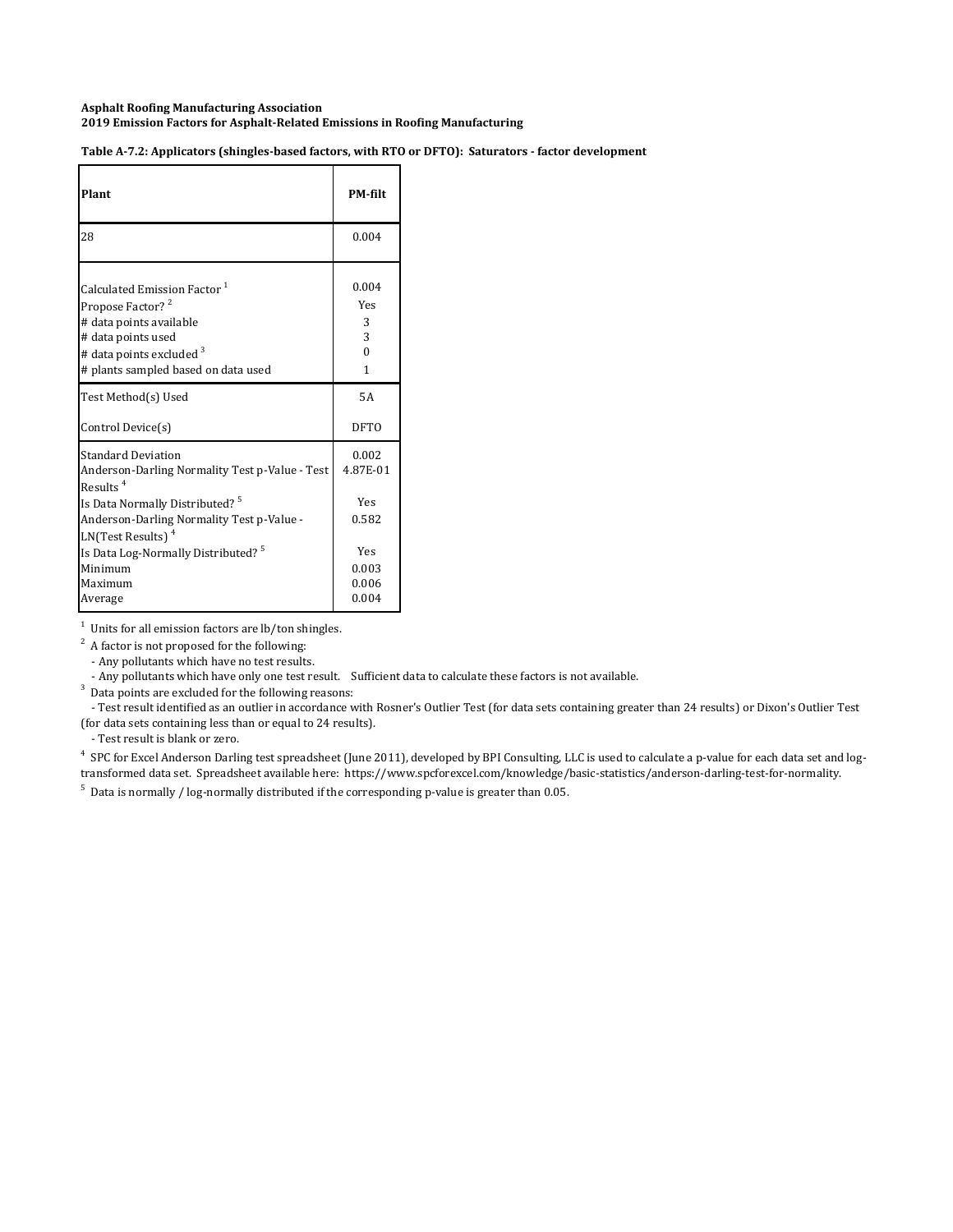**Asphalt Roofing Manufacturing Association**
**2019 Emission Factors for Asphalt-Related Emissions in Roofing Manufacturing**

**Table A-7.2: Applicators (shingles-based factors, with RTO or DFTO): Saturators - factor development**

| Plant | PM-filt |
|---|---|
| 28 | 0.004 |
| Calculated Emission Factor [1] | 0.004 |
| Propose Factor? [2] | Yes |
| # data points available | 3 |
| # data points used | 3 |
| # data points excluded [3] | 0 |
| # plants sampled based on data used | 1 |
| Test Method(s) Used | 5A |
| Control Device(s) | DFTO |
| Standard Deviation | 0.002 |
| Anderson-Darling Normality Test p-Value - Test Results [4] | 4.87E-01 |
| Is Data Normally Distributed? [5] | Yes |
| Anderson-Darling Normality Test p-Value - LN(Test Results) [4] | 0.582 |
| Is Data Log-Normally Distributed? [5] | Yes |
| Minimum | 0.003 |
| Maximum | 0.006 |
| Average | 0.004 |

[1] Units for all emission factors are lb/ton shingles.

[2] A factor is not proposed for the following:
- Any pollutants which have no test results.
- Any pollutants which have only one test result. Sufficient data to calculate these factors is not available.

[3] Data points are excluded for the following reasons:
- Test result identified as an outlier in accordance with Rosner's Outlier Test (for data sets containing greater than 24 results) or Dixon's Outlier Test (for data sets containing less than or equal to 24 results).
- Test result is blank or zero.

[4] SPC for Excel Anderson Darling test spreadsheet (June 2011), developed by BPI Consulting, LLC is used to calculate a p-value for each data set and log-transformed data set. Spreadsheet available here: https://www.spcforexcel.com/knowledge/basic-statistics/anderson-darling-test-for-normality.

[5] Data is normally / log-normally distributed if the corresponding p-value is greater than 0.05.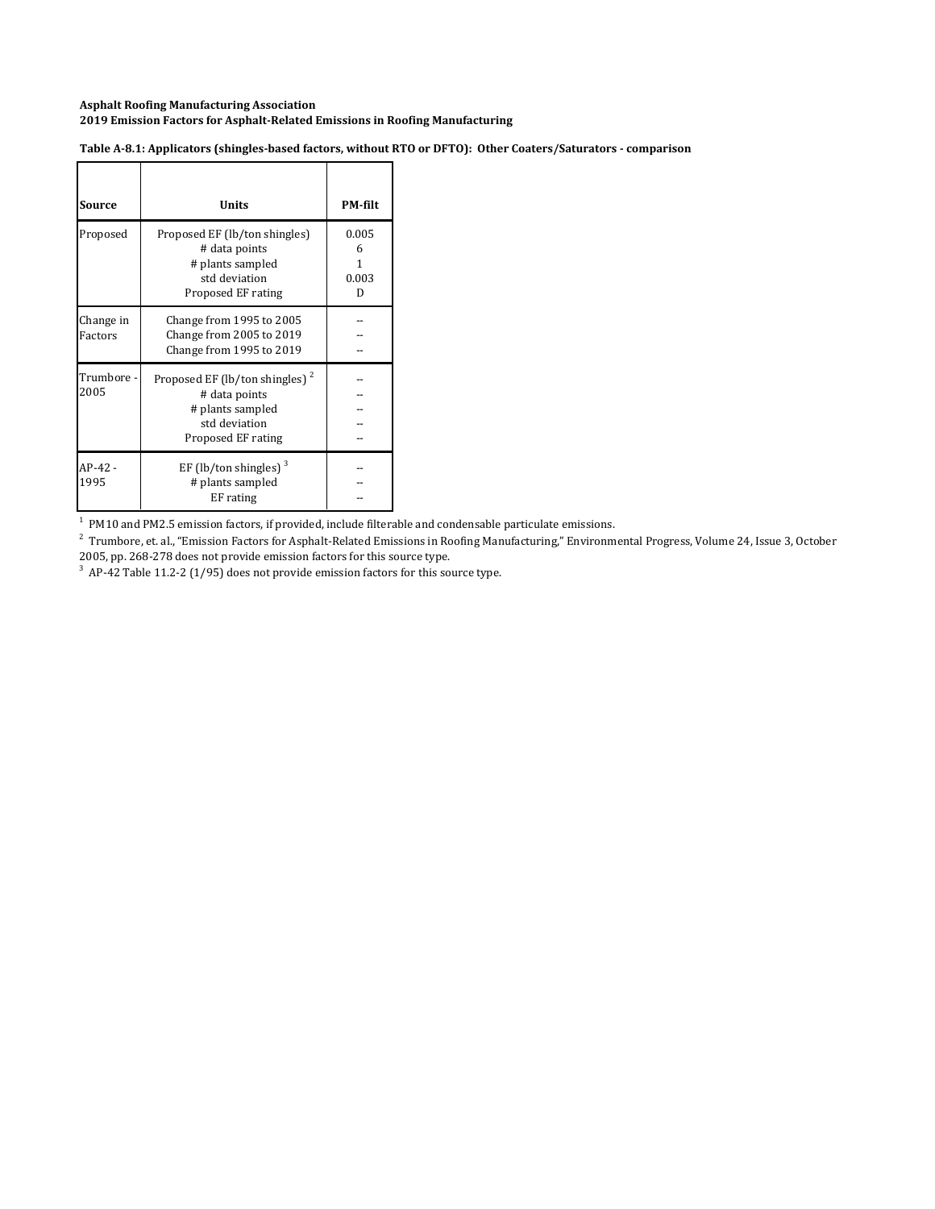**Asphalt Roofing Manufacturing Association**
**2019 Emission Factors for Asphalt-Related Emissions in Roofing Manufacturing**

**Table A-8.1: Applicators (shingles-based factors, without RTO or DFTO): Other Coaters/Saturators - comparison**

| Source | Units | PM-filt |
|---|---|---|
| Proposed | Proposed EF (lb/ton shingles) | 0.005 |
| | # data points | 6 |
| | # plants sampled | 1 |
| | std deviation | 0.003 |
| | Proposed EF rating | D |
| Change in Factors | Change from 1995 to 2005 | -- |
| | Change from 2005 to 2019 | -- |
| | Change from 1995 to 2019 | -- |
| Trumbore - 2005 | Proposed EF (lb/ton shingles) [2] | -- |
| | # data points | -- |
| | # plants sampled | -- |
| | std deviation | -- |
| | Proposed EF rating | -- |
| AP-42 - 1995 | EF (lb/ton shingles) [3] | -- |
| | # plants sampled | -- |
| | EF rating | -- |

[1] PM10 and PM2.5 emission factors, if provided, include filterable and condensable particulate emissions.

[2] Trumbore, et. al., "Emission Factors for Asphalt-Related Emissions in Roofing Manufacturing," Environmental Progress, Volume 24, Issue 3, October 2005, pp. 268-278 does not provide emission factors for this source type.

[3] AP-42 Table 11.2-2 (1/95) does not provide emission factors for this source type.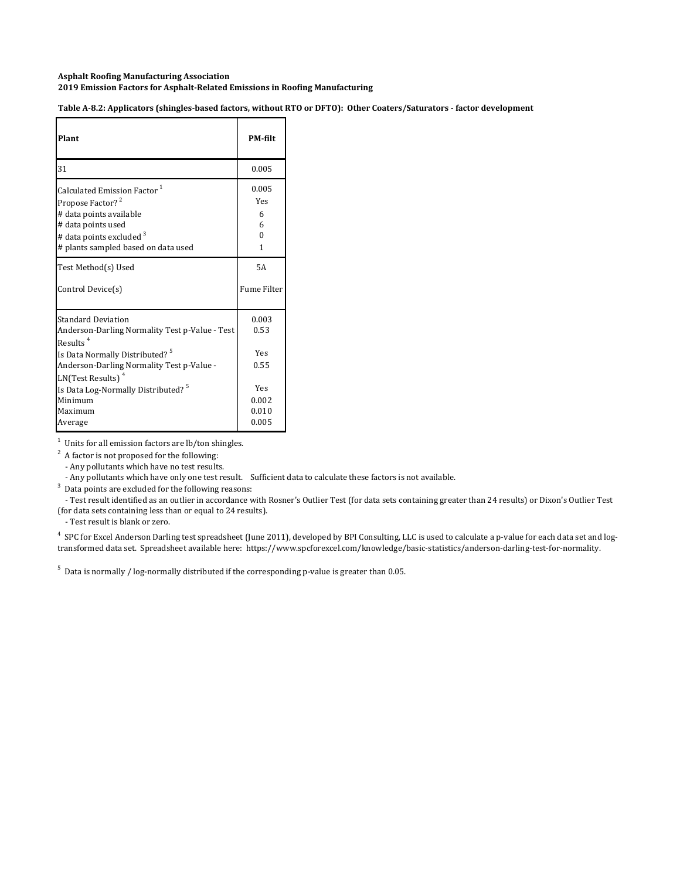**Asphalt Roofing Manufacturing Association**
**2019 Emission Factors for Asphalt-Related Emissions in Roofing Manufacturing**

**Table A-8.2: Applicators (shingles-based factors, without RTO or DFTO): Other Coaters/Saturators - factor development**

| Plant | PM-filt |
|---|---|
| 31 | 0.005 |
| Calculated Emission Factor [1] | 0.005 |
| Propose Factor? [2] | Yes |
| # data points available | 6 |
| # data points used | 6 |
| # data points excluded [3] | 0 |
| # plants sampled based on data used | 1 |
| Test Method(s) Used | 5A |
| Control Device(s) | Fume Filter |
| Standard Deviation | 0.003 |
| Anderson-Darling Normality Test p-Value - Test Results [4] | 0.53 |
| Is Data Normally Distributed? [5] | Yes |
| Anderson-Darling Normality Test p-Value - LN(Test Results) [4] | 0.55 |
| Is Data Log-Normally Distributed? [5] | Yes |
| Minimum | 0.002 |
| Maximum | 0.010 |
| Average | 0.005 |

[1] Units for all emission factors are lb/ton shingles.

[2] A factor is not proposed for the following:
- Any pollutants which have no test results.
- Any pollutants which have only one test result. Sufficient data to calculate these factors is not available.

[3] Data points are excluded for the following reasons:
- Test result identified as an outlier in accordance with Rosner's Outlier Test (for data sets containing greater than 24 results) or Dixon's Outlier Test (for data sets containing less than or equal to 24 results).
- Test result is blank or zero.

[4] SPC for Excel Anderson Darling test spreadsheet (June 2011), developed by BPI Consulting, LLC is used to calculate a p-value for each data set and log-transformed data set. Spreadsheet available here: https://www.spcforexcel.com/knowledge/basic-statistics/anderson-darling-test-for-normality.

[5] Data is normally / log-normally distributed if the corresponding p-value is greater than 0.05.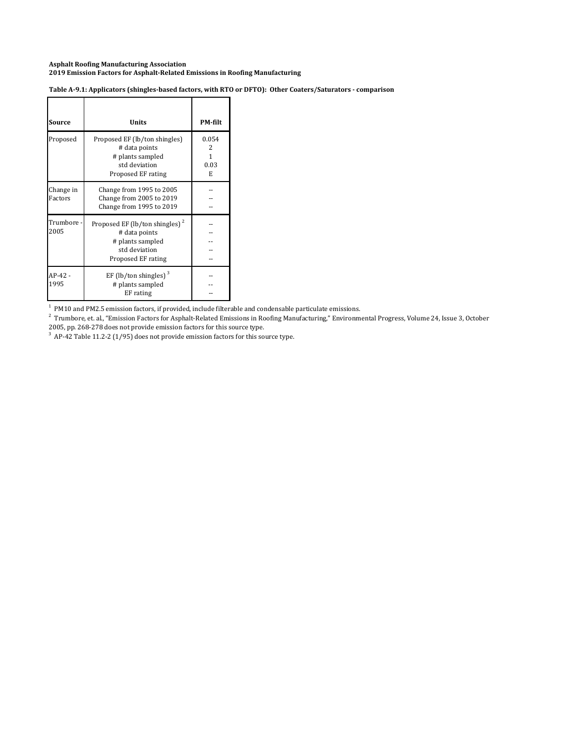**Asphalt Roofing Manufacturing Association**
**2019 Emission Factors for Asphalt-Related Emissions in Roofing Manufacturing**

**Table A-9.1: Applicators (shingles-based factors, with RTO or DFTO): Other Coaters/Saturators - comparison**

| Source | Units | PM-filt |
|---|---|---|
| Proposed | Proposed EF (lb/ton shingles) | 0.054 |
| | # data points | 2 |
| | # plants sampled | 1 |
| | std deviation | 0.03 |
| | Proposed EF rating | E |
| Change in Factors | Change from 1995 to 2005 | -- |
| | Change from 2005 to 2019 | -- |
| | Change from 1995 to 2019 | -- |
| Trumbore - 2005 | Proposed EF (lb/ton shingles) [2] | -- |
| | # data points | -- |
| | # plants sampled | -- |
| | std deviation | -- |
| | Proposed EF rating | -- |
| AP-42 - 1995 | EF (lb/ton shingles) [3] | -- |
| | # plants sampled | -- |
| | EF rating | -- |

[1] PM10 and PM2.5 emission factors, if provided, include filterable and condensable particulate emissions.

[2] Trumbore, et. al., "Emission Factors for Asphalt-Related Emissions in Roofing Manufacturing," Environmental Progress, Volume 24, Issue 3, October 2005, pp. 268-278 does not provide emission factors for this source type.

[3] AP-42 Table 11.2-2 (1/95) does not provide emission factors for this source type.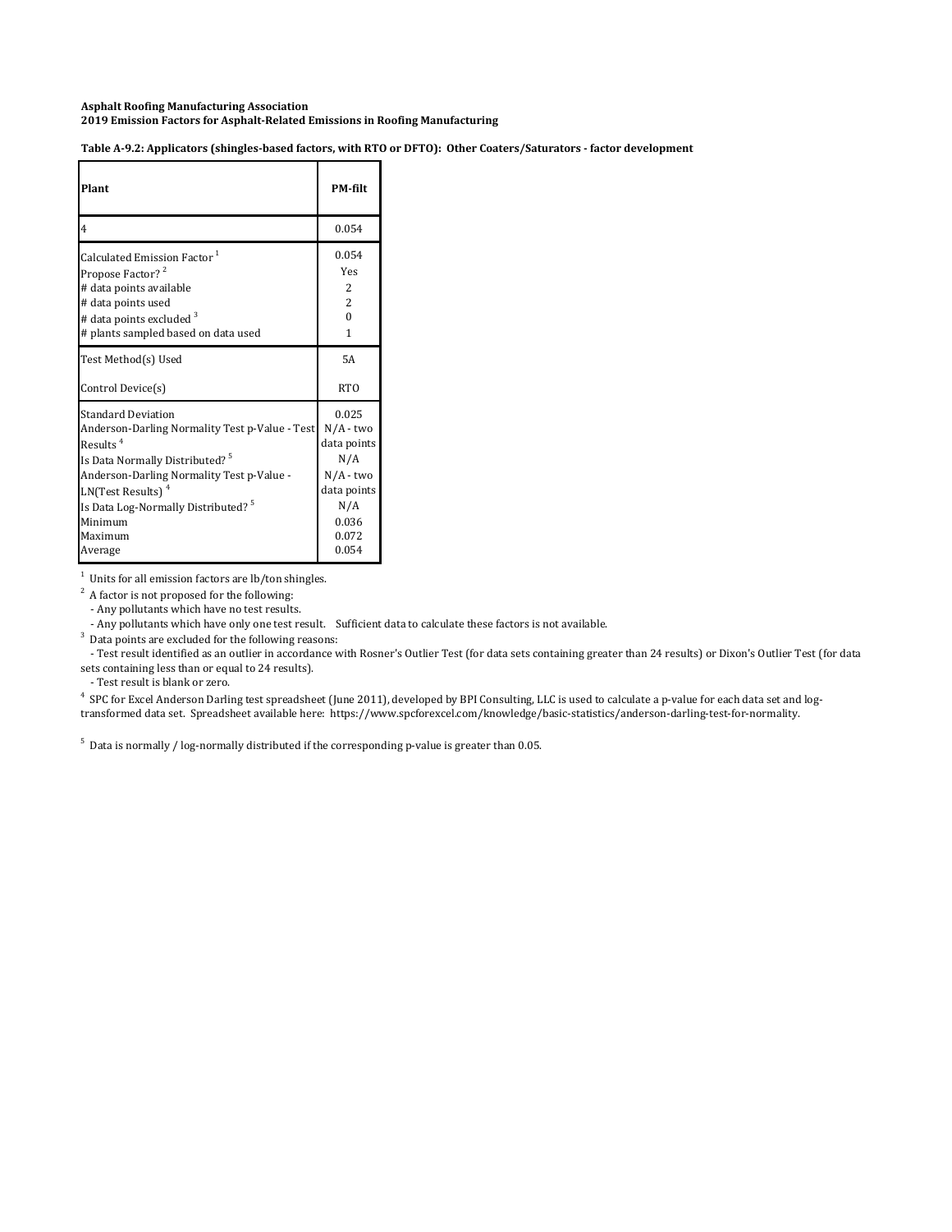**Asphalt Roofing Manufacturing Association**
**2019 Emission Factors for Asphalt-Related Emissions in Roofing Manufacturing**

**Table A-9.2: Applicators (shingles-based factors, with RTO or DFTO): Other Coaters/Saturators - factor development**

| Plant | PM-filt |
|---|---|
| 4 | 0.054 |
| Calculated Emission Factor [1] | 0.054 |
| Propose Factor? [2] | Yes |
| # data points available | 2 |
| # data points used | 2 |
| # data points excluded [3] | 0 |
| # plants sampled based on data used | 1 |
| Test Method(s) Used | 5A |
| Control Device(s) | RTO |
| Standard Deviation | 0.025 |
| Anderson-Darling Normality Test p-Value - Test Results [4] | N/A - two data points |
| Is Data Normally Distributed? [5] | N/A |
| Anderson-Darling Normality Test p-Value - LN(Test Results) [4] | N/A - two data points |
| Is Data Log-Normally Distributed? [5] | N/A |
| Minimum | 0.036 |
| Maximum | 0.072 |
| Average | 0.054 |

[1] Units for all emission factors are lb/ton shingles.

[2] A factor is not proposed for the following:
- Any pollutants which have no test results.
- Any pollutants which have only one test result. Sufficient data to calculate these factors is not available.

[3] Data points are excluded for the following reasons:
- Test result identified as an outlier in accordance with Rosner's Outlier Test (for data sets containing greater than 24 results) or Dixon's Outlier Test (for data sets containing less than or equal to 24 results).
- Test result is blank or zero.

[4] SPC for Excel Anderson Darling test spreadsheet (June 2011), developed by BPI Consulting, LLC is used to calculate a p-value for each data set and log-transformed data set. Spreadsheet available here: https://www.spcforexcel.com/knowledge/basic-statistics/anderson-darling-test-for-normality.

[5] Data is normally / log-normally distributed if the corresponding p-value is greater than 0.05.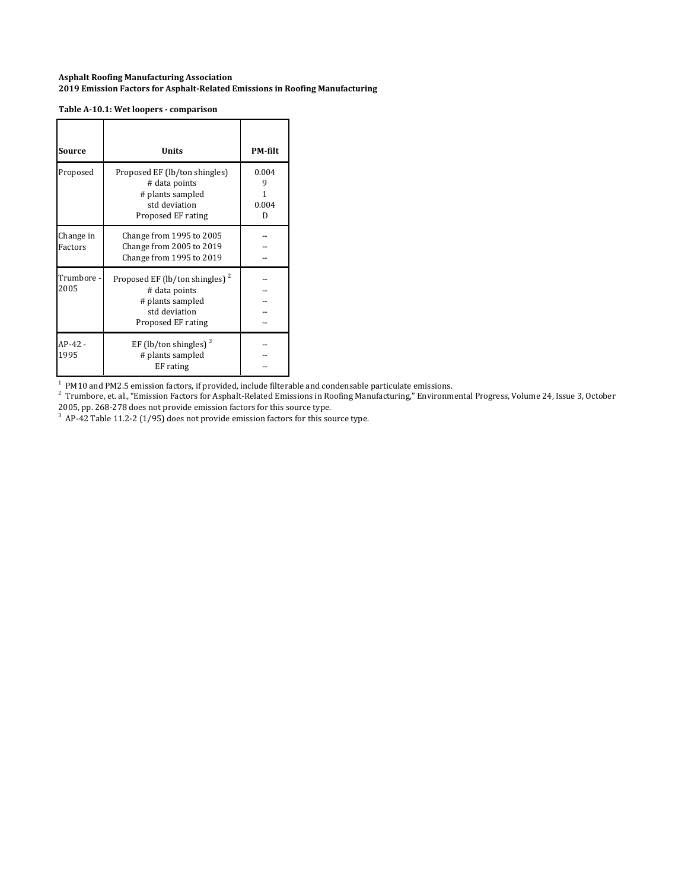**Asphalt Roofing Manufacturing Association**
**2019 Emission Factors for Asphalt-Related Emissions in Roofing Manufacturing**

**Table A-10.1: Wet loopers - comparison**

| Source | Units | PM-filt |
|---|---|---|
| Proposed | Proposed EF (lb/ton shingles) | 0.004 |
| | # data points | 9 |
| | # plants sampled | 1 |
| | std deviation | 0.004 |
| | Proposed EF rating | D |
| Change in Factors | Change from 1995 to 2005 | -- |
| | Change from 2005 to 2019 | -- |
| | Change from 1995 to 2019 | -- |
| Trumbore - 2005 | Proposed EF (lb/ton shingles) [2] | -- |
| | # data points | -- |
| | # plants sampled | -- |
| | std deviation | -- |
| | Proposed EF rating | -- |
| AP-42 - 1995 | EF (lb/ton shingles) [3] | -- |
| | # plants sampled | -- |
| | EF rating | -- |

[1] PM10 and PM2.5 emission factors, if provided, include filterable and condensable particulate emissions.
[2] Trumbore, et. al., "Emission Factors for Asphalt-Related Emissions in Roofing Manufacturing," Environmental Progress, Volume 24, Issue 3, October 2005, pp. 268-278 does not provide emission factors for this source type.
[3] AP-42 Table 11.2-2 (1/95) does not provide emission factors for this source type.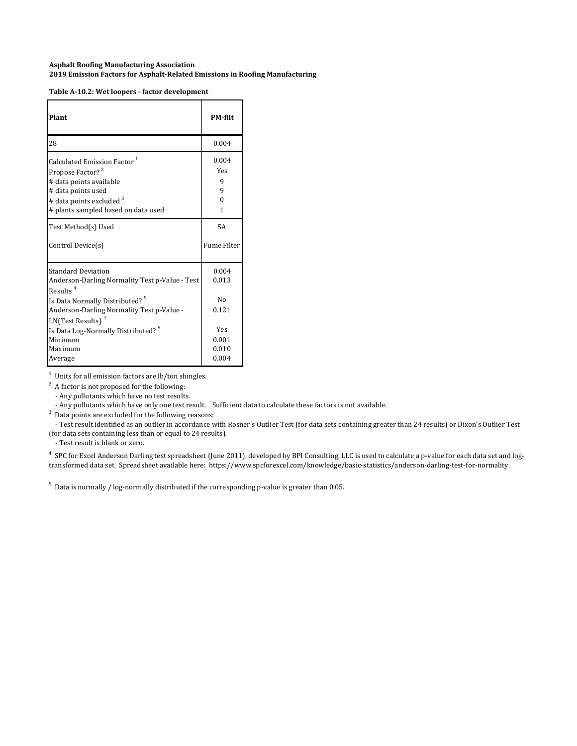**Asphalt Roofing Manufacturing Association**
**2019 Emission Factors for Asphalt-Related Emissions in Roofing Manufacturing**

**Table A-10.2: Wet loopers - factor development**

| Plant | PM-filt |
|---|---|
| 28 | 0.004 |
| Calculated Emission Factor [1] | 0.004 |
| Propose Factor? [2] | Yes |
| # data points available | 9 |
| # data points used | 9 |
| # data points excluded [3] | 0 |
| # plants sampled based on data used | 1 |
| Test Method(s) Used | 5A |
| Control Device(s) | Fume Filter |
| Standard Deviation | 0.004 |
| Anderson-Darling Normality Test p-Value - Test Results [4] | 0.013 |
| Is Data Normally Distributed? [5] | No |
| Anderson-Darling Normality Test p-Value - LN(Test Results) [4] | 0.121 |
| Is Data Log-Normally Distributed? [5] | Yes |
| Minimum | 0.001 |
| Maximum | 0.010 |
| Average | 0.004 |

[1] Units for all emission factors are lb/ton shingles.

[2] A factor is not proposed for the following:
- Any pollutants which have no test results.
- Any pollutants which have only one test result. Sufficient data to calculate these factors is not available.

[3] Data points are excluded for the following reasons:
- Test result identified as an outlier in accordance with Rosner's Outlier Test (for data sets containing greater than 24 results) or Dixon's Outlier Test (for data sets containing less than or equal to 24 results).
- Test result is blank or zero.

[4] SPC for Excel Anderson Darling test spreadsheet (June 2011), developed by BPI Consulting, LLC is used to calculate a p-value for each data set and log-transformed data set. Spreadsheet available here: https://www.spcforexcel.com/knowledge/basic-statistics/anderson-darling-test-for-normality.

[5] Data is normally / log-normally distributed if the corresponding p-value is greater than 0.05.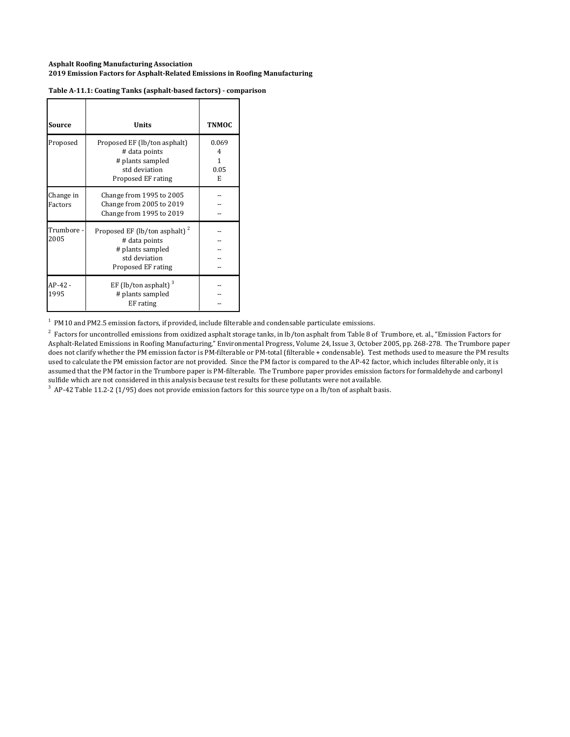**Asphalt Roofing Manufacturing Association**
**2019 Emission Factors for Asphalt-Related Emissions in Roofing Manufacturing**

**Table A-11.1: Coating Tanks (asphalt-based factors) - comparison**

| Source | Units | TNMOC |
|---|---|---|
| Proposed | Proposed EF (lb/ton asphalt) | 0.069 |
| | # data points | 4 |
| | # plants sampled | 1 |
| | std deviation | 0.05 |
| | Proposed EF rating | E |
| Change in Factors | Change from 1995 to 2005 | -- |
| | Change from 2005 to 2019 | -- |
| | Change from 1995 to 2019 | -- |
| Trumbore - 2005 | Proposed EF (lb/ton asphalt) [2] | -- |
| | # data points | -- |
| | # plants sampled | -- |
| | std deviation | -- |
| | Proposed EF rating | -- |
| AP-42 - 1995 | EF (lb/ton asphalt) [3] | -- |
| | # plants sampled | -- |
| | EF rating | -- |

[1] PM10 and PM2.5 emission factors, if provided, include filterable and condensable particulate emissions.

[2] Factors for uncontrolled emissions from oxidized asphalt storage tanks, in lb/ton asphalt from Table 8 of Trumbore, et. al., "Emission Factors for Asphalt-Related Emissions in Roofing Manufacturing," Environmental Progress, Volume 24, Issue 3, October 2005, pp. 268-278. The Trumbore paper does not clarify whether the PM emission factor is PM-filterable or PM-total (filterable + condensable). Test methods used to measure the PM results used to calculate the PM emission factor are not provided. Since the PM factor is compared to the AP-42 factor, which includes filterable only, it is assumed that the PM factor in the Trumbore paper is PM-filterable. The Trumbore paper provides emission factors for formaldehyde and carbonyl sulfide which are not considered in this analysis because test results for these pollutants were not available.

[3] AP-42 Table 11.2-2 (1/95) does not provide emission factors for this source type on a lb/ton of asphalt basis.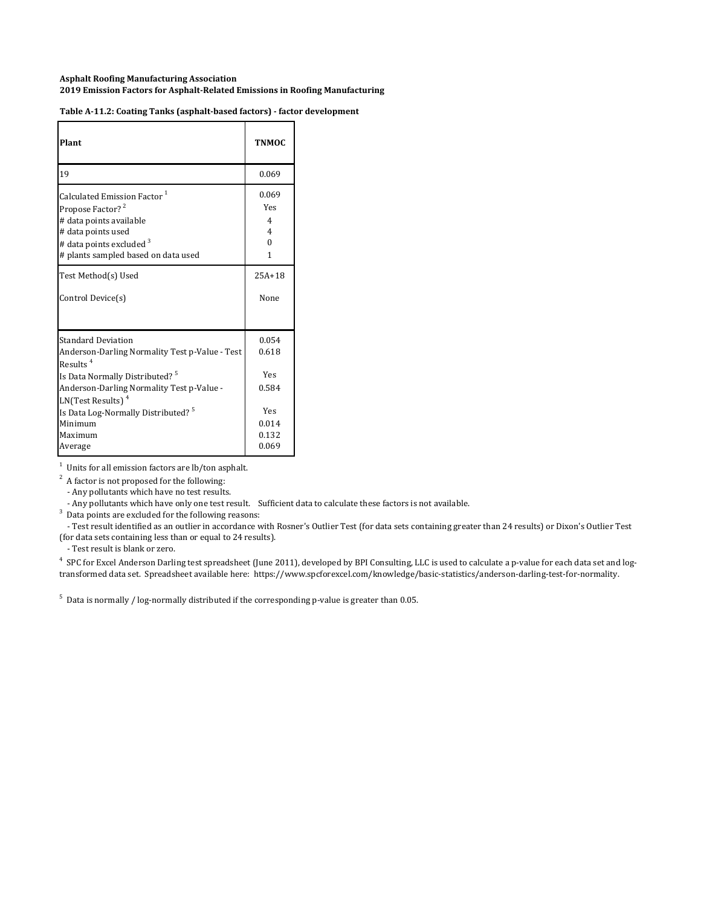**Asphalt Roofing Manufacturing Association**
**2019 Emission Factors for Asphalt-Related Emissions in Roofing Manufacturing**

**Table A-11.2: Coating Tanks (asphalt-based factors) - factor development**

| Plant | TNMOC |
|---|---|
| 19 | 0.069 |
| Calculated Emission Factor [1] | 0.069 |
| Propose Factor? [2] | Yes |
| # data points available | 4 |
| # data points used | 4 |
| # data points excluded [3] | 0 |
| # plants sampled based on data used | 1 |
| Test Method(s) Used | 25A+18 |
| Control Device(s) | None |
| Standard Deviation | 0.054 |
| Anderson-Darling Normality Test p-Value - Test Results [4] | 0.618 |
| Is Data Normally Distributed? [5] | Yes |
| Anderson-Darling Normality Test p-Value - LN(Test Results) [4] | 0.584 |
| Is Data Log-Normally Distributed? [5] | Yes |
| Minimum | 0.014 |
| Maximum | 0.132 |
| Average | 0.069 |

[1] Units for all emission factors are lb/ton asphalt.

[2] A factor is not proposed for the following:
- Any pollutants which have no test results.
- Any pollutants which have only one test result. Sufficient data to calculate these factors is not available.

[3] Data points are excluded for the following reasons:
- Test result identified as an outlier in accordance with Rosner's Outlier Test (for data sets containing greater than 24 results) or Dixon's Outlier Test (for data sets containing less than or equal to 24 results).
- Test result is blank or zero.

[4] SPC for Excel Anderson Darling test spreadsheet (June 2011), developed by BPI Consulting, LLC is used to calculate a p-value for each data set and log-transformed data set. Spreadsheet available here: https://www.spcforexcel.com/knowledge/basic-statistics/anderson-darling-test-for-normality.

[5] Data is normally / log-normally distributed if the corresponding p-value is greater than 0.05.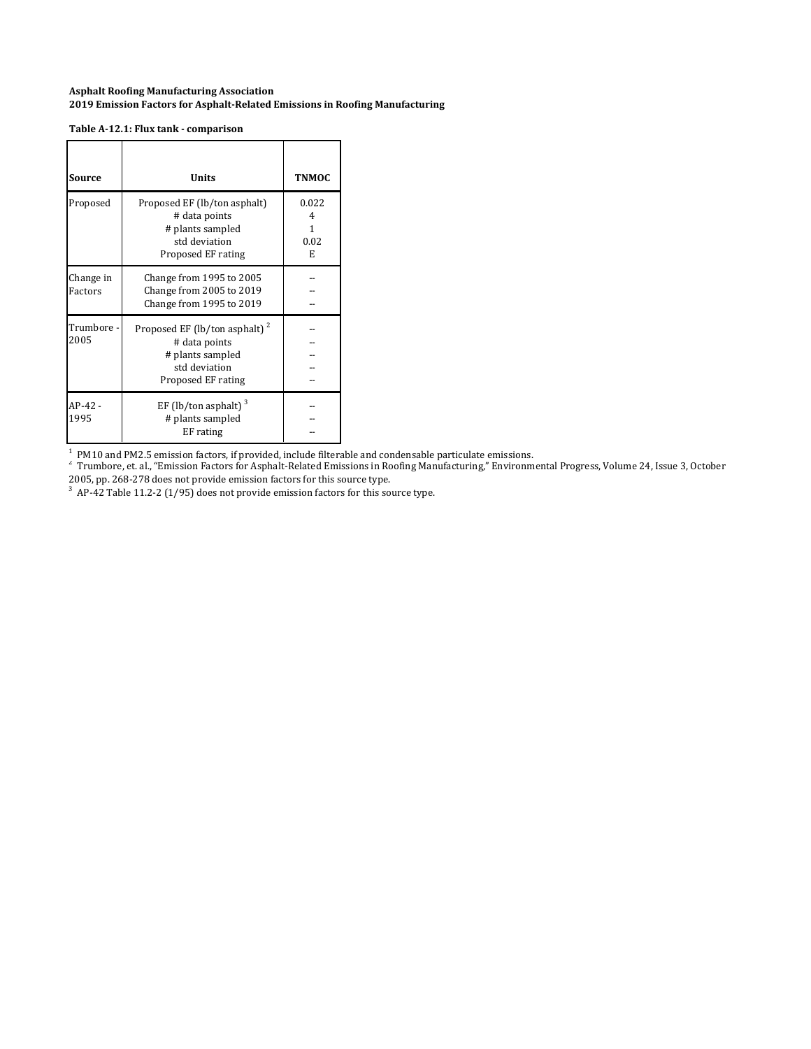**Asphalt Roofing Manufacturing Association**
**2019 Emission Factors for Asphalt-Related Emissions in Roofing Manufacturing**

**Table A-12.1: Flux tank - comparison**

| Source | Units | TNMOC |
|---|---|---|
| Proposed | Proposed EF (lb/ton asphalt) | 0.022 |
| | # data points | 4 |
| | # plants sampled | 1 |
| | std deviation | 0.02 |
| | Proposed EF rating | E |
| Change in Factors | Change from 1995 to 2005 | -- |
| | Change from 2005 to 2019 | -- |
| | Change from 1995 to 2019 | -- |
| Trumbore - 2005 | Proposed EF (lb/ton asphalt) [2] | -- |
| | # data points | -- |
| | # plants sampled | -- |
| | std deviation | -- |
| | Proposed EF rating | -- |
| AP-42 - 1995 | EF (lb/ton asphalt) [3] | -- |
| | # plants sampled | -- |
| | EF rating | -- |

[1] PM10 and PM2.5 emission factors, if provided, include filterable and condensable particulate emissions.
[2] Trumbore, et. al., "Emission Factors for Asphalt-Related Emissions in Roofing Manufacturing," Environmental Progress, Volume 24, Issue 3, October 2005, pp. 268-278 does not provide emission factors for this source type.
[3] AP-42 Table 11.2-2 (1/95) does not provide emission factors for this source type.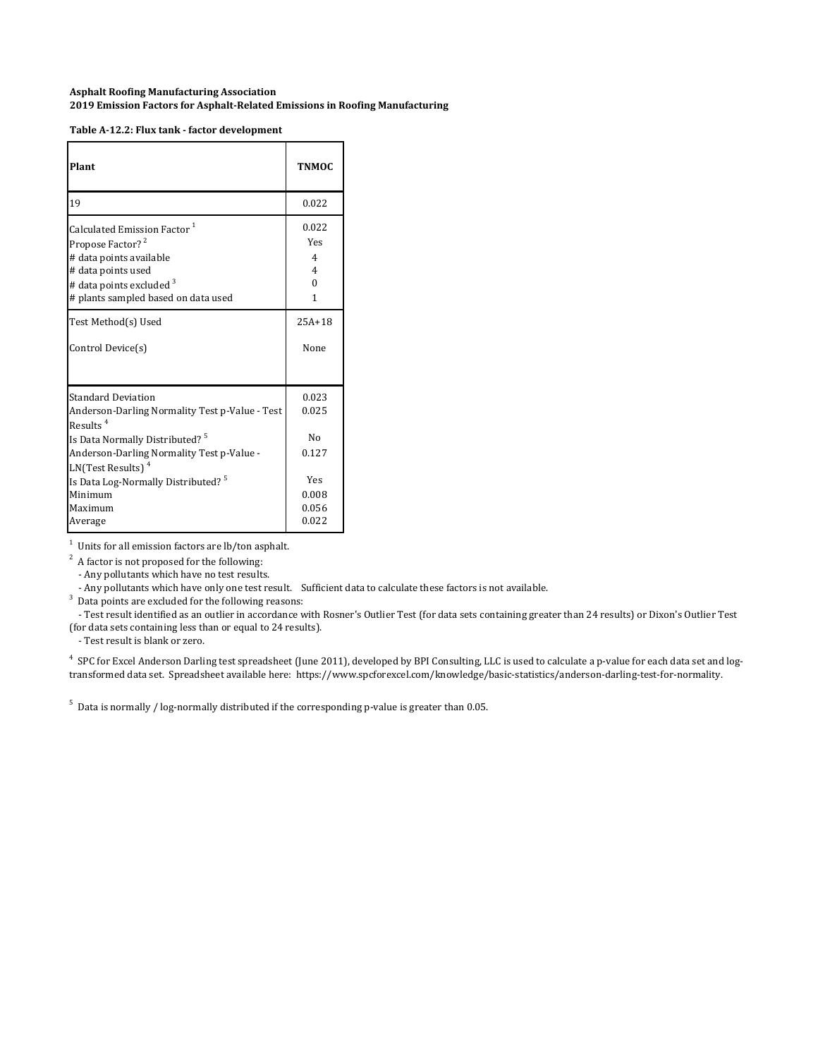**Asphalt Roofing Manufacturing Association**
**2019 Emission Factors for Asphalt-Related Emissions in Roofing Manufacturing**

**Table A-12.2: Flux tank - factor development**

| Plant | TNMOC |
| --- | --- |
| 19 | 0.022 |
| Calculated Emission Factor [1] | 0.022 |
| Propose Factor? [2] | Yes |
| # data points available | 4 |
| # data points used | 4 |
| # data points excluded [3] | 0 |
| # plants sampled based on data used | 1 |
| Test Method(s) Used | 25A+18 |
| Control Device(s) | None |
| Standard Deviation | 0.023 |
| Anderson-Darling Normality Test p-Value - Test Results [4] | 0.025 |
| Is Data Normally Distributed? [5] | No |
| Anderson-Darling Normality Test p-Value - LN(Test Results) [4] | 0.127 |
| Is Data Log-Normally Distributed? [5] | Yes |
| Minimum | 0.008 |
| Maximum | 0.056 |
| Average | 0.022 |

[1] Units for all emission factors are lb/ton asphalt.

[2] A factor is not proposed for the following:
- Any pollutants which have no test results.
- Any pollutants which have only one test result. Sufficient data to calculate these factors is not available.

[3] Data points are excluded for the following reasons:
- Test result identified as an outlier in accordance with Rosner's Outlier Test (for data sets containing greater than 24 results) or Dixon's Outlier Test (for data sets containing less than or equal to 24 results).
- Test result is blank or zero.

[4] SPC for Excel Anderson Darling test spreadsheet (June 2011), developed by BPI Consulting, LLC is used to calculate a p-value for each data set and log-transformed data set. Spreadsheet available here: https://www.spcforexcel.com/knowledge/basic-statistics/anderson-darling-test-for-normality.

[5] Data is normally / log-normally distributed if the corresponding p-value is greater than 0.05.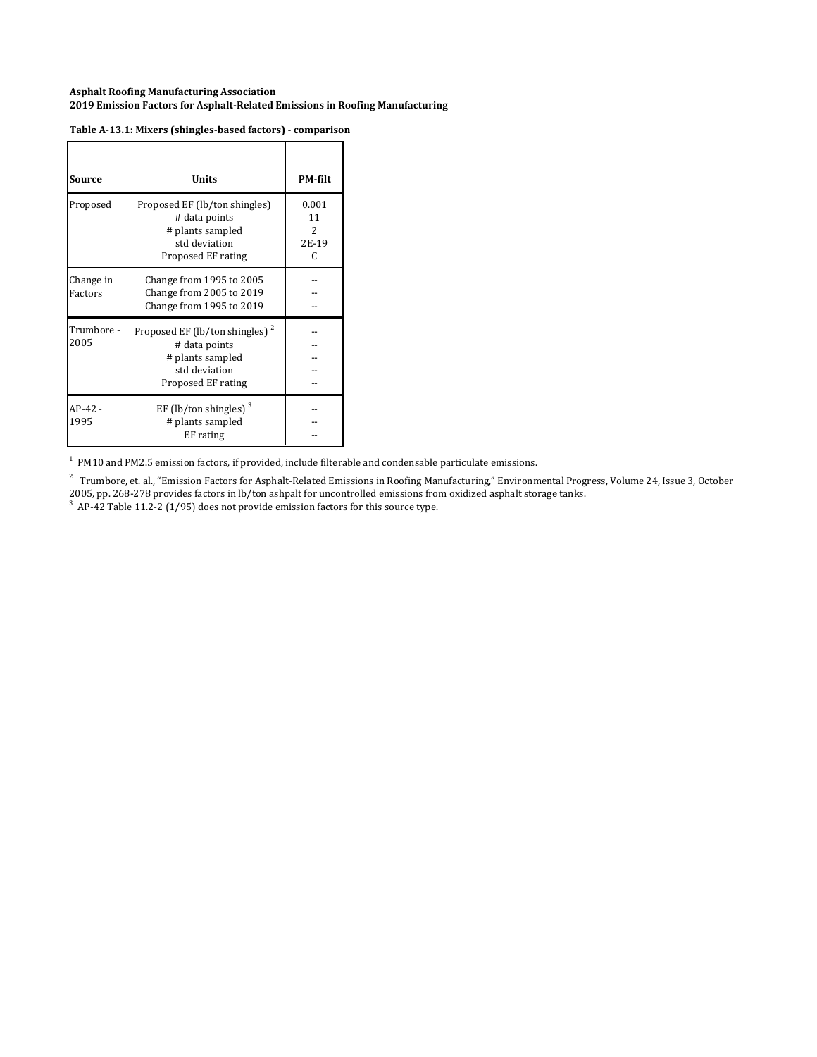**Asphalt Roofing Manufacturing Association**
**2019 Emission Factors for Asphalt-Related Emissions in Roofing Manufacturing**

**Table A-13.1: Mixers (shingles-based factors) - comparison**

| Source | Units | PM-filt |
|---|---|---|
| Proposed | Proposed EF (lb/ton shingles) | 0.001 |
| | # data points | 11 |
| | # plants sampled | 2 |
| | std deviation | 2E-19 |
| | Proposed EF rating | C |
| Change in Factors | Change from 1995 to 2005 | -- |
| | Change from 2005 to 2019 | -- |
| | Change from 1995 to 2019 | -- |
| Trumbore - 2005 | Proposed EF (lb/ton shingles) [2] | -- |
| | # data points | -- |
| | # plants sampled | -- |
| | std deviation | -- |
| | Proposed EF rating | -- |
| AP-42 - 1995 | EF (lb/ton shingles) [3] | -- |
| | # plants sampled | -- |
| | EF rating | -- |

[1] PM10 and PM2.5 emission factors, if provided, include filterable and condensable particulate emissions.

[2] Trumbore, et. al., "Emission Factors for Asphalt-Related Emissions in Roofing Manufacturing," Environmental Progress, Volume 24, Issue 3, October 2005, pp. 268-278 provides factors in lb/ton ashpalt for uncontrolled emissions from oxidized asphalt storage tanks.

[3] AP-42 Table 11.2-2 (1/95) does not provide emission factors for this source type.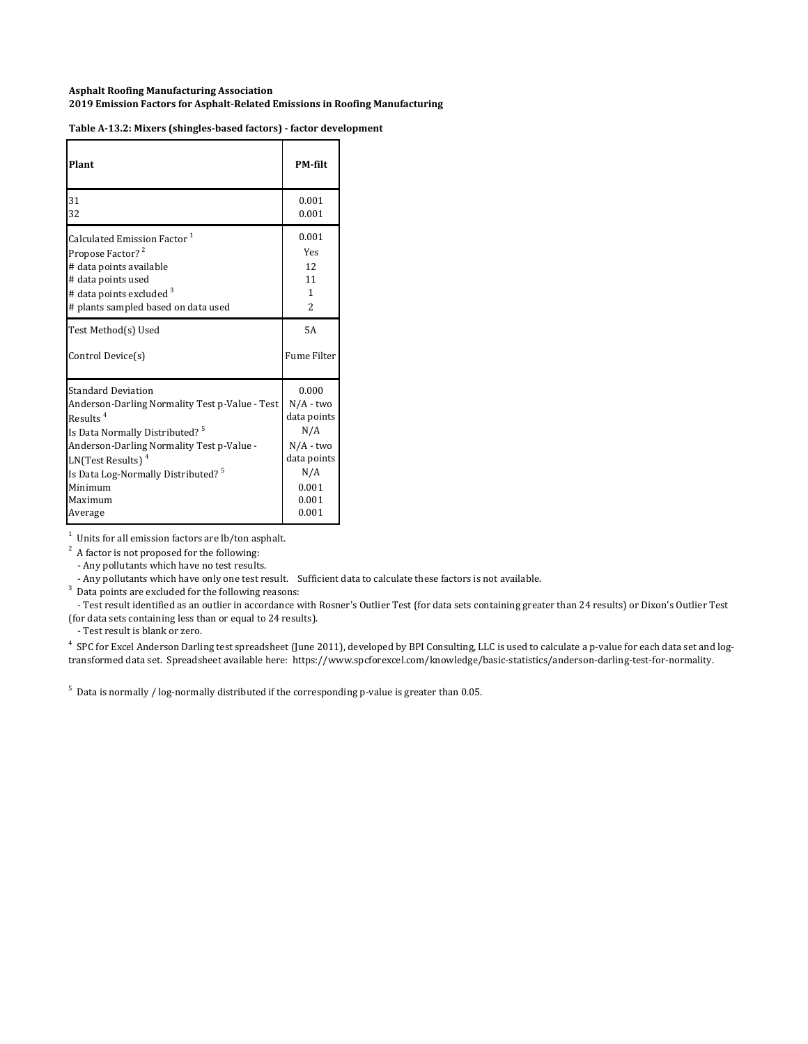**Asphalt Roofing Manufacturing Association**
**2019 Emission Factors for Asphalt-Related Emissions in Roofing Manufacturing**

**Table A-13.2: Mixers (shingles-based factors) - factor development**

| Plant | PM-filt |
|---|---|
| 31 | 0.001 |
| 32 | 0.001 |
| Calculated Emission Factor [1] | 0.001 |
| Propose Factor? [2] | Yes |
| # data points available | 12 |
| # data points used | 11 |
| # data points excluded [3] | 1 |
| # plants sampled based on data used | 2 |
| Test Method(s) Used | 5A |
| Control Device(s) | Fume Filter |
| Standard Deviation | 0.000 |
| Anderson-Darling Normality Test p-Value - Test Results [4] | N/A - two data points |
| Is Data Normally Distributed? [5] | N/A |
| Anderson-Darling Normality Test p-Value - LN(Test Results) [4] | N/A - two data points |
| Is Data Log-Normally Distributed? [5] | N/A |
| Minimum | 0.001 |
| Maximum | 0.001 |
| Average | 0.001 |

[1] Units for all emission factors are lb/ton asphalt.

[2] A factor is not proposed for the following:
- Any pollutants which have no test results.
- Any pollutants which have only one test result. Sufficient data to calculate these factors is not available.

[3] Data points are excluded for the following reasons:
- Test result identified as an outlier in accordance with Rosner's Outlier Test (for data sets containing greater than 24 results) or Dixon's Outlier Test (for data sets containing less than or equal to 24 results).
- Test result is blank or zero.

[4] SPC for Excel Anderson Darling test spreadsheet (June 2011), developed by BPI Consulting, LLC is used to calculate a p-value for each data set and log-transformed data set. Spreadsheet available here: https://www.spcforexcel.com/knowledge/basic-statistics/anderson-darling-test-for-normality.

[5] Data is normally / log-normally distributed if the corresponding p-value is greater than 0.05.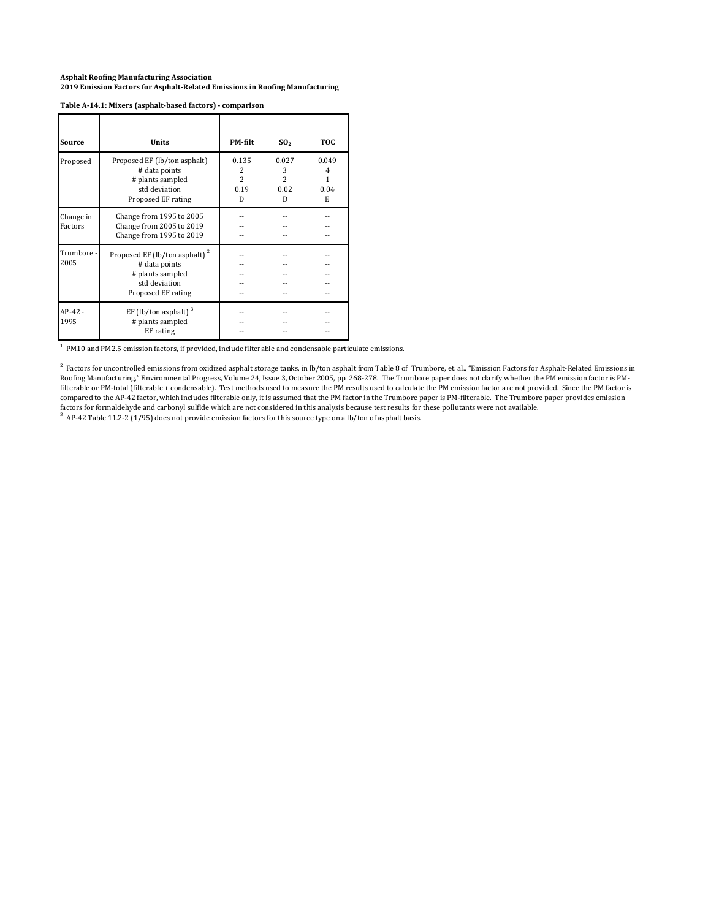**Asphalt Roofing Manufacturing Association**
**2019 Emission Factors for Asphalt-Related Emissions in Roofing Manufacturing**

**Table A-14.1: Mixers (asphalt-based factors) - comparison**

| Source | Units | PM-filt | $SO_2$ | TOC |
|---|---|---|---|---|
| Proposed | Proposed EF (lb/ton asphalt) | 0.135 | 0.027 | 0.049 |
| | # data points | 2 | 3 | 4 |
| | # plants sampled | 2 | 2 | 1 |
| | std deviation | 0.19 | 0.02 | 0.04 |
| | Proposed EF rating | D | D | E |
| Change in Factors | Change from 1995 to 2005 | -- | -- | -- |
| | Change from 2005 to 2019 | -- | -- | -- |
| | Change from 1995 to 2019 | -- | -- | -- |
| Trumbore - 2005 | Proposed EF (lb/ton asphalt) [2] | -- | -- | -- |
| | # data points | -- | -- | -- |
| | # plants sampled | -- | -- | -- |
| | std deviation | -- | -- | -- |
| | Proposed EF rating | -- | -- | -- |
| AP-42 - 1995 | EF (lb/ton asphalt) [3] | -- | -- | -- |
| | # plants sampled | -- | -- | -- |
| | EF rating | -- | -- | -- |

[1] PM10 and PM2.5 emission factors, if provided, include filterable and condensable particulate emissions.

[2] Factors for uncontrolled emissions from oxidized asphalt storage tanks, in lb/ton asphalt from Table 8 of Trumbore, et. al., "Emission Factors for Asphalt-Related Emissions in Roofing Manufacturing," Environmental Progress, Volume 24, Issue 3, October 2005, pp. 268-278. The Trumbore paper does not clarify whether the PM emission factor is PM-filterable or PM-total (filterable + condensable). Test methods used to measure the PM results used to calculate the PM emission factor are not provided. Since the PM factor is compared to the AP-42 factor, which includes filterable only, it is assumed that the PM factor in the Trumbore paper is PM-filterable. The Trumbore paper provides emission factors for formaldehyde and carbonyl sulfide which are not considered in this analysis because test results for these pollutants were not available.

[3] AP-42 Table 11.2-2 (1/95) does not provide emission factors for this source type on a lb/ton of asphalt basis.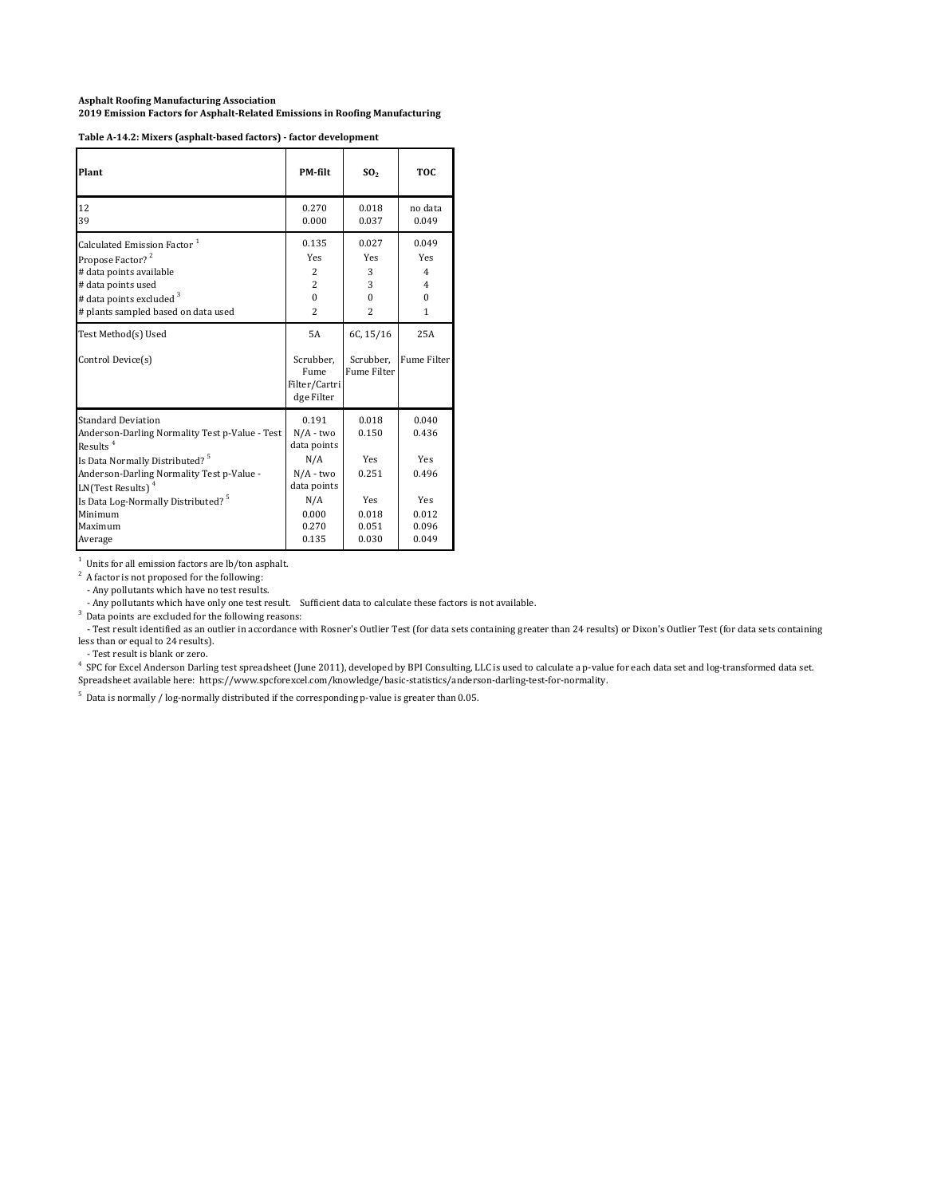**Asphalt Roofing Manufacturing Association**
**2019 Emission Factors for Asphalt-Related Emissions in Roofing Manufacturing**

**Table A-14.2: Mixers (asphalt-based factors) - factor development**

| Plant | PM-filt | $SO_2$ | TOC |
|---|---|---|---|
| 12 | 0.270 | 0.018 | no data |
| 39 | 0.000 | 0.037 | 0.049 |
| Calculated Emission Factor [1] | 0.135 | 0.027 | 0.049 |
| Propose Factor? [2] | Yes | Yes | Yes |
| # data points available | 2 | 3 | 4 |
| # data points used | 2 | 3 | 4 |
| # data points excluded [3] | 0 | 0 | 0 |
| # plants sampled based on data used | 2 | 2 | 1 |
| Test Method(s) Used | 5A | 6C, 15/16 | 25A |
| Control Device(s) | Scrubber, Fume Filter/Cartridge Filter | Scrubber, Fume Filter | Fume Filter |
| Standard Deviation | 0.191 | 0.018 | 0.040 |
| Anderson-Darling Normality Test p-Value - Test Results [4] | N/A - two data points | 0.150 | 0.436 |
| Is Data Normally Distributed? [5] | N/A | Yes | Yes |
| Anderson-Darling Normality Test p-Value - LN(Test Results) [4] | N/A - two data points | 0.251 | 0.496 |
| Is Data Log-Normally Distributed? [5] | N/A | Yes | Yes |
| Minimum | 0.000 | 0.018 | 0.012 |
| Maximum | 0.270 | 0.051 | 0.096 |
| Average | 0.135 | 0.030 | 0.049 |

[1] Units for all emission factors are lb/ton asphalt.

[2] A factor is not proposed for the following:
- Any pollutants which have no test results.
- Any pollutants which have only one test result. Sufficient data to calculate these factors is not available.

[3] Data points are excluded for the following reasons:
- Test result identified as an outlier in accordance with Rosner's Outlier Test (for data sets containing greater than 24 results) or Dixon's Outlier Test (for data sets containing less than or equal to 24 results).
- Test result is blank or zero.

[4] SPC for Excel Anderson Darling test spreadsheet (June 2011), developed by BPI Consulting, LLC is used to calculate a p-value for each data set and log-transformed data set. Spreadsheet available here: https://www.spcforexcel.com/knowledge/basic-statistics/anderson-darling-test-for-normality.

[5] Data is normally / log-normally distributed if the corresponding p-value is greater than 0.05.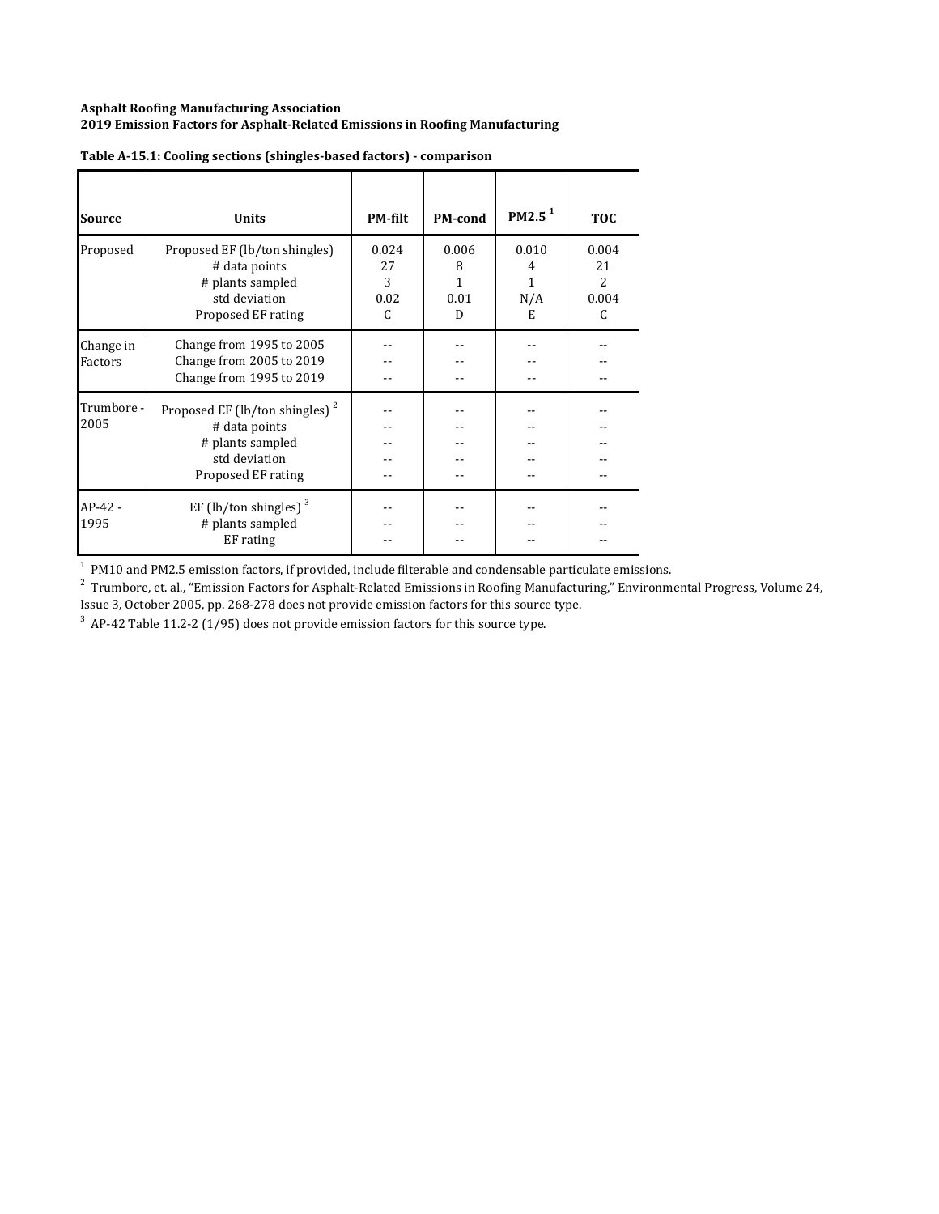**Asphalt Roofing Manufacturing Association**
**2019 Emission Factors for Asphalt-Related Emissions in Roofing Manufacturing**

**Table A-15.1: Cooling sections (shingles-based factors) - comparison**

| Source | Units | PM-filt | PM-cond | PM2.5 [1] | TOC |
|---|---|---|---|---|---|
| Proposed | Proposed EF (lb/ton shingles) | 0.024 | 0.006 | 0.010 | 0.004 |
| | # data points | 27 | 8 | 4 | 21 |
| | # plants sampled | 3 | 1 | 1 | 2 |
| | std deviation | 0.02 | 0.01 | N/A | 0.004 |
| | Proposed EF rating | C | D | E | C |
| Change in Factors | Change from 1995 to 2005 | -- | -- | -- | -- |
| | Change from 2005 to 2019 | -- | -- | -- | -- |
| | Change from 1995 to 2019 | -- | -- | -- | -- |
| Trumbore - 2005 | Proposed EF (lb/ton shingles) [2] | -- | -- | -- | -- |
| | # data points | -- | -- | -- | -- |
| | # plants sampled | -- | -- | -- | -- |
| | std deviation | -- | -- | -- | -- |
| | Proposed EF rating | -- | -- | -- | -- |
| AP-42 - 1995 | EF (lb/ton shingles) [3] | -- | -- | -- | -- |
| | # plants sampled | -- | -- | -- | -- |
| | EF rating | -- | -- | -- | -- |

[1] PM10 and PM2.5 emission factors, if provided, include filterable and condensable particulate emissions.
[2] Trumbore, et. al., "Emission Factors for Asphalt-Related Emissions in Roofing Manufacturing," Environmental Progress, Volume 24, Issue 3, October 2005, pp. 268-278 does not provide emission factors for this source type.
[3] AP-42 Table 11.2-2 (1/95) does not provide emission factors for this source type.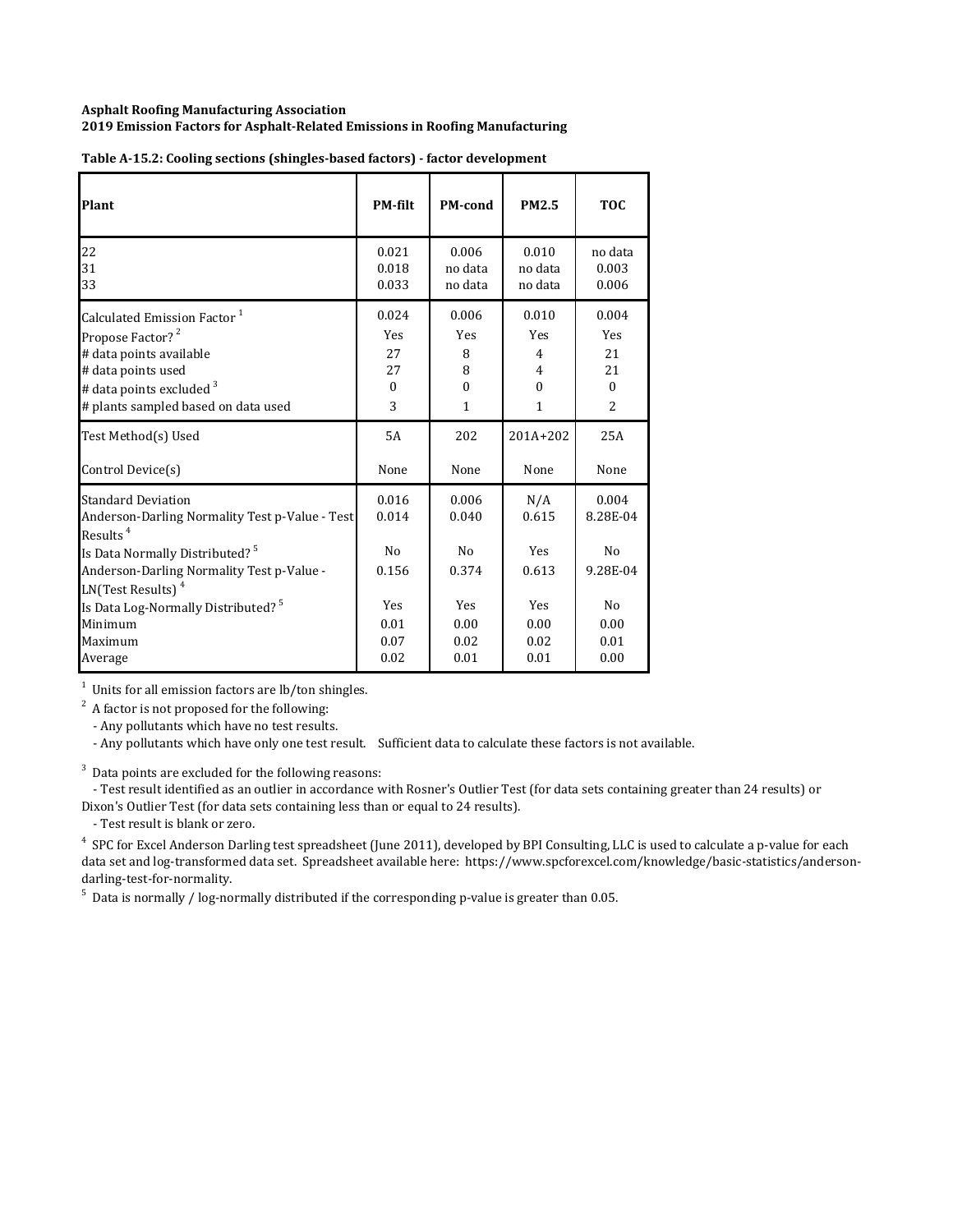**Asphalt Roofing Manufacturing Association**
**2019 Emission Factors for Asphalt-Related Emissions in Roofing Manufacturing**

**Table A-15.2: Cooling sections (shingles-based factors) - factor development**

| Plant | PM-filt | PM-cond | PM2.5 | TOC |
|---|---|---|---|---|
| 22 | 0.021 | 0.006 | 0.010 | no data |
| 31 | 0.018 | no data | no data | 0.003 |
| 33 | 0.033 | no data | no data | 0.006 |
| Calculated Emission Factor [1] | 0.024 | 0.006 | 0.010 | 0.004 |
| Propose Factor? [2] | Yes | Yes | Yes | Yes |
| # data points available | 27 | 8 | 4 | 21 |
| # data points used | 27 | 8 | 4 | 21 |
| # data points excluded [3] | 0 | 0 | 0 | 0 |
| # plants sampled based on data used | 3 | 1 | 1 | 2 |
| Test Method(s) Used | 5A | 202 | 201A+202 | 25A |
| Control Device(s) | None | None | None | None |
| Standard Deviation | 0.016 | 0.006 | N/A | 0.004 |
| Anderson-Darling Normality Test p-Value - Test Results [4] | 0.014 | 0.040 | 0.615 | 8.28E-04 |
| Is Data Normally Distributed? [5] | No | No | Yes | No |
| Anderson-Darling Normality Test p-Value - LN(Test Results) [4] | 0.156 | 0.374 | 0.613 | 9.28E-04 |
| Is Data Log-Normally Distributed? [5] | Yes | Yes | Yes | No |
| Minimum | 0.01 | 0.00 | 0.00 | 0.00 |
| Maximum | 0.07 | 0.02 | 0.02 | 0.01 |
| Average | 0.02 | 0.01 | 0.01 | 0.00 |

[1] Units for all emission factors are lb/ton shingles.

[2] A factor is not proposed for the following:
- Any pollutants which have no test results.
- Any pollutants which have only one test result. Sufficient data to calculate these factors is not available.

[3] Data points are excluded for the following reasons:
- Test result identified as an outlier in accordance with Rosner's Outlier Test (for data sets containing greater than 24 results) or Dixon's Outlier Test (for data sets containing less than or equal to 24 results).
- Test result is blank or zero.

[4] SPC for Excel Anderson Darling test spreadsheet (June 2011), developed by BPI Consulting, LLC is used to calculate a p-value for each data set and log-transformed data set. Spreadsheet available here: https://www.spcforexcel.com/knowledge/basic-statistics/anderson-darling-test-for-normality.

[5] Data is normally / log-normally distributed if the corresponding p-value is greater than 0.05.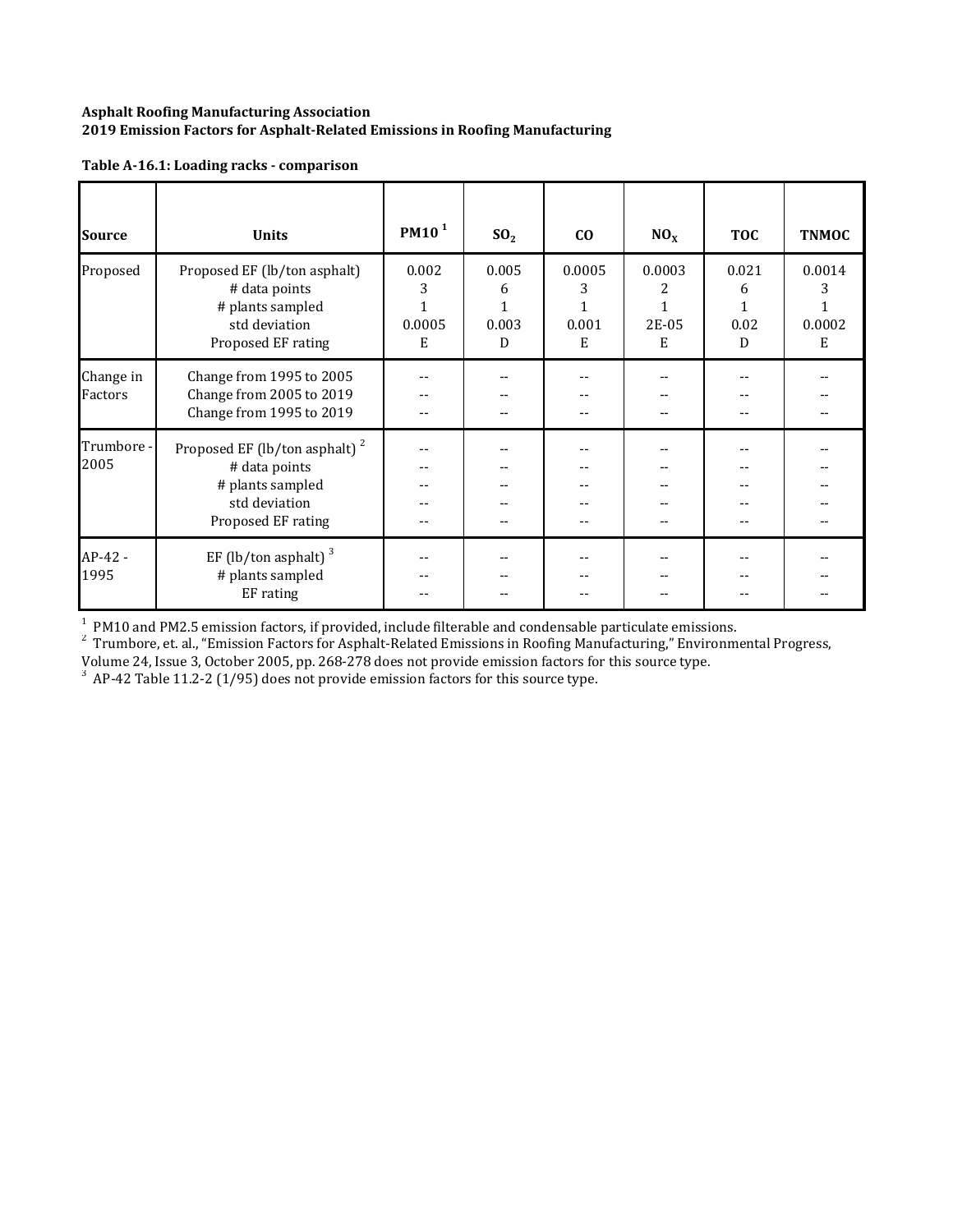**Asphalt Roofing Manufacturing Association**
**2019 Emission Factors for Asphalt-Related Emissions in Roofing Manufacturing**

**Table A-16.1: Loading racks - comparison**

| Source | Units | PM10 [1] | $SO_2$ | CO | $NO_X$ | TOC | TNMOC |
|---|---|---|---|---|---|---|---|
| Proposed | Proposed EF (lb/ton asphalt) | 0.002 | 0.005 | 0.0005 | 0.0003 | 0.021 | 0.0014 |
| | # data points | 3 | 6 | 3 | 2 | 6 | 3 |
| | # plants sampled | 1 | 1 | 1 | 1 | 1 | 1 |
| | std deviation | 0.0005 | 0.003 | 0.001 | 2E-05 | 0.02 | 0.0002 |
| | Proposed EF rating | E | D | E | E | D | E |
| Change in Factors | Change from 1995 to 2005 | -- | -- | -- | -- | -- | -- |
| | Change from 2005 to 2019 | -- | -- | -- | -- | -- | -- |
| | Change from 1995 to 2019 | -- | -- | -- | -- | -- | -- |
| Trumbore - 2005 | Proposed EF (lb/ton asphalt) [2] | -- | -- | -- | -- | -- | -- |
| | # data points | -- | -- | -- | -- | -- | -- |
| | # plants sampled | -- | -- | -- | -- | -- | -- |
| | std deviation | -- | -- | -- | -- | -- | -- |
| | Proposed EF rating | -- | -- | -- | -- | -- | -- |
| AP-42 - 1995 | EF (lb/ton asphalt) [3] | -- | -- | -- | -- | -- | -- |
| | # plants sampled | -- | -- | -- | -- | -- | -- |
| | EF rating | -- | -- | -- | -- | -- | -- |

[1] PM10 and PM2.5 emission factors, if provided, include filterable and condensable particulate emissions.
[2] Trumbore, et. al., "Emission Factors for Asphalt-Related Emissions in Roofing Manufacturing," Environmental Progress, Volume 24, Issue 3, October 2005, pp. 268-278 does not provide emission factors for this source type.
[3] AP-42 Table 11.2-2 (1/95) does not provide emission factors for this source type.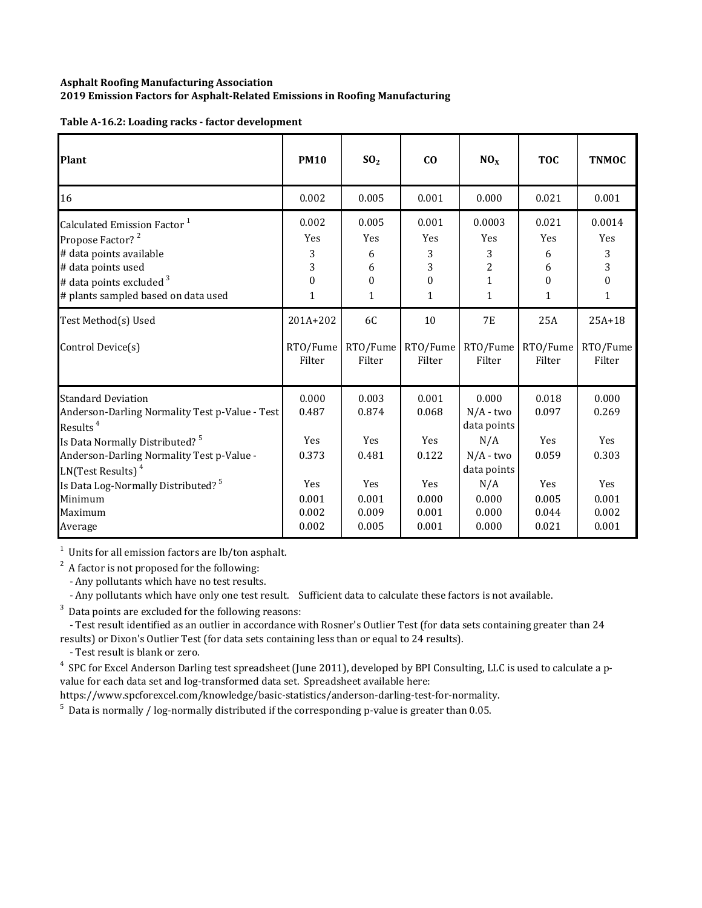**Asphalt Roofing Manufacturing Association**
**2019 Emission Factors for Asphalt-Related Emissions in Roofing Manufacturing**

**Table A-16.2: Loading racks - factor development**

| Plant | PM10 | $SO_2$ | CO | $NO_X$ | TOC | TNMOC |
|---|---|---|---|---|---|---|
| 16 | 0.002 | 0.005 | 0.001 | 0.000 | 0.021 | 0.001 |
| Calculated Emission Factor [1] | 0.002 | 0.005 | 0.001 | 0.0003 | 0.021 | 0.0014 |
| Propose Factor? [2] | Yes | Yes | Yes | Yes | Yes | Yes |
| # data points available | 3 | 6 | 3 | 3 | 6 | 3 |
| # data points used | 3 | 6 | 3 | 2 | 6 | 3 |
| # data points excluded [3] | 0 | 0 | 0 | 1 | 0 | 0 |
| # plants sampled based on data used | 1 | 1 | 1 | 1 | 1 | 1 |
| Test Method(s) Used | 201A+202 | 6C | 10 | 7E | 25A | 25A+18 |
| Control Device(s) | RTO/Fume Filter | RTO/Fume Filter | RTO/Fume Filter | RTO/Fume Filter | RTO/Fume Filter | RTO/Fume Filter |
| Standard Deviation | 0.000 | 0.003 | 0.001 | 0.000 | 0.018 | 0.000 |
| Anderson-Darling Normality Test p-Value - Test Results [4] | 0.487 | 0.874 | 0.068 | N/A - two data points | 0.097 | 0.269 |
| Is Data Normally Distributed? [5] | Yes | Yes | Yes | N/A | Yes | Yes |
| Anderson-Darling Normality Test p-Value - LN(Test Results) [4] | 0.373 | 0.481 | 0.122 | N/A - two data points | 0.059 | 0.303 |
| Is Data Log-Normally Distributed? [5] | Yes | Yes | Yes | N/A | Yes | Yes |
| Minimum | 0.001 | 0.001 | 0.000 | 0.000 | 0.005 | 0.001 |
| Maximum | 0.002 | 0.009 | 0.001 | 0.000 | 0.044 | 0.002 |
| Average | 0.002 | 0.005 | 0.001 | 0.000 | 0.021 | 0.001 |

[1] Units for all emission factors are lb/ton asphalt.

[2] A factor is not proposed for the following:
- Any pollutants which have no test results.
- Any pollutants which have only one test result. Sufficient data to calculate these factors is not available.

[3] Data points are excluded for the following reasons:
- Test result identified as an outlier in accordance with Rosner's Outlier Test (for data sets containing greater than 24 results) or Dixon's Outlier Test (for data sets containing less than or equal to 24 results).
- Test result is blank or zero.

[4] SPC for Excel Anderson Darling test spreadsheet (June 2011), developed by BPI Consulting, LLC is used to calculate a p-value for each data set and log-transformed data set. Spreadsheet available here: https://www.spcforexcel.com/knowledge/basic-statistics/anderson-darling-test-for-normality.

[5] Data is normally / log-normally distributed if the corresponding p-value is greater than 0.05.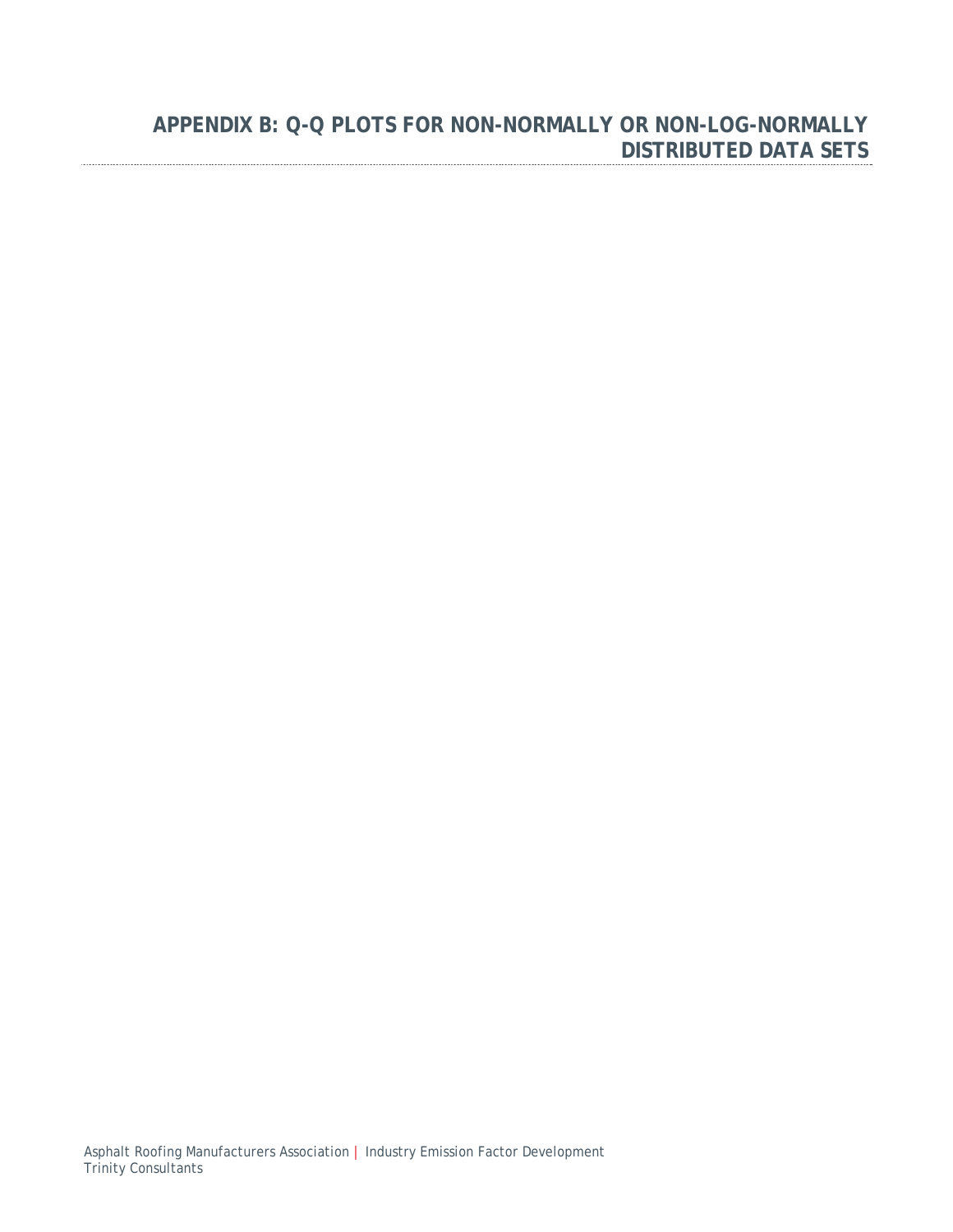# APPENDIX B: Q-Q PLOTS FOR NON-NORMALLY OR NON-LOG-NORMALLY DISTRIBUTED DATA SETS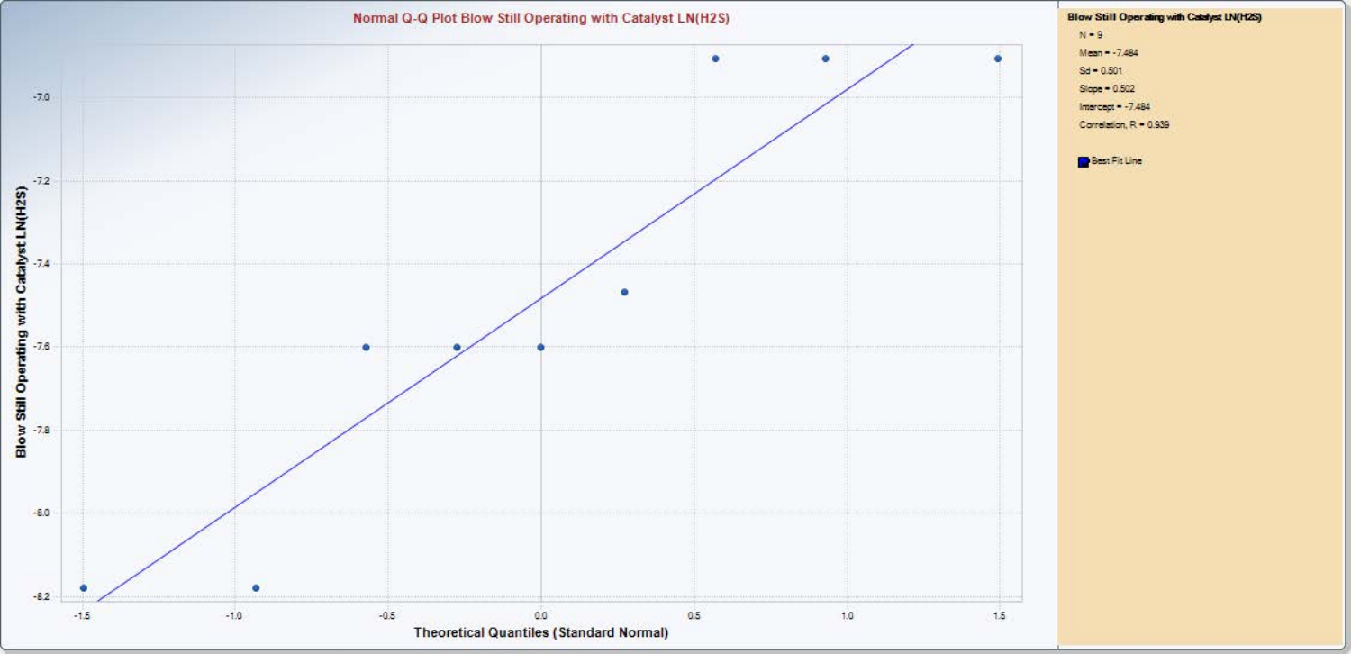## Normal Q-Q Plot Blow Still Operating with Catalyst LN(H2S)

**Blow Still Operating with Catalyst LN(H2S)**

- N = 9
- Mean = -7.484
- Sd = 0.501
- Slope = 0.502
- Intercept = -7.484
- Correlation, R = 0.939

Best Fit Line

Blow Still Operating with Catalyst LN(H2S)

Theoretical Quantiles (Standard Normal)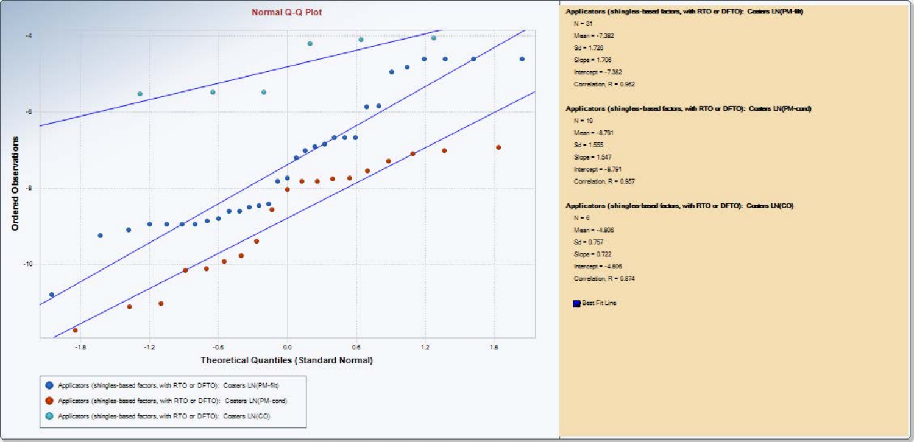## Normal Q-Q Plot

Ordered Observations

Theoretical Quantiles (Standard Normal)

- Applicators (shingles-based factors, with RTO or DFTO): Coaters LN(PM-filt)
- Applicators (shingles-based factors, with RTO or DFTO): Coaters LN(PM-cond)
- Applicators (shingles-based factors, with RTO or DFTO): Coaters LN(CO)

**Applicators (shingles-based factors, with RTO or DFTO): Coaters LN(PM-filt)**

- N = 31
- Mean = -7.382
- Sd = 1.726
- Slope = 1.706
- Intercept = -7.382
- Correlation, R = 0.962

**Applicators (shingles-based factors, with RTO or DFTO): Coaters LN(PM-cond)**

- N = 19
- Mean = -8.791
- Sd = 1.555
- Slope = 1.547
- Intercept = -8.791
- Correlation, R = 0.957

**Applicators (shingles-based factors, with RTO or DFTO): Coaters LN(CO)**

- N = 6
- Mean = -4.806
- Sd = 0.757
- Slope = 0.722
- Intercept = -4.806
- Correlation, R = 0.874

Best Fit Line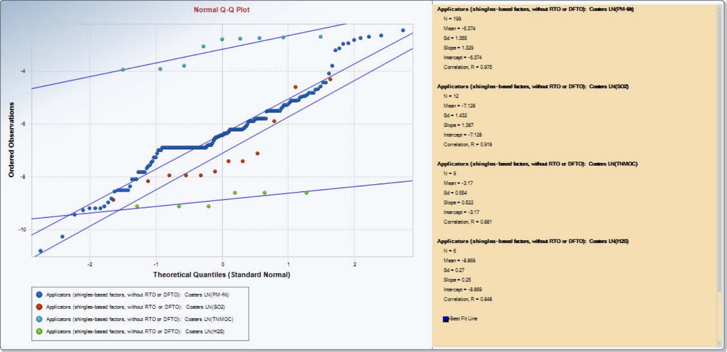## Normal Q-Q Plot

Ordered Observations vs. Theoretical Quantiles (Standard Normal)

- Applicators (shingles-based factors, without RTO or DFTO): Coaters LN(PM-filt)
- Applicators (shingles-based factors, without RTO or DFTO): Coaters LN(SO2)
- Applicators (shingles-based factors, without RTO or DFTO): Coaters LN(TNMOC)
- Applicators (shingles-based factors, without RTO or DFTO): Coaters LN(H2S)

**Applicators (shingles-based factors, without RTO or DFTO): Coaters LN(PM-filt)**

N = 199
Mean = -6.374
Sd = 1.355
Slope = 1.329
Intercept = -6.374
Correlation, R = 0.975

**Applicators (shingles-based factors, without RTO or DFTO): Coaters LN(SO2)**

N = 12
Mean = -7.128
Sd = 1.432
Slope = 1.387
Intercept = -7.128
Correlation, R = 0.918

**Applicators (shingles-based factors, without RTO or DFTO): Coaters LN(TNMOC)**

N = 9
Mean = -3.17
Sd = 0.554
Slope = 0.522
Intercept = -3.17
Correlation, R = 0.881

**Applicators (shingles-based factors, without RTO or DFTO): Coaters LN(H2S)**

N = 6
Mean = -8.869
Sd = 0.27
Slope = 0.25
Intercept = -8.869
Correlation, R = 0.848

Best Fit Line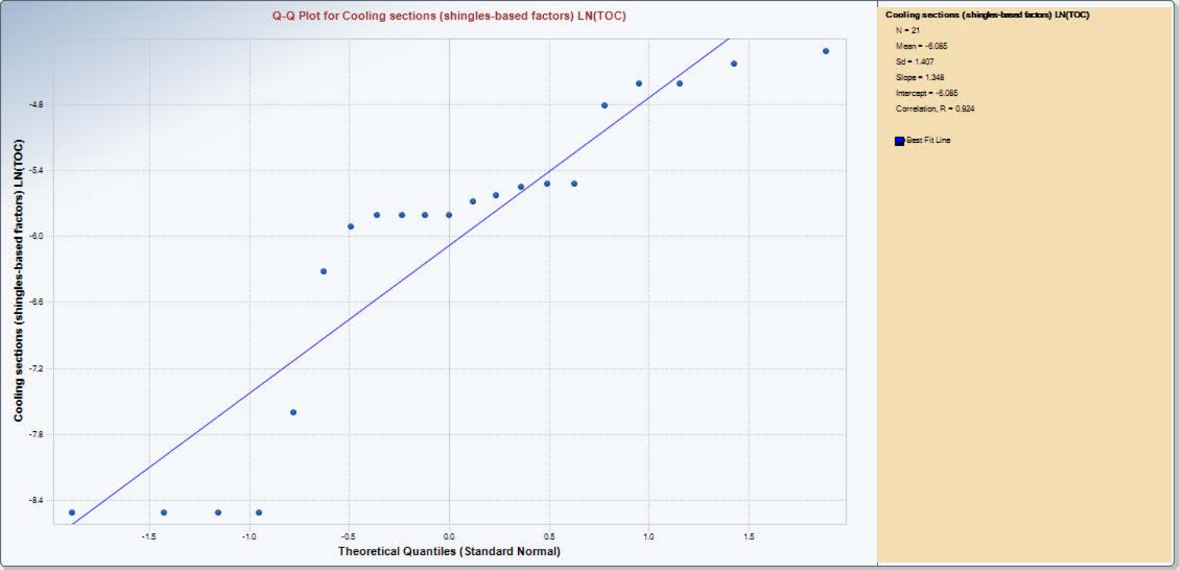Q-Q Plot for Cooling sections (shingles-based factors) LN(TOC)

**Cooling sections (shingles-based factors) LN(TOC)**

- N = 21
- Mean = -6.085
- Sd = 1.407
- Slope = 1.348
- Intercept = -6.085
- Correlation, R = 0.924

Best Fit Line

Theoretical Quantiles (Standard Normal)

Cooling sections (shingles-based factors) LN(TOC)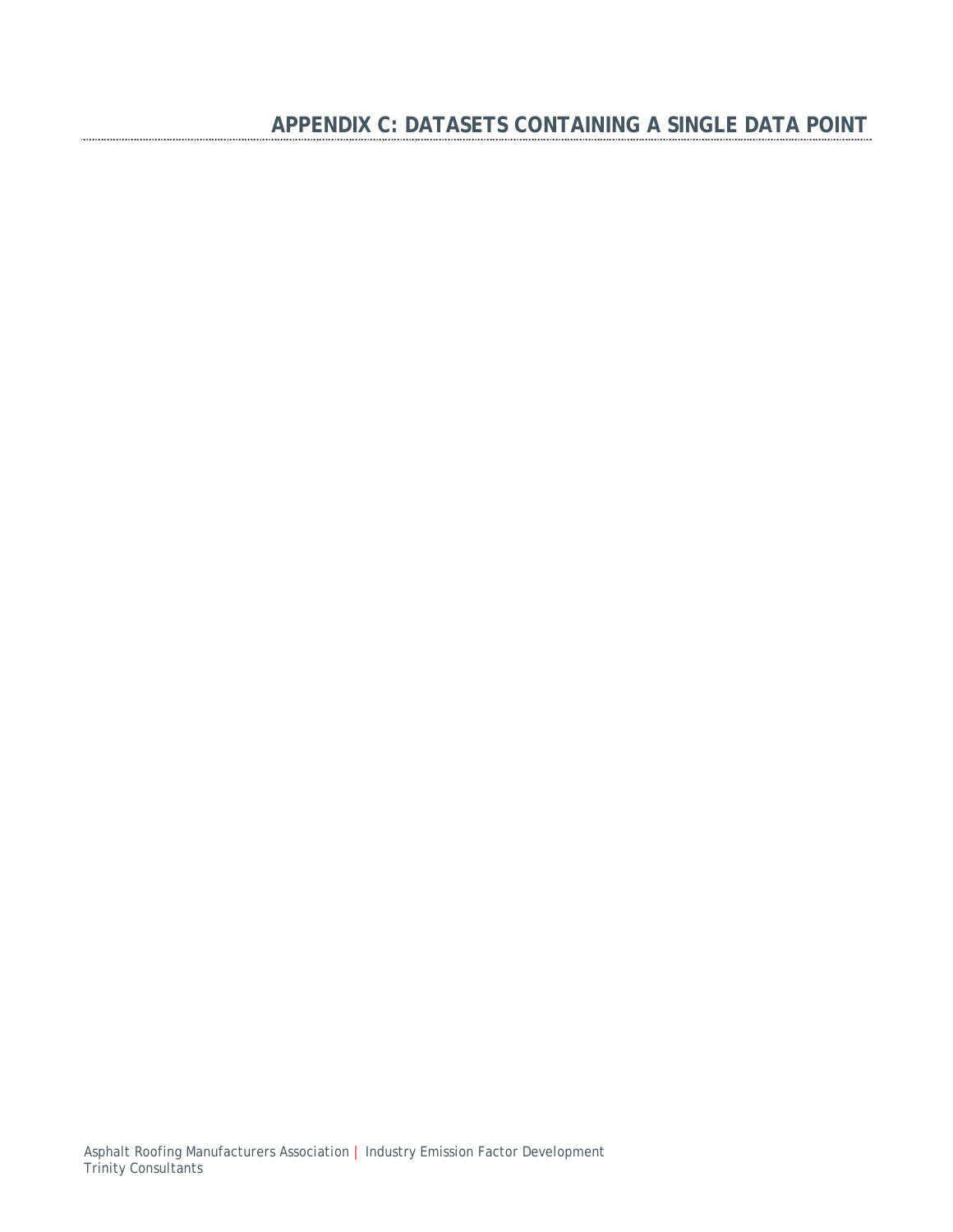# APPENDIX C: DATASETS CONTAINING A SINGLE DATA POINT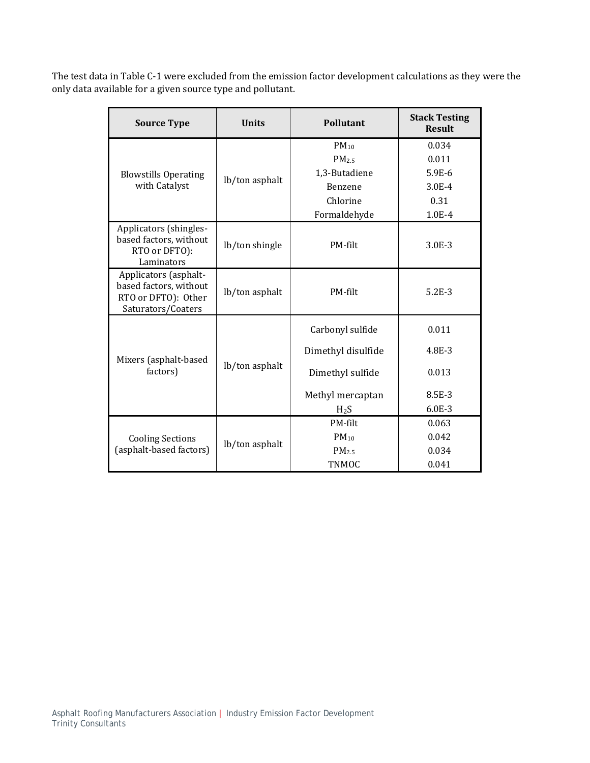The test data in Table C-1 were excluded from the emission factor development calculations as they were the only data available for a given source type and pollutant.

| Source Type | Units | Pollutant | Stack Testing Result |
|---|---|---|---|
| Blowstills Operating with Catalyst | lb/ton asphalt | $PM_{10}$ | 0.034 |
| | | $PM_{2.5}$ | 0.011 |
| | | 1,3-Butadiene | 5.9E-6 |
| | | Benzene | 3.0E-4 |
| | | Chlorine | 0.31 |
| | | Formaldehyde | 1.0E-4 |
| Applicators (shingles-based factors, without RTO or DFTO): Laminators | lb/ton shingle | PM-filt | 3.0E-3 |
| Applicators (asphalt-based factors, without RTO or DFTO): Other Saturators/Coaters | lb/ton asphalt | PM-filt | 5.2E-3 |
| Mixers (asphalt-based factors) | lb/ton asphalt | Carbonyl sulfide | 0.011 |
| | | Dimethyl disulfide | 4.8E-3 |
| | | Dimethyl sulfide | 0.013 |
| | | Methyl mercaptan | 8.5E-3 |
| | | $H_2S$ | 6.0E-3 |
| Cooling Sections (asphalt-based factors) | lb/ton asphalt | PM-filt | 0.063 |
| | | $PM_{10}$ | 0.042 |
| | | $PM_{2.5}$ | 0.034 |
| | | TNMOC | 0.041 |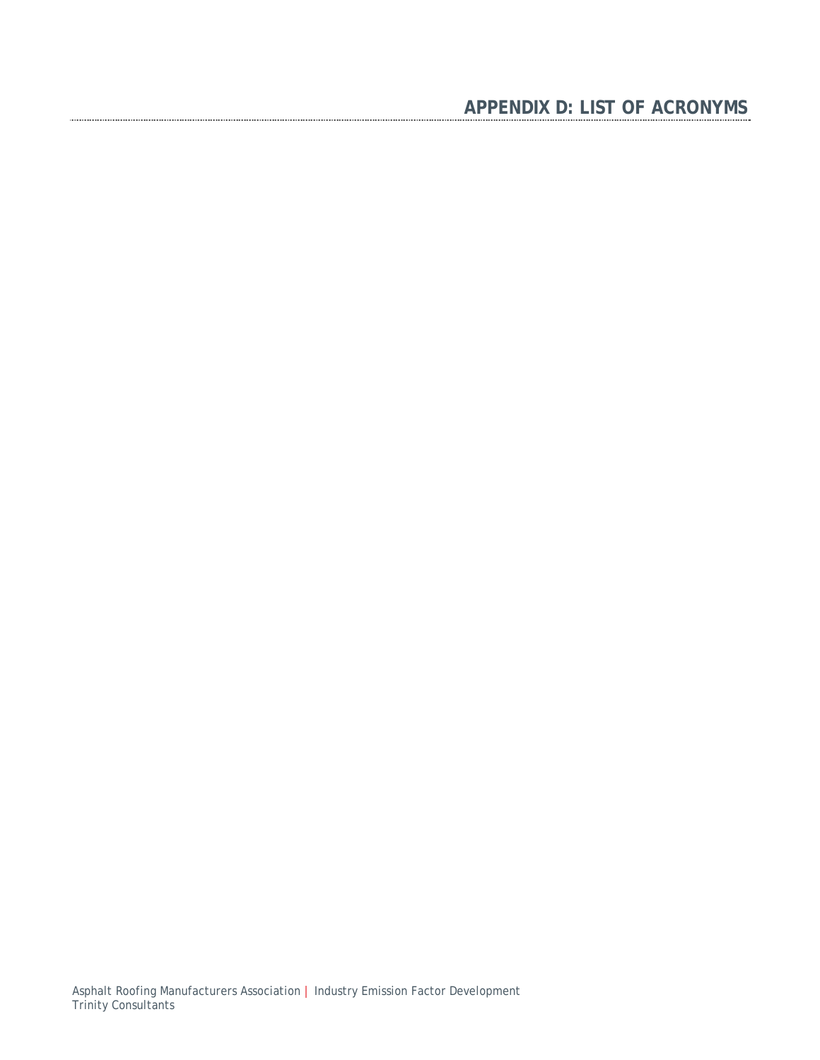# APPENDIX D: LIST OF ACRONYMS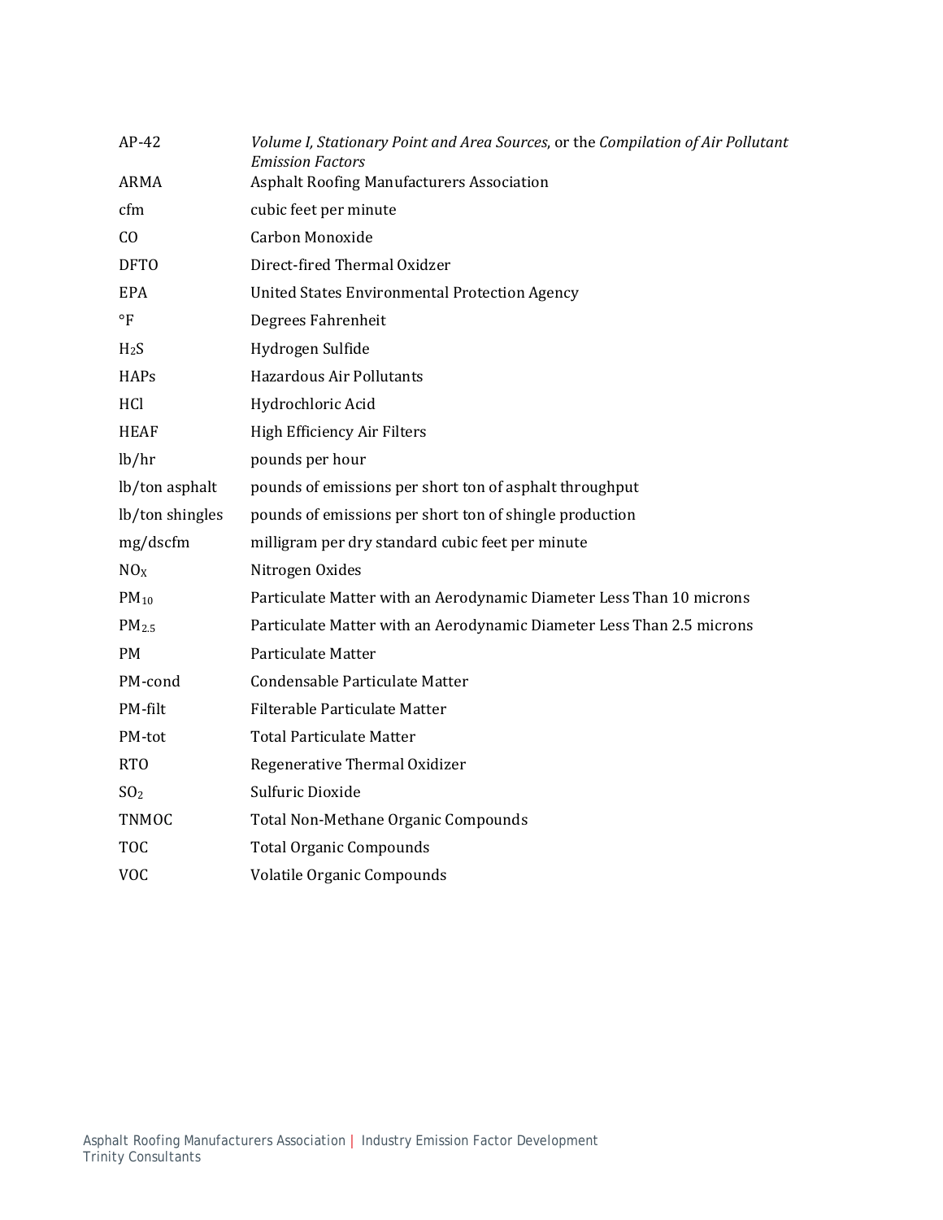| | |
|---|---|
| AP-42 | *Volume I, Stationary Point and Area Sources*, or the *Compilation of Air Pollutant Emission Factors* |
| ARMA | Asphalt Roofing Manufacturers Association |
| cfm | cubic feet per minute |
| CO | Carbon Monoxide |
| DFTO | Direct-fired Thermal Oxidzer |
| EPA | United States Environmental Protection Agency |
| °F | Degrees Fahrenheit |
| $H_2S$ | Hydrogen Sulfide |
| HAPs | Hazardous Air Pollutants |
| HCl | Hydrochloric Acid |
| HEAF | High Efficiency Air Filters |
| lb/hr | pounds per hour |
| lb/ton asphalt | pounds of emissions per short ton of asphalt throughput |
| lb/ton shingles | pounds of emissions per short ton of shingle production |
| mg/dscfm | milligram per dry standard cubic feet per minute |
| $NO_X$ | Nitrogen Oxides |
| $PM_{10}$ | Particulate Matter with an Aerodynamic Diameter Less Than 10 microns |
| $PM_{2.5}$ | Particulate Matter with an Aerodynamic Diameter Less Than 2.5 microns |
| PM | Particulate Matter |
| PM-cond | Condensable Particulate Matter |
| PM-filt | Filterable Particulate Matter |
| PM-tot | Total Particulate Matter |
| RTO | Regenerative Thermal Oxidizer |
| $SO_2$ | Sulfuric Dioxide |
| TNMOC | Total Non-Methane Organic Compounds |
| TOC | Total Organic Compounds |
| VOC | Volatile Organic Compounds |